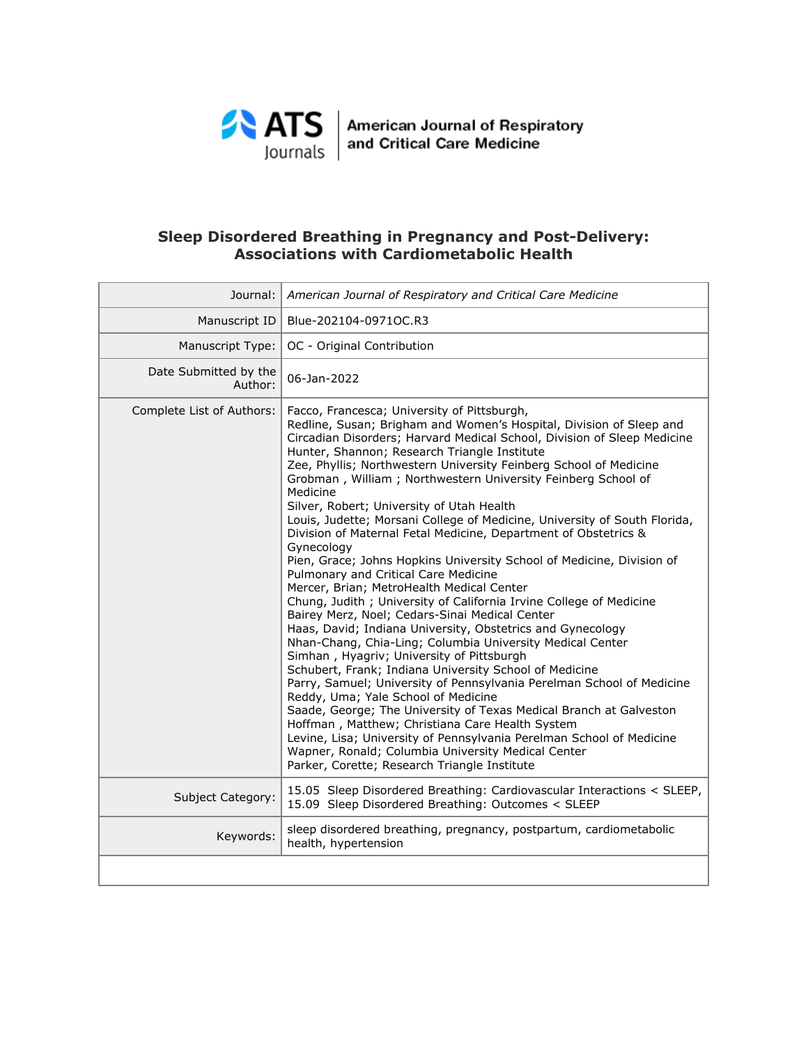ATS Journals | American Journal of Respiratory and Critical Care Medicine

# Sleep Disordered Breathing in Pregnancy and Post-Delivery: Associations with Cardiometabolic Health

| | |
|---|---|
| Journal: | *American Journal of Respiratory and Critical Care Medicine* |
| Manuscript ID | Blue-202104-0971OC.R3 |
| Manuscript Type: | OC - Original Contribution |
| Date Submitted by the Author: | 06-Jan-2022 |
| Complete List of Authors: | Facco, Francesca; University of Pittsburgh,<br>Redline, Susan; Brigham and Women's Hospital, Division of Sleep and Circadian Disorders; Harvard Medical School, Division of Sleep Medicine<br>Hunter, Shannon; Research Triangle Institute<br>Zee, Phyllis; Northwestern University Feinberg School of Medicine<br>Grobman , William ; Northwestern University Feinberg School of Medicine<br>Silver, Robert; University of Utah Health<br>Louis, Judette; Morsani College of Medicine, University of South Florida, Division of Maternal Fetal Medicine, Department of Obstetrics & Gynecology<br>Pien, Grace; Johns Hopkins University School of Medicine, Division of Pulmonary and Critical Care Medicine<br>Mercer, Brian; MetroHealth Medical Center<br>Chung, Judith ; University of California Irvine College of Medicine<br>Bairey Merz, Noel; Cedars-Sinai Medical Center<br>Haas, David; Indiana University, Obstetrics and Gynecology<br>Nhan-Chang, Chia-Ling; Columbia University Medical Center<br>Simhan , Hyagriv; University of Pittsburgh<br>Schubert, Frank; Indiana University School of Medicine<br>Parry, Samuel; University of Pennsylvania Perelman School of Medicine<br>Reddy, Uma; Yale School of Medicine<br>Saade, George; The University of Texas Medical Branch at Galveston<br>Hoffman , Matthew; Christiana Care Health System<br>Levine, Lisa; University of Pennsylvania Perelman School of Medicine<br>Wapner, Ronald; Columbia University Medical Center<br>Parker, Corette; Research Triangle Institute |
| Subject Category: | 15.05 Sleep Disordered Breathing: Cardiovascular Interactions < SLEEP, 15.09 Sleep Disordered Breathing: Outcomes < SLEEP |
| Keywords: | sleep disordered breathing, pregnancy, postpartum, cardiometabolic health, hypertension |
| | |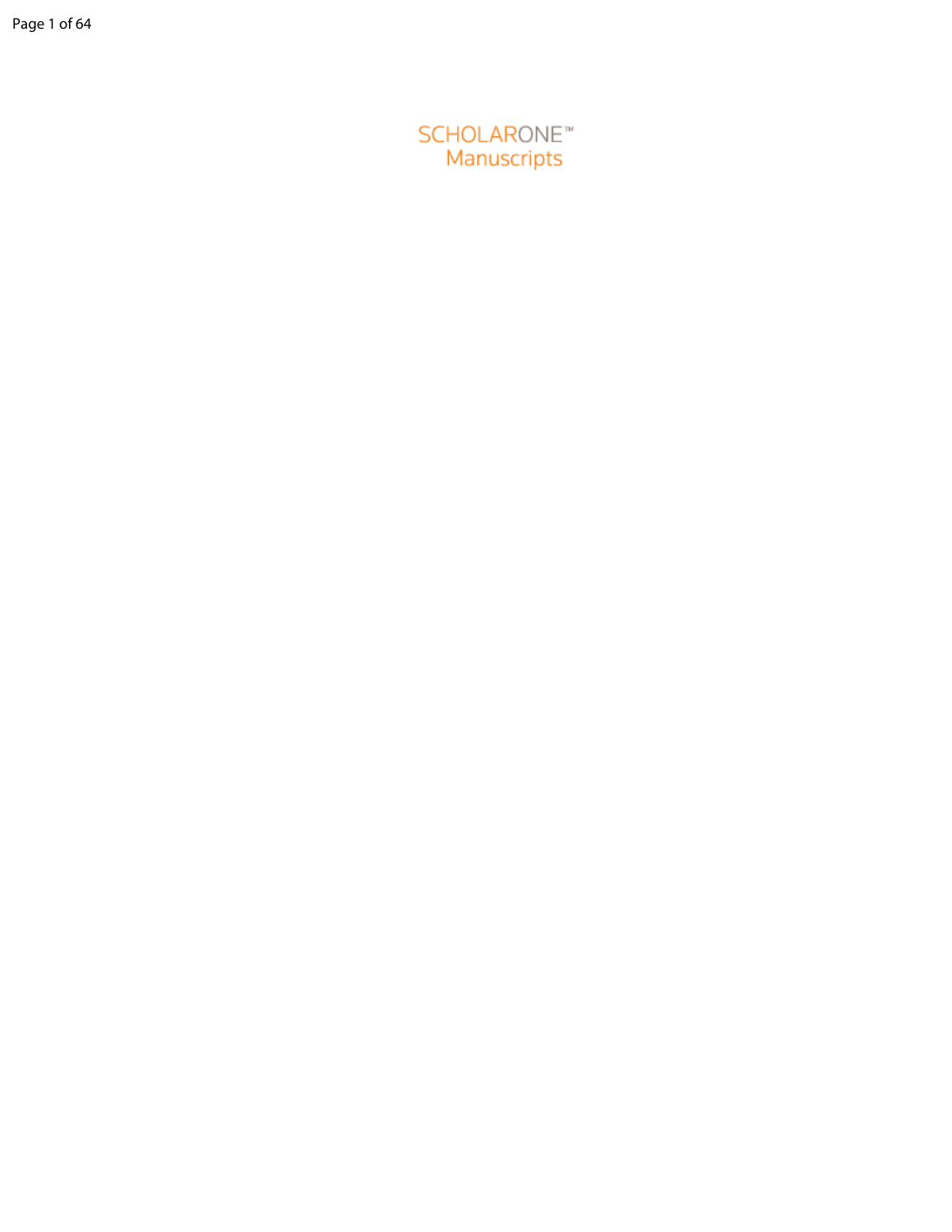SCHOLARONE™
Manuscripts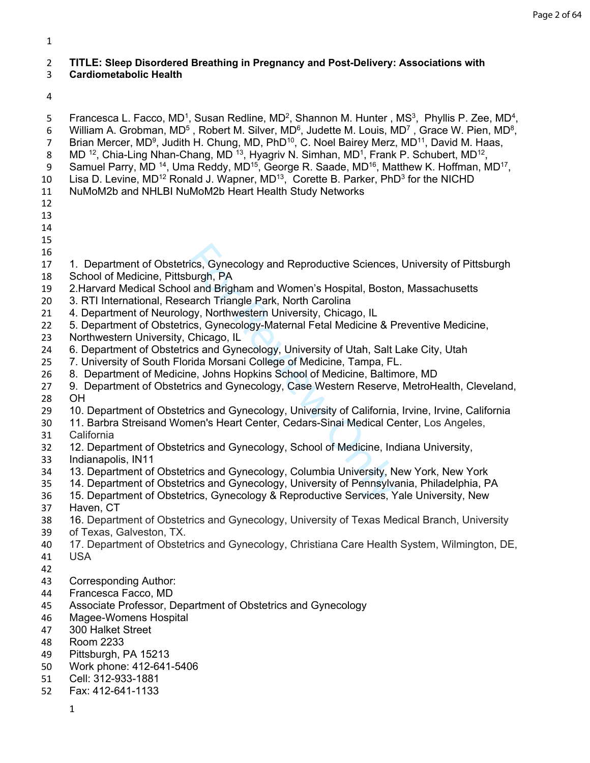**TITLE: Sleep Disordered Breathing in Pregnancy and Post-Delivery: Associations with Cardiometabolic Health**

Francesca L. Facco, MD[1], Susan Redline, MD[2], Shannon M. Hunter , MS[3], Phyllis P. Zee, MD[4], William A. Grobman, MD[5] , Robert M. Silver, MD[6], Judette M. Louis, MD[7] , Grace W. Pien, MD[8], Brian Mercer, MD[9], Judith H. Chung, MD, PhD[10], C. Noel Bairey Merz, MD[11], David M. Haas, MD [12], Chia-Ling Nhan-Chang, MD [13], Hyagriv N. Simhan, MD[1], Frank P. Schubert, MD[12], Samuel Parry, MD [14], Uma Reddy, MD[15], George R. Saade, MD[16], Matthew K. Hoffman, MD[17], Lisa D. Levine, MD[12] Ronald J. Wapner, MD[13], Corette B. Parker, PhD[3] for the NICHD NuMoM2b and NHLBI NuMoM2b Heart Health Study Networks

1. Department of Obstetrics, Gynecology and Reproductive Sciences, University of Pittsburgh School of Medicine, Pittsburgh, PA
2. Harvard Medical School and Brigham and Women's Hospital, Boston, Massachusetts
3. RTI International, Research Triangle Park, North Carolina
4. Department of Neurology, Northwestern University, Chicago, IL
5. Department of Obstetrics, Gynecology-Maternal Fetal Medicine & Preventive Medicine, Northwestern University, Chicago, IL
6. Department of Obstetrics and Gynecology, University of Utah, Salt Lake City, Utah
7. University of South Florida Morsani College of Medicine, Tampa, FL.
8. Department of Medicine, Johns Hopkins School of Medicine, Baltimore, MD
9. Department of Obstetrics and Gynecology, Case Western Reserve, MetroHealth, Cleveland, OH
10. Department of Obstetrics and Gynecology, University of California, Irvine, Irvine, California
11. Barbra Streisand Women's Heart Center, Cedars-Sinai Medical Center, Los Angeles, California
12. Department of Obstetrics and Gynecology, School of Medicine, Indiana University, Indianapolis, IN11
13. Department of Obstetrics and Gynecology, Columbia University, New York, New York
14. Department of Obstetrics and Gynecology, University of Pennsylvania, Philadelphia, PA
15. Department of Obstetrics, Gynecology & Reproductive Services, Yale University, New Haven, CT
16. Department of Obstetrics and Gynecology, University of Texas Medical Branch, University of Texas, Galveston, TX.
17. Department of Obstetrics and Gynecology, Christiana Care Health System, Wilmington, DE, USA

Corresponding Author:
Francesca Facco, MD
Associate Professor, Department of Obstetrics and Gynecology
Magee-Womens Hospital
300 Halket Street
Room 2233
Pittsburgh, PA 15213
Work phone: 412-641-5406
Cell: 312-933-1881
Fax: 412-641-1133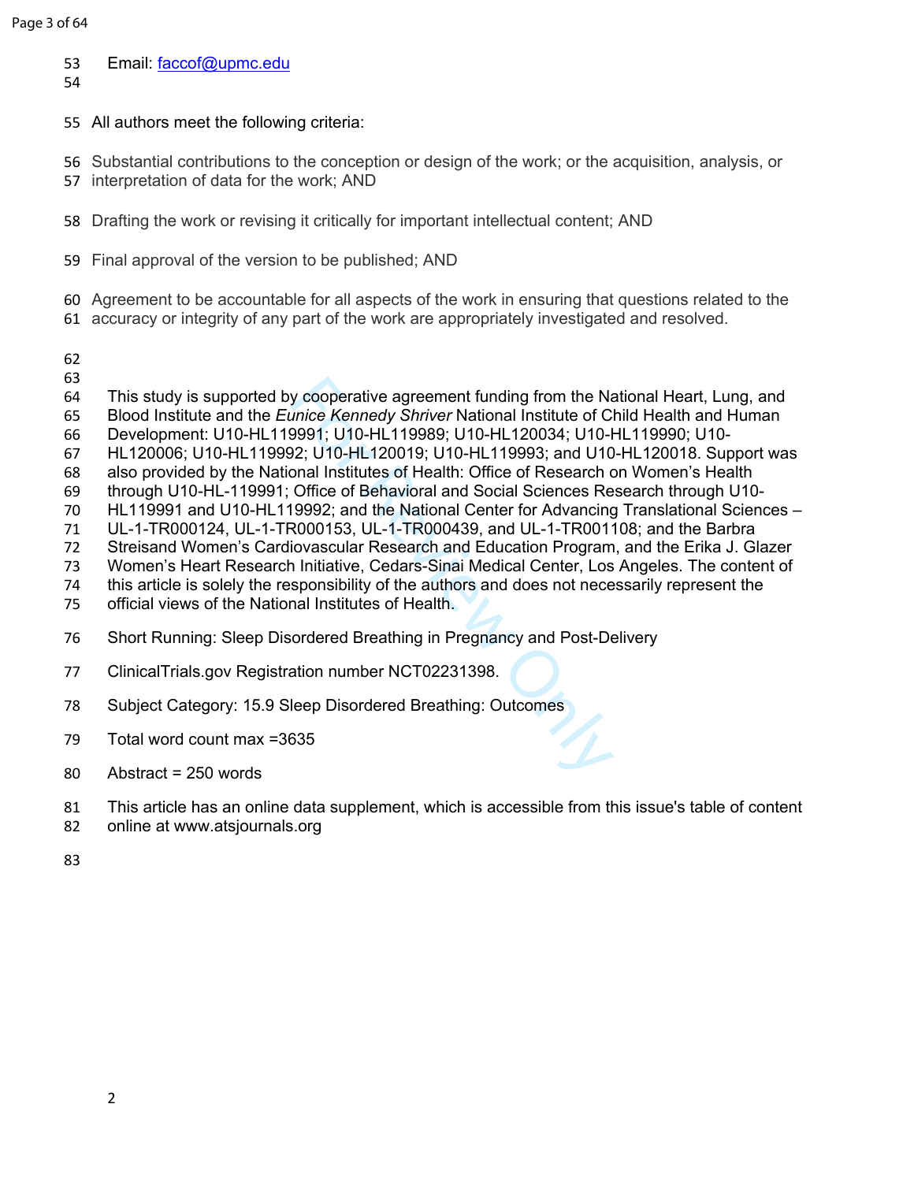Email: faccof@upmc.edu

All authors meet the following criteria:

Substantial contributions to the conception or design of the work; or the acquisition, analysis, or interpretation of data for the work; AND

Drafting the work or revising it critically for important intellectual content; AND

Final approval of the version to be published; AND

Agreement to be accountable for all aspects of the work in ensuring that questions related to the accuracy or integrity of any part of the work are appropriately investigated and resolved.

This study is supported by cooperative agreement funding from the National Heart, Lung, and Blood Institute and the *Eunice Kennedy Shriver* National Institute of Child Health and Human Development: U10-HL119991; U10-HL119989; U10-HL120034; U10-HL119990; U10-HL120006; U10-HL119992; U10-HL120019; U10-HL119993; and U10-HL120018. Support was also provided by the National Institutes of Health: Office of Research on Women's Health through U10-HL-119991; Office of Behavioral and Social Sciences Research through U10-HL119991 and U10-HL119992; and the National Center for Advancing Translational Sciences – UL-1-TR000124, UL-1-TR000153, UL-1-TR000439, and UL-1-TR001108; and the Barbra Streisand Women's Cardiovascular Research and Education Program, and the Erika J. Glazer Women's Heart Research Initiative, Cedars-Sinai Medical Center, Los Angeles. The content of this article is solely the responsibility of the authors and does not necessarily represent the official views of the National Institutes of Health.

Short Running: Sleep Disordered Breathing in Pregnancy and Post-Delivery

ClinicalTrials.gov Registration number NCT02231398.

Subject Category: 15.9 Sleep Disordered Breathing: Outcomes

Total word count max =3635

Abstract = 250 words

This article has an online data supplement, which is accessible from this issue's table of content online at www.atsjournals.org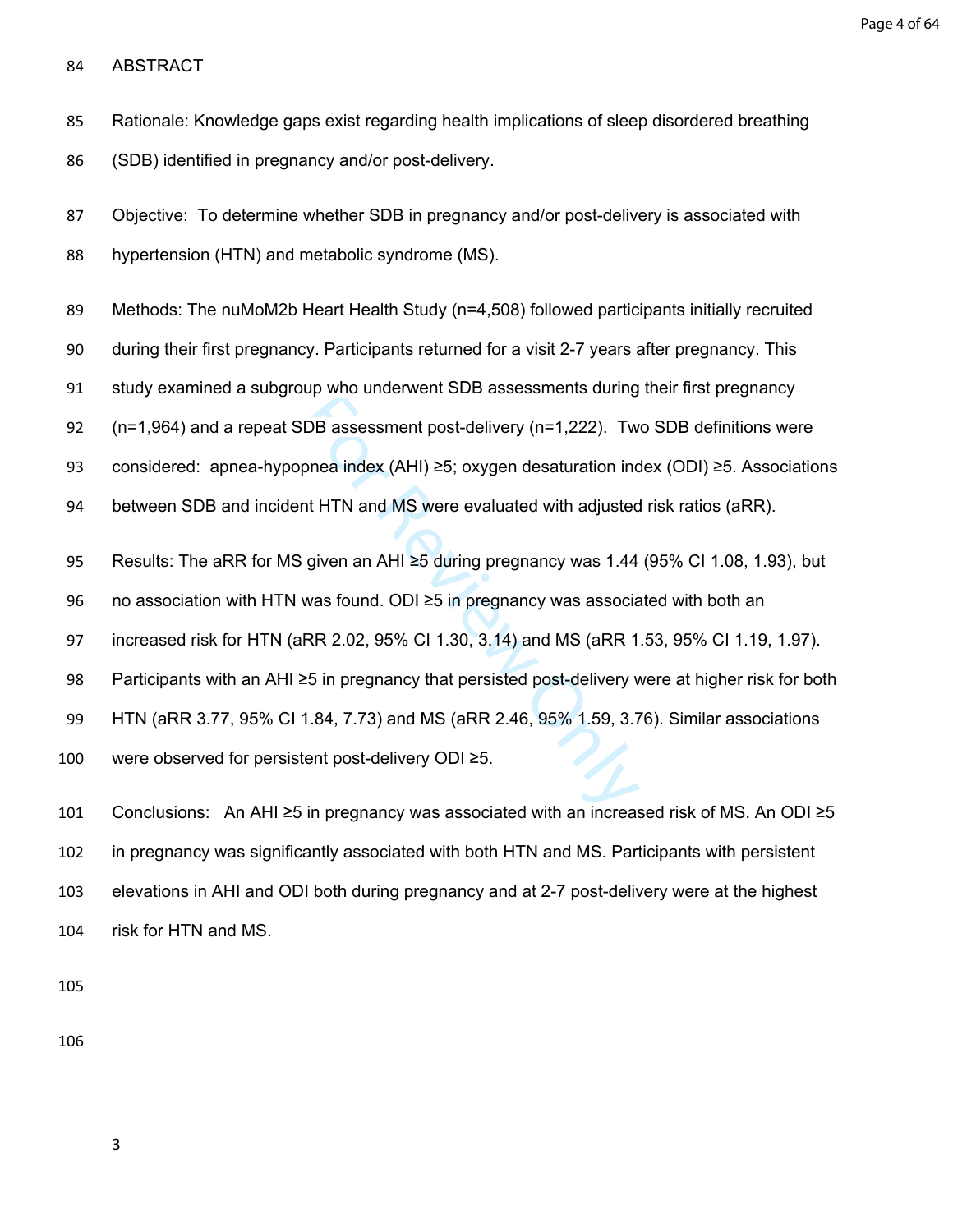ABSTRACT

Rationale: Knowledge gaps exist regarding health implications of sleep disordered breathing (SDB) identified in pregnancy and/or post-delivery.

Objective: To determine whether SDB in pregnancy and/or post-delivery is associated with hypertension (HTN) and metabolic syndrome (MS).

Methods: The nuMoM2b Heart Health Study (n=4,508) followed participants initially recruited during their first pregnancy. Participants returned for a visit 2-7 years after pregnancy. This study examined a subgroup who underwent SDB assessments during their first pregnancy (n=1,964) and a repeat SDB assessment post-delivery (n=1,222). Two SDB definitions were considered: apnea-hypopnea index (AHI) ≥5; oxygen desaturation index (ODI) ≥5. Associations between SDB and incident HTN and MS were evaluated with adjusted risk ratios (aRR).

Results: The aRR for MS given an AHI ≥5 during pregnancy was 1.44 (95% CI 1.08, 1.93), but no association with HTN was found. ODI ≥5 in pregnancy was associated with both an increased risk for HTN (aRR 2.02, 95% CI 1.30, 3.14) and MS (aRR 1.53, 95% CI 1.19, 1.97). Participants with an AHI ≥5 in pregnancy that persisted post-delivery were at higher risk for both HTN (aRR 3.77, 95% CI 1.84, 7.73) and MS (aRR 2.46, 95% CI 1.59, 3.76). Similar associations were observed for persistent post-delivery ODI ≥5.

Conclusions: An AHI ≥5 in pregnancy was associated with an increased risk of MS. An ODI ≥5 in pregnancy was significantly associated with both HTN and MS. Participants with persistent elevations in AHI and ODI both during pregnancy and at 2-7 post-delivery were at the highest risk for HTN and MS.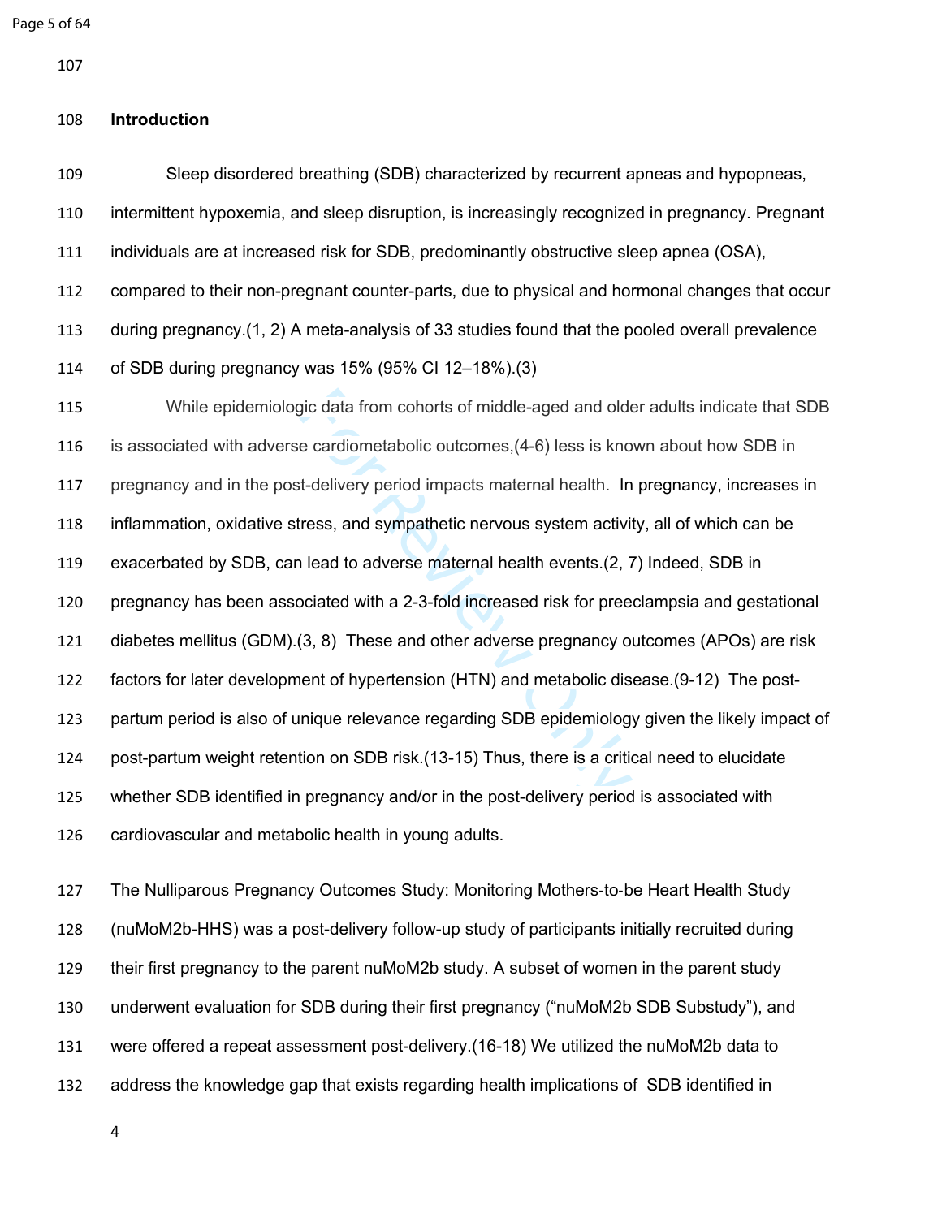## Introduction

Sleep disordered breathing (SDB) characterized by recurrent apneas and hypopneas, intermittent hypoxemia, and sleep disruption, is increasingly recognized in pregnancy. Pregnant individuals are at increased risk for SDB, predominantly obstructive sleep apnea (OSA), compared to their non-pregnant counter-parts, due to physical and hormonal changes that occur during pregnancy.(1, 2) A meta-analysis of 33 studies found that the pooled overall prevalence of SDB during pregnancy was 15% (95% CI 12–18%).(3)

While epidemiologic data from cohorts of middle-aged and older adults indicate that SDB is associated with adverse cardiometabolic outcomes,(4-6) less is known about how SDB in pregnancy and in the post-delivery period impacts maternal health. In pregnancy, increases in inflammation, oxidative stress, and sympathetic nervous system activity, all of which can be exacerbated by SDB, can lead to adverse maternal health events.(2, 7) Indeed, SDB in pregnancy has been associated with a 2-3-fold increased risk for preeclampsia and gestational diabetes mellitus (GDM).(3, 8) These and other adverse pregnancy outcomes (APOs) are risk factors for later development of hypertension (HTN) and metabolic disease.(9-12) The post-partum period is also of unique relevance regarding SDB epidemiology given the likely impact of post-partum weight retention on SDB risk.(13-15) Thus, there is a critical need to elucidate whether SDB identified in pregnancy and/or in the post-delivery period is associated with cardiovascular and metabolic health in young adults.

The Nulliparous Pregnancy Outcomes Study: Monitoring Mothers-to-be Heart Health Study (nuMoM2b-HHS) was a post-delivery follow-up study of participants initially recruited during their first pregnancy to the parent nuMoM2b study. A subset of women in the parent study underwent evaluation for SDB during their first pregnancy ("nuMoM2b SDB Substudy"), and were offered a repeat assessment post-delivery.(16-18) We utilized the nuMoM2b data to address the knowledge gap that exists regarding health implications of SDB identified in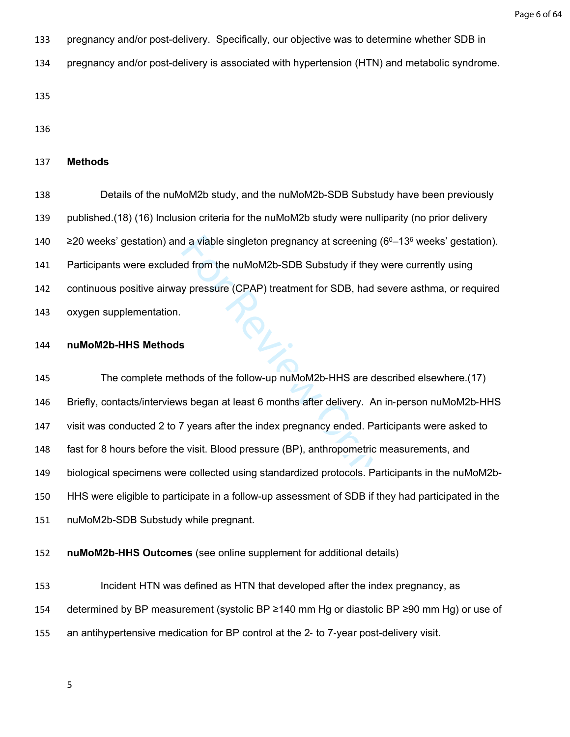pregnancy and/or post-delivery. Specifically, our objective was to determine whether SDB in pregnancy and/or post-delivery is associated with hypertension (HTN) and metabolic syndrome.

## Methods

Details of the nuMoM2b study, and the nuMoM2b-SDB Substudy have been previously published.(18) (16) Inclusion criteria for the nuMoM2b study were nulliparity (no prior delivery ≥20 weeks' gestation) and a viable singleton pregnancy at screening ($6^0$–$13^6$ weeks' gestation). Participants were excluded from the nuMoM2b-SDB Substudy if they were currently using continuous positive airway pressure (CPAP) treatment for SDB, had severe asthma, or required oxygen supplementation.

### nuMoM2b-HHS Methods

The complete methods of the follow-up nuMoM2b-HHS are described elsewhere.(17) Briefly, contacts/interviews began at least 6 months after delivery. An in-person nuMoM2b-HHS visit was conducted 2 to 7 years after the index pregnancy ended. Participants were asked to fast for 8 hours before the visit. Blood pressure (BP), anthropometric measurements, and biological specimens were collected using standardized protocols. Participants in the nuMoM2b-HHS were eligible to participate in a follow-up assessment of SDB if they had participated in the nuMoM2b-SDB Substudy while pregnant.

**nuMoM2b-HHS Outcomes** (see online supplement for additional details)

Incident HTN was defined as HTN that developed after the index pregnancy, as determined by BP measurement (systolic BP ≥140 mm Hg or diastolic BP ≥90 mm Hg) or use of an antihypertensive medication for BP control at the 2- to 7-year post-delivery visit.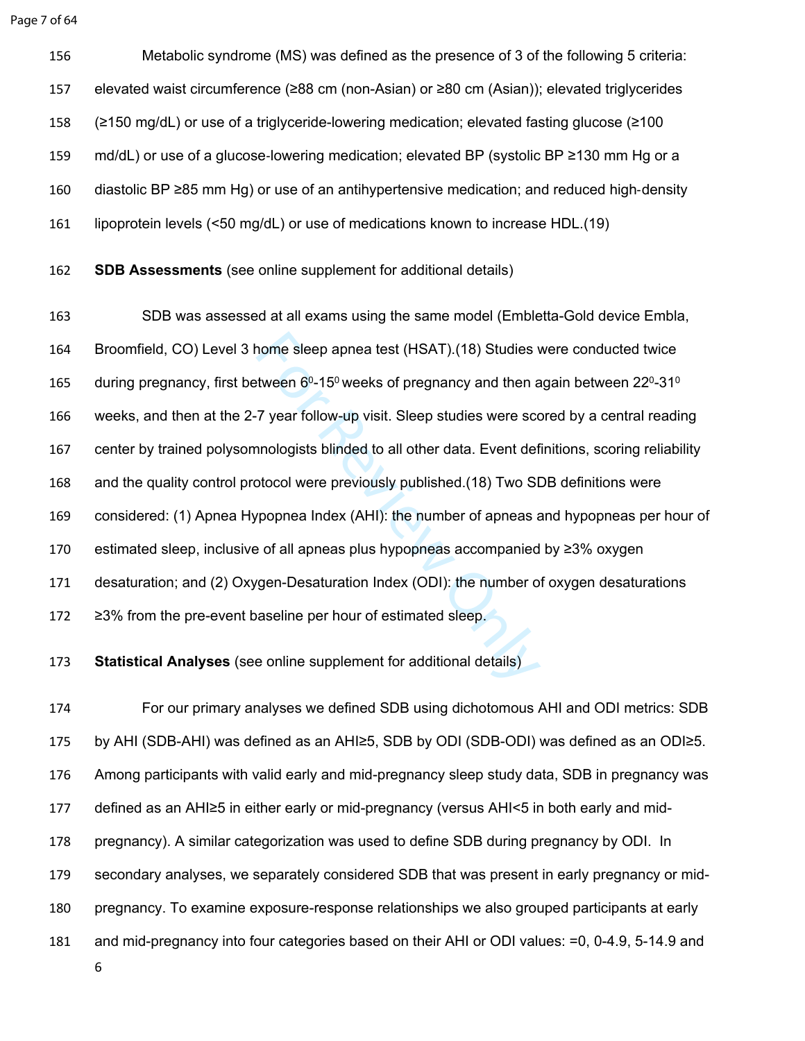Metabolic syndrome (MS) was defined as the presence of 3 of the following 5 criteria: elevated waist circumference (≥88 cm (non-Asian) or ≥80 cm (Asian)); elevated triglycerides (≥150 mg/dL) or use of a triglyceride-lowering medication; elevated fasting glucose (≥100 md/dL) or use of a glucose-lowering medication; elevated BP (systolic BP ≥130 mm Hg or a diastolic BP ≥85 mm Hg) or use of an antihypertensive medication; and reduced high-density lipoprotein levels (<50 mg/dL) or use of medications known to increase HDL.(19)

**SDB Assessments** (see online supplement for additional details)

SDB was assessed at all exams using the same model (Embletta-Gold device Embla, Broomfield, CO) Level 3 home sleep apnea test (HSAT).(18) Studies were conducted twice during pregnancy, first between $6^0$-$15^0$ weeks of pregnancy and then again between $22^0$-$31^0$ weeks, and then at the 2-7 year follow-up visit. Sleep studies were scored by a central reading center by trained polysomnologists blinded to all other data. Event definitions, scoring reliability and the quality control protocol were previously published.(18) Two SDB definitions were considered: (1) Apnea Hypopnea Index (AHI): the number of apneas and hypopneas per hour of estimated sleep, inclusive of all apneas plus hypopneas accompanied by ≥3% oxygen desaturation; and (2) Oxygen-Desaturation Index (ODI): the number of oxygen desaturations ≥3% from the pre-event baseline per hour of estimated sleep.

**Statistical Analyses** (see online supplement for additional details)

For our primary analyses we defined SDB using dichotomous AHI and ODI metrics: SDB by AHI (SDB-AHI) was defined as an AHI≥5, SDB by ODI (SDB-ODI) was defined as an ODI≥5. Among participants with valid early and mid-pregnancy sleep study data, SDB in pregnancy was defined as an AHI≥5 in either early or mid-pregnancy (versus AHI<5 in both early and mid-pregnancy). A similar categorization was used to define SDB during pregnancy by ODI. In secondary analyses, we separately considered SDB that was present in early pregnancy or mid-pregnancy. To examine exposure-response relationships we also grouped participants at early and mid-pregnancy into four categories based on their AHI or ODI values: =0, 0-4.9, 5-14.9 and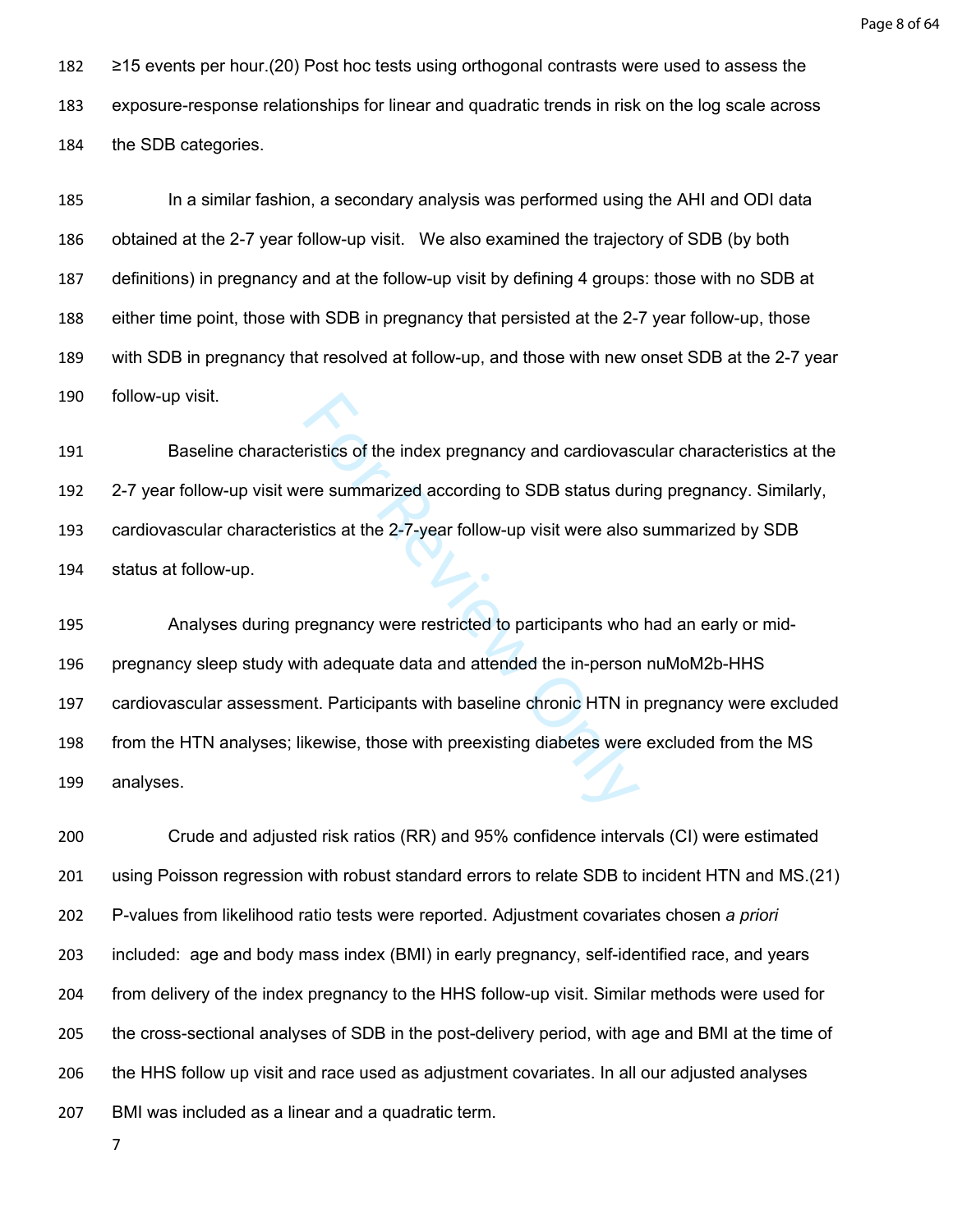≥15 events per hour.(20) Post hoc tests using orthogonal contrasts were used to assess the exposure-response relationships for linear and quadratic trends in risk on the log scale across the SDB categories.

In a similar fashion, a secondary analysis was performed using the AHI and ODI data obtained at the 2-7 year follow-up visit. We also examined the trajectory of SDB (by both definitions) in pregnancy and at the follow-up visit by defining 4 groups: those with no SDB at either time point, those with SDB in pregnancy that persisted at the 2-7 year follow-up, those with SDB in pregnancy that resolved at follow-up, and those with new onset SDB at the 2-7 year follow-up visit.

Baseline characteristics of the index pregnancy and cardiovascular characteristics at the 2-7 year follow-up visit were summarized according to SDB status during pregnancy. Similarly, cardiovascular characteristics at the 2-7-year follow-up visit were also summarized by SDB status at follow-up.

Analyses during pregnancy were restricted to participants who had an early or mid-pregnancy sleep study with adequate data and attended the in-person nuMoM2b-HHS cardiovascular assessment. Participants with baseline chronic HTN in pregnancy were excluded from the HTN analyses; likewise, those with preexisting diabetes were excluded from the MS analyses.

Crude and adjusted risk ratios (RR) and 95% confidence intervals (CI) were estimated using Poisson regression with robust standard errors to relate SDB to incident HTN and MS.(21) P-values from likelihood ratio tests were reported. Adjustment covariates chosen *a priori* included: age and body mass index (BMI) in early pregnancy, self-identified race, and years from delivery of the index pregnancy to the HHS follow-up visit. Similar methods were used for the cross-sectional analyses of SDB in the post-delivery period, with age and BMI at the time of the HHS follow up visit and race used as adjustment covariates. In all our adjusted analyses BMI was included as a linear and a quadratic term.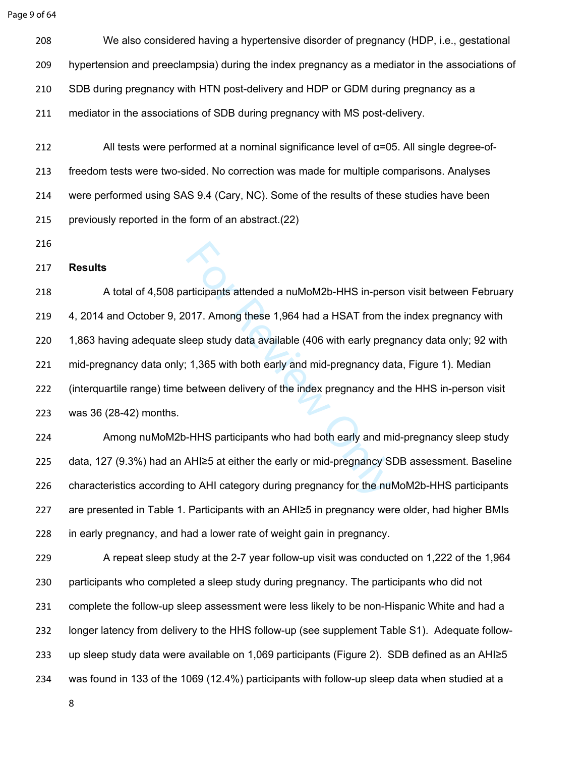We also considered having a hypertensive disorder of pregnancy (HDP, i.e., gestational hypertension and preeclampsia) during the index pregnancy as a mediator in the associations of SDB during pregnancy with HTN post-delivery and HDP or GDM during pregnancy as a mediator in the associations of SDB during pregnancy with MS post-delivery.

All tests were performed at a nominal significance level of α=05. All single degree-of-freedom tests were two-sided. No correction was made for multiple comparisons. Analyses were performed using SAS 9.4 (Cary, NC). Some of the results of these studies have been previously reported in the form of an abstract.(22)

## Results

A total of 4,508 participants attended a nuMoM2b-HHS in-person visit between February 4, 2014 and October 9, 2017. Among these 1,964 had a HSAT from the index pregnancy with 1,863 having adequate sleep study data available (406 with early pregnancy data only; 92 with mid-pregnancy data only; 1,365 with both early and mid-pregnancy data, Figure 1). Median (interquartile range) time between delivery of the index pregnancy and the HHS in-person visit was 36 (28-42) months.

Among nuMoM2b-HHS participants who had both early and mid-pregnancy sleep study data, 127 (9.3%) had an AHI≥5 at either the early or mid-pregnancy SDB assessment. Baseline characteristics according to AHI category during pregnancy for the nuMoM2b-HHS participants are presented in Table 1. Participants with an AHI≥5 in pregnancy were older, had higher BMIs in early pregnancy, and had a lower rate of weight gain in pregnancy.

A repeat sleep study at the 2-7 year follow-up visit was conducted on 1,222 of the 1,964 participants who completed a sleep study during pregnancy. The participants who did not complete the follow-up sleep assessment were less likely to be non-Hispanic White and had a longer latency from delivery to the HHS follow-up (see supplement Table S1). Adequate follow-up sleep study data were available on 1,069 participants (Figure 2). SDB defined as an AHI≥5 was found in 133 of the 1069 (12.4%) participants with follow-up sleep data when studied at a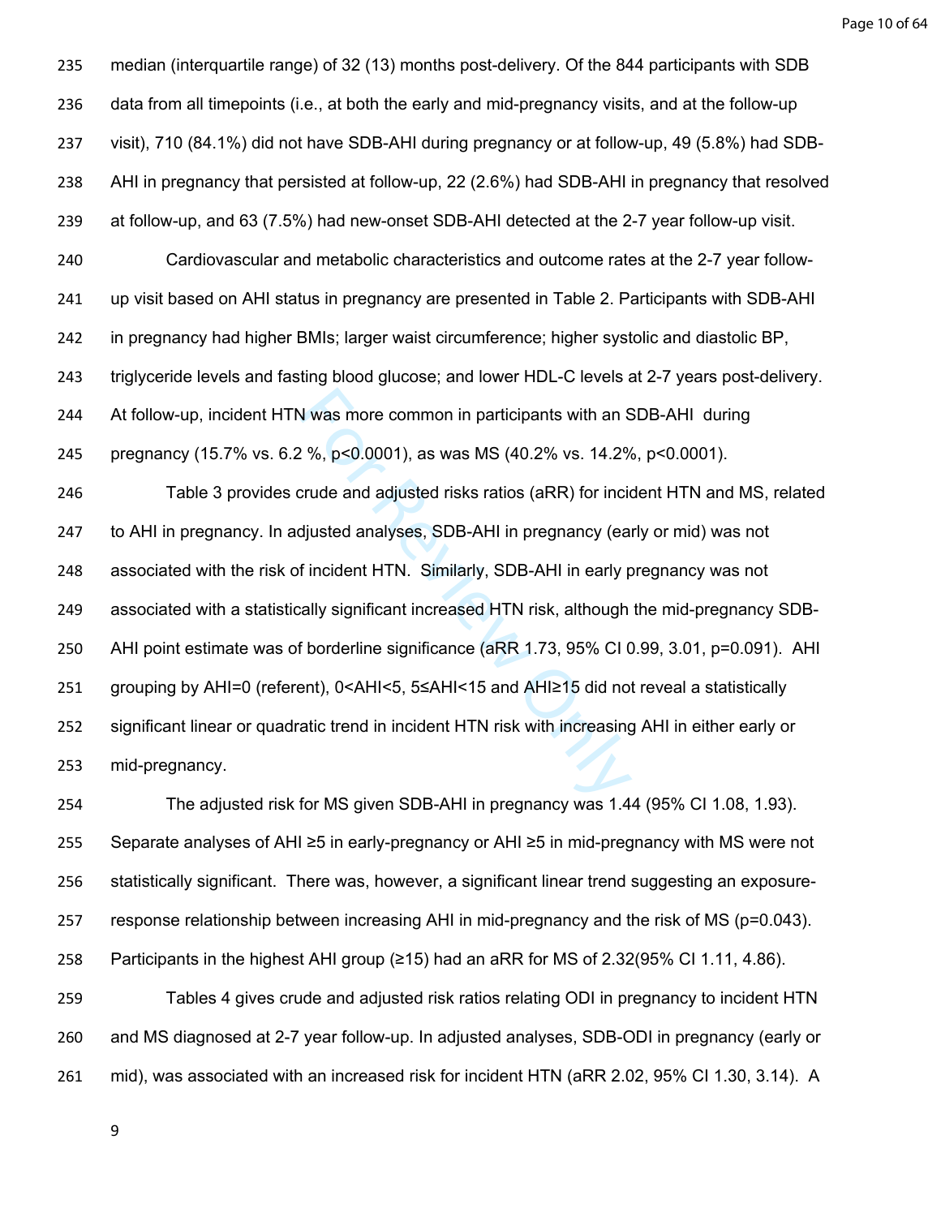median (interquartile range) of 32 (13) months post-delivery. Of the 844 participants with SDB data from all timepoints (i.e., at both the early and mid-pregnancy visits, and at the follow-up visit), 710 (84.1%) did not have SDB-AHI during pregnancy or at follow-up, 49 (5.8%) had SDB-AHI in pregnancy that persisted at follow-up, 22 (2.6%) had SDB-AHI in pregnancy that resolved at follow-up, and 63 (7.5%) had new-onset SDB-AHI detected at the 2-7 year follow-up visit.

Cardiovascular and metabolic characteristics and outcome rates at the 2-7 year follow-up visit based on AHI status in pregnancy are presented in Table 2. Participants with SDB-AHI in pregnancy had higher BMIs; larger waist circumference; higher systolic and diastolic BP, triglyceride levels and fasting blood glucose; and lower HDL-C levels at 2-7 years post-delivery. At follow-up, incident HTN was more common in participants with an SDB-AHI during pregnancy (15.7% vs. 6.2 %, p<0.0001), as was MS (40.2% vs. 14.2%, p<0.0001).

Table 3 provides crude and adjusted risks ratios (aRR) for incident HTN and MS, related to AHI in pregnancy. In adjusted analyses, SDB-AHI in pregnancy (early or mid) was not associated with the risk of incident HTN. Similarly, SDB-AHI in early pregnancy was not associated with a statistically significant increased HTN risk, although the mid-pregnancy SDB-AHI point estimate was of borderline significance (aRR 1.73, 95% CI 0.99, 3.01, p=0.091). AHI grouping by AHI=0 (referent), 0<AHI<5, 5≤AHI<15 and AHI≥15 did not reveal a statistically significant linear or quadratic trend in incident HTN risk with increasing AHI in either early or mid-pregnancy.

The adjusted risk for MS given SDB-AHI in pregnancy was 1.44 (95% CI 1.08, 1.93). Separate analyses of AHI ≥5 in early-pregnancy or AHI ≥5 in mid-pregnancy with MS were not statistically significant. There was, however, a significant linear trend suggesting an exposure-response relationship between increasing AHI in mid-pregnancy and the risk of MS (p=0.043). Participants in the highest AHI group (≥15) had an aRR for MS of 2.32(95% CI 1.11, 4.86).

Tables 4 gives crude and adjusted risk ratios relating ODI in pregnancy to incident HTN and MS diagnosed at 2-7 year follow-up. In adjusted analyses, SDB-ODI in pregnancy (early or mid), was associated with an increased risk for incident HTN (aRR 2.02, 95% CI 1.30, 3.14). A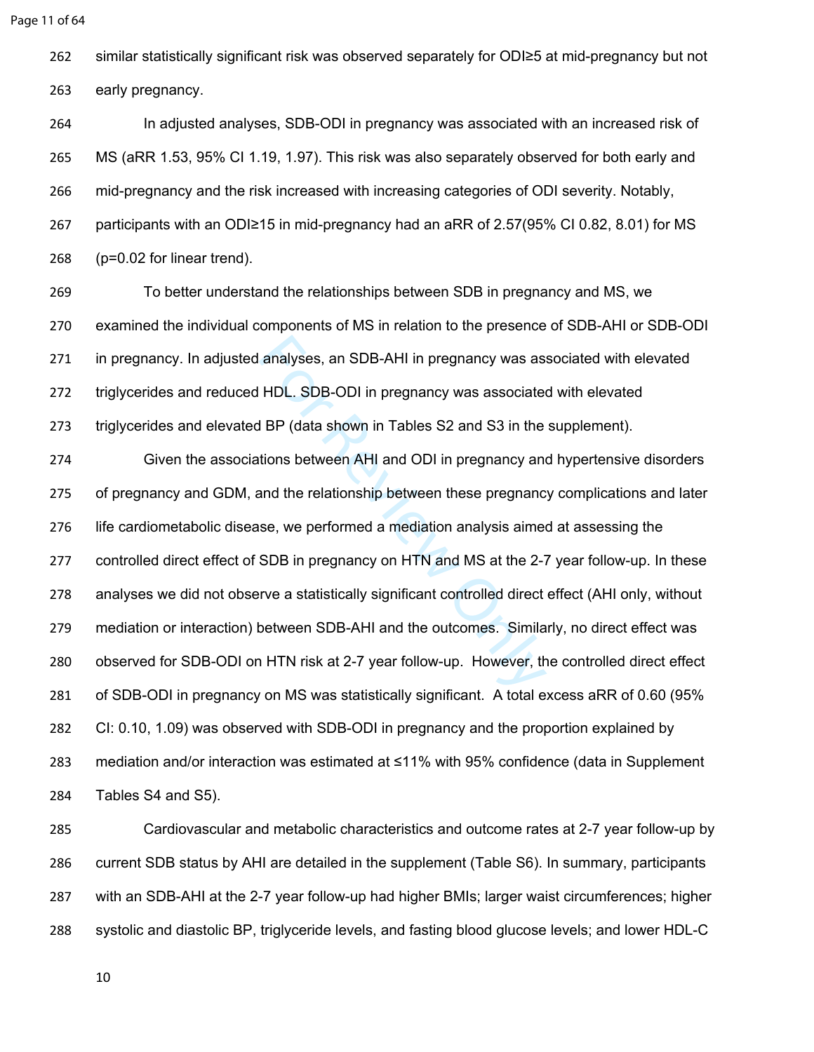similar statistically significant risk was observed separately for ODI≥5 at mid-pregnancy but not early pregnancy.

In adjusted analyses, SDB-ODI in pregnancy was associated with an increased risk of MS (aRR 1.53, 95% CI 1.19, 1.97). This risk was also separately observed for both early and mid-pregnancy and the risk increased with increasing categories of ODI severity. Notably, participants with an ODI≥15 in mid-pregnancy had an aRR of 2.57(95% CI 0.82, 8.01) for MS (p=0.02 for linear trend).

To better understand the relationships between SDB in pregnancy and MS, we examined the individual components of MS in relation to the presence of SDB-AHI or SDB-ODI in pregnancy. In adjusted analyses, an SDB-AHI in pregnancy was associated with elevated triglycerides and reduced HDL. SDB-ODI in pregnancy was associated with elevated triglycerides and elevated BP (data shown in Tables S2 and S3 in the supplement).

Given the associations between AHI and ODI in pregnancy and hypertensive disorders of pregnancy and GDM, and the relationship between these pregnancy complications and later life cardiometabolic disease, we performed a mediation analysis aimed at assessing the controlled direct effect of SDB in pregnancy on HTN and MS at the 2-7 year follow-up. In these analyses we did not observe a statistically significant controlled direct effect (AHI only, without mediation or interaction) between SDB-AHI and the outcomes. Similarly, no direct effect was observed for SDB-ODI on HTN risk at 2-7 year follow-up. However, the controlled direct effect of SDB-ODI in pregnancy on MS was statistically significant. A total excess aRR of 0.60 (95% CI: 0.10, 1.09) was observed with SDB-ODI in pregnancy and the proportion explained by mediation and/or interaction was estimated at ≤11% with 95% confidence (data in Supplement Tables S4 and S5).

Cardiovascular and metabolic characteristics and outcome rates at 2-7 year follow-up by current SDB status by AHI are detailed in the supplement (Table S6). In summary, participants with an SDB-AHI at the 2-7 year follow-up had higher BMIs; larger waist circumferences; higher systolic and diastolic BP, triglyceride levels, and fasting blood glucose levels; and lower HDL-C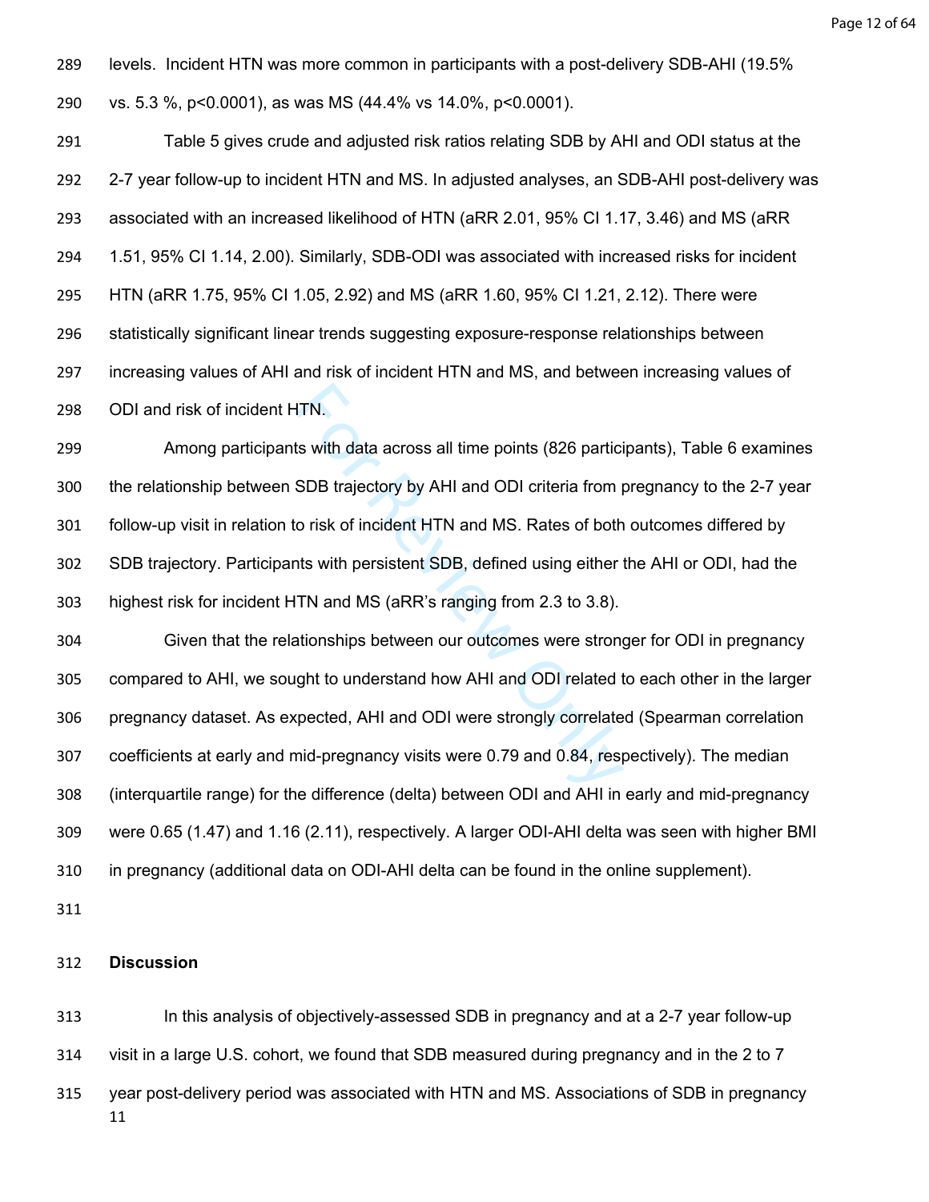levels. Incident HTN was more common in participants with a post-delivery SDB-AHI (19.5% vs. 5.3 %, $p<0.0001$), as was MS (44.4% vs 14.0%, $p<0.0001$).

Table 5 gives crude and adjusted risk ratios relating SDB by AHI and ODI status at the 2-7 year follow-up to incident HTN and MS. In adjusted analyses, an SDB-AHI post-delivery was associated with an increased likelihood of HTN (aRR 2.01, 95% CI 1.17, 3.46) and MS (aRR 1.51, 95% CI 1.14, 2.00). Similarly, SDB-ODI was associated with increased risks for incident HTN (aRR 1.75, 95% CI 1.05, 2.92) and MS (aRR 1.60, 95% CI 1.21, 2.12). There were statistically significant linear trends suggesting exposure-response relationships between increasing values of AHI and risk of incident HTN and MS, and between increasing values of ODI and risk of incident HTN.

Among participants with data across all time points (826 participants), Table 6 examines the relationship between SDB trajectory by AHI and ODI criteria from pregnancy to the 2-7 year follow-up visit in relation to risk of incident HTN and MS. Rates of both outcomes differed by SDB trajectory. Participants with persistent SDB, defined using either the AHI or ODI, had the highest risk for incident HTN and MS (aRR's ranging from 2.3 to 3.8).

Given that the relationships between our outcomes were stronger for ODI in pregnancy compared to AHI, we sought to understand how AHI and ODI related to each other in the larger pregnancy dataset. As expected, AHI and ODI were strongly correlated (Spearman correlation coefficients at early and mid-pregnancy visits were 0.79 and 0.84, respectively). The median (interquartile range) for the difference (delta) between ODI and AHI in early and mid-pregnancy were 0.65 (1.47) and 1.16 (2.11), respectively. A larger ODI-AHI delta was seen with higher BMI in pregnancy (additional data on ODI-AHI delta can be found in the online supplement).

## Discussion

In this analysis of objectively-assessed SDB in pregnancy and at a 2-7 year follow-up visit in a large U.S. cohort, we found that SDB measured during pregnancy and in the 2 to 7 year post-delivery period was associated with HTN and MS. Associations of SDB in pregnancy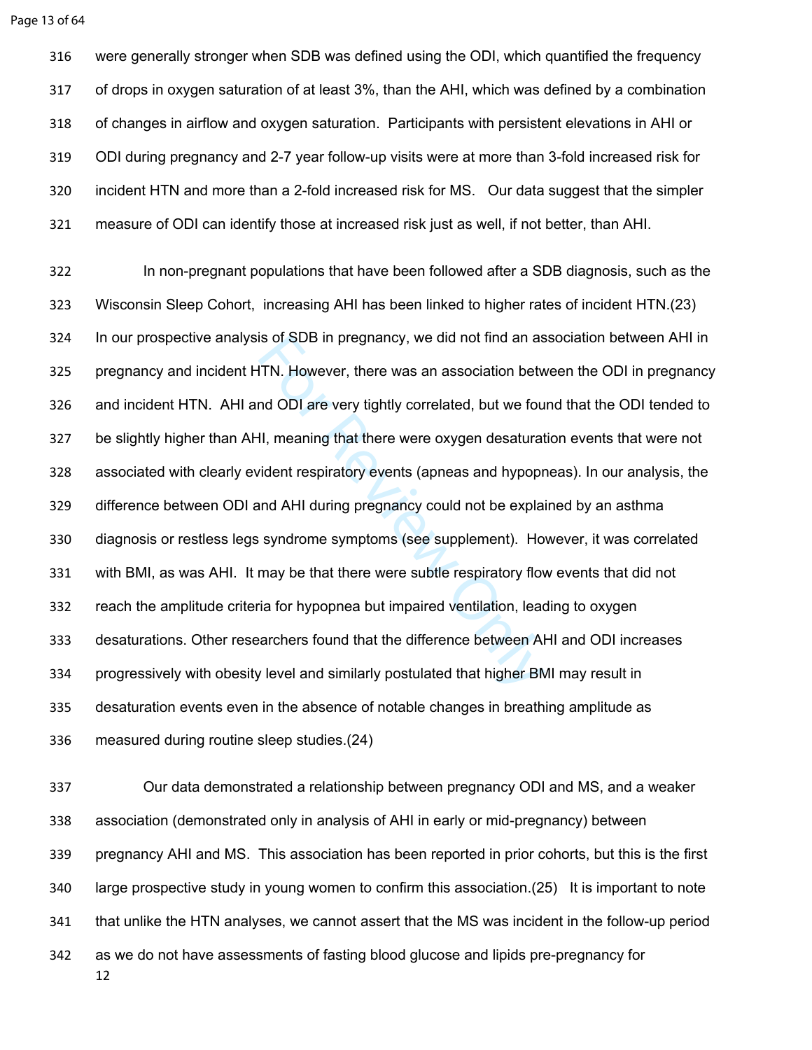were generally stronger when SDB was defined using the ODI, which quantified the frequency of drops in oxygen saturation of at least 3%, than the AHI, which was defined by a combination of changes in airflow and oxygen saturation. Participants with persistent elevations in AHI or ODI during pregnancy and 2-7 year follow-up visits were at more than 3-fold increased risk for incident HTN and more than a 2-fold increased risk for MS. Our data suggest that the simpler measure of ODI can identify those at increased risk just as well, if not better, than AHI.

In non-pregnant populations that have been followed after a SDB diagnosis, such as the Wisconsin Sleep Cohort, increasing AHI has been linked to higher rates of incident HTN.(23) In our prospective analysis of SDB in pregnancy, we did not find an association between AHI in pregnancy and incident HTN. However, there was an association between the ODI in pregnancy and incident HTN. AHI and ODI are very tightly correlated, but we found that the ODI tended to be slightly higher than AHI, meaning that there were oxygen desaturation events that were not associated with clearly evident respiratory events (apneas and hypopneas). In our analysis, the difference between ODI and AHI during pregnancy could not be explained by an asthma diagnosis or restless legs syndrome symptoms (see supplement). However, it was correlated with BMI, as was AHI. It may be that there were subtle respiratory flow events that did not reach the amplitude criteria for hypopnea but impaired ventilation, leading to oxygen desaturations. Other researchers found that the difference between AHI and ODI increases progressively with obesity level and similarly postulated that higher BMI may result in desaturation events even in the absence of notable changes in breathing amplitude as measured during routine sleep studies.(24)

Our data demonstrated a relationship between pregnancy ODI and MS, and a weaker association (demonstrated only in analysis of AHI in early or mid-pregnancy) between pregnancy AHI and MS. This association has been reported in prior cohorts, but this is the first large prospective study in young women to confirm this association.(25) It is important to note that unlike the HTN analyses, we cannot assert that the MS was incident in the follow-up period as we do not have assessments of fasting blood glucose and lipids pre-pregnancy for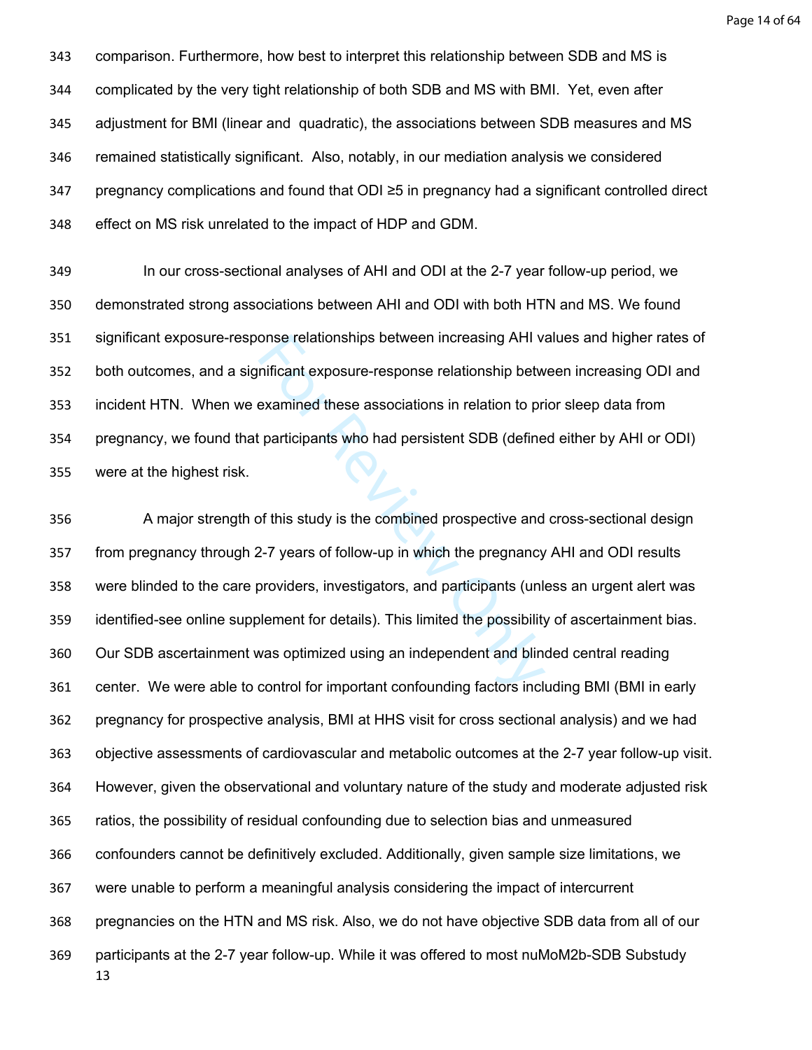comparison. Furthermore, how best to interpret this relationship between SDB and MS is complicated by the very tight relationship of both SDB and MS with BMI. Yet, even after adjustment for BMI (linear and quadratic), the associations between SDB measures and MS remained statistically significant. Also, notably, in our mediation analysis we considered pregnancy complications and found that ODI ≥5 in pregnancy had a significant controlled direct effect on MS risk unrelated to the impact of HDP and GDM.

In our cross-sectional analyses of AHI and ODI at the 2-7 year follow-up period, we demonstrated strong associations between AHI and ODI with both HTN and MS. We found significant exposure-response relationships between increasing AHI values and higher rates of both outcomes, and a significant exposure-response relationship between increasing ODI and incident HTN. When we examined these associations in relation to prior sleep data from pregnancy, we found that participants who had persistent SDB (defined either by AHI or ODI) were at the highest risk.

A major strength of this study is the combined prospective and cross-sectional design from pregnancy through 2-7 years of follow-up in which the pregnancy AHI and ODI results were blinded to the care providers, investigators, and participants (unless an urgent alert was identified-see online supplement for details). This limited the possibility of ascertainment bias. Our SDB ascertainment was optimized using an independent and blinded central reading center. We were able to control for important confounding factors including BMI (BMI in early pregnancy for prospective analysis, BMI at HHS visit for cross sectional analysis) and we had objective assessments of cardiovascular and metabolic outcomes at the 2-7 year follow-up visit. However, given the observational and voluntary nature of the study and moderate adjusted risk ratios, the possibility of residual confounding due to selection bias and unmeasured confounders cannot be definitively excluded. Additionally, given sample size limitations, we were unable to perform a meaningful analysis considering the impact of intercurrent pregnancies on the HTN and MS risk. Also, we do not have objective SDB data from all of our participants at the 2-7 year follow-up. While it was offered to most nuMoM2b-SDB Substudy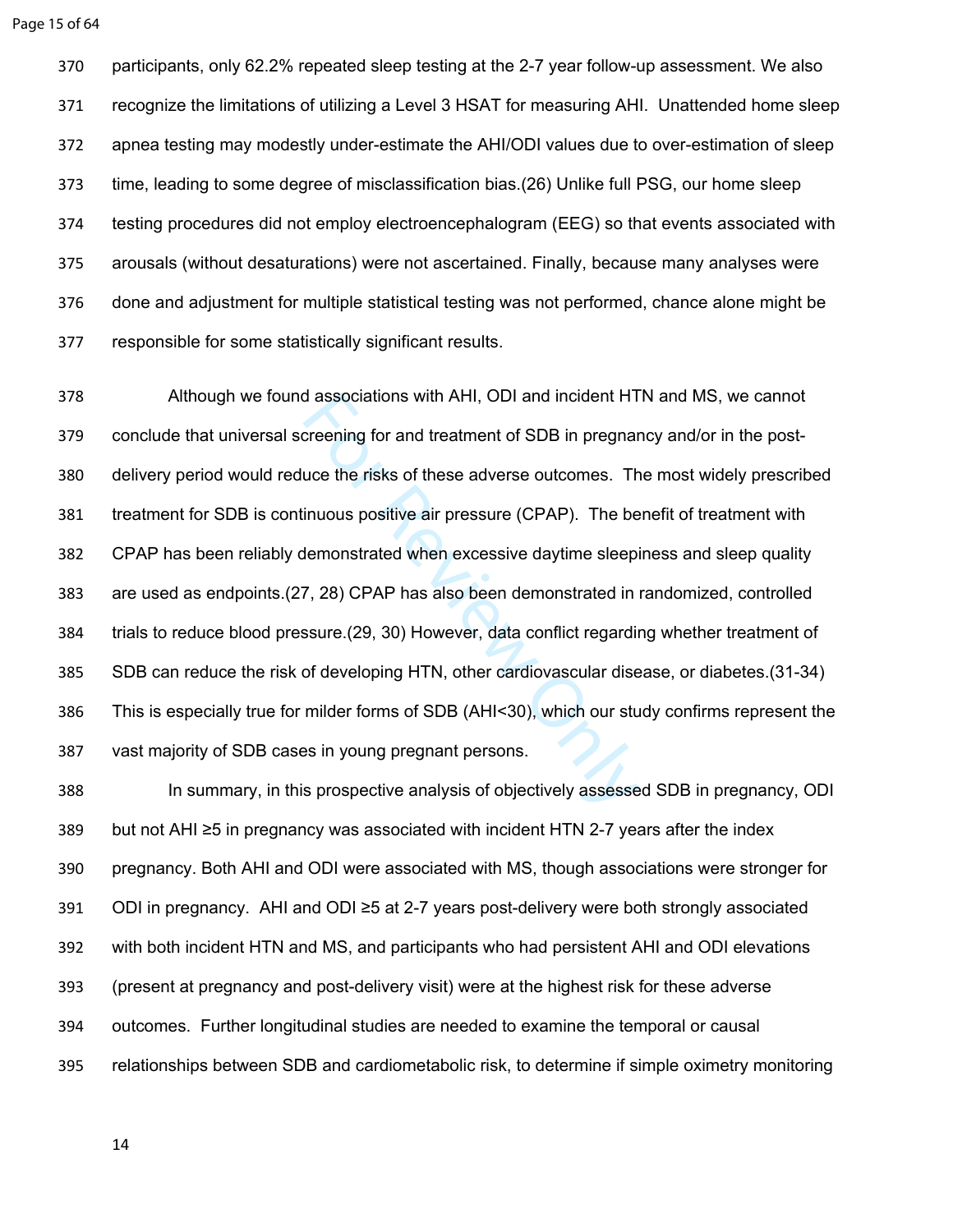participants, only 62.2% repeated sleep testing at the 2-7 year follow-up assessment. We also recognize the limitations of utilizing a Level 3 HSAT for measuring AHI. Unattended home sleep apnea testing may modestly under-estimate the AHI/ODI values due to over-estimation of sleep time, leading to some degree of misclassification bias.(26) Unlike full PSG, our home sleep testing procedures did not employ electroencephalogram (EEG) so that events associated with arousals (without desaturations) were not ascertained. Finally, because many analyses were done and adjustment for multiple statistical testing was not performed, chance alone might be responsible for some statistically significant results.

Although we found associations with AHI, ODI and incident HTN and MS, we cannot conclude that universal screening for and treatment of SDB in pregnancy and/or in the post-delivery period would reduce the risks of these adverse outcomes. The most widely prescribed treatment for SDB is continuous positive air pressure (CPAP). The benefit of treatment with CPAP has been reliably demonstrated when excessive daytime sleepiness and sleep quality are used as endpoints.(27, 28) CPAP has also been demonstrated in randomized, controlled trials to reduce blood pressure.(29, 30) However, data conflict regarding whether treatment of SDB can reduce the risk of developing HTN, other cardiovascular disease, or diabetes.(31-34) This is especially true for milder forms of SDB (AHI<30), which our study confirms represent the vast majority of SDB cases in young pregnant persons.

In summary, in this prospective analysis of objectively assessed SDB in pregnancy, ODI but not AHI ≥5 in pregnancy was associated with incident HTN 2-7 years after the index pregnancy. Both AHI and ODI were associated with MS, though associations were stronger for ODI in pregnancy. AHI and ODI ≥5 at 2-7 years post-delivery were both strongly associated with both incident HTN and MS, and participants who had persistent AHI and ODI elevations (present at pregnancy and post-delivery visit) were at the highest risk for these adverse outcomes. Further longitudinal studies are needed to examine the temporal or causal relationships between SDB and cardiometabolic risk, to determine if simple oximetry monitoring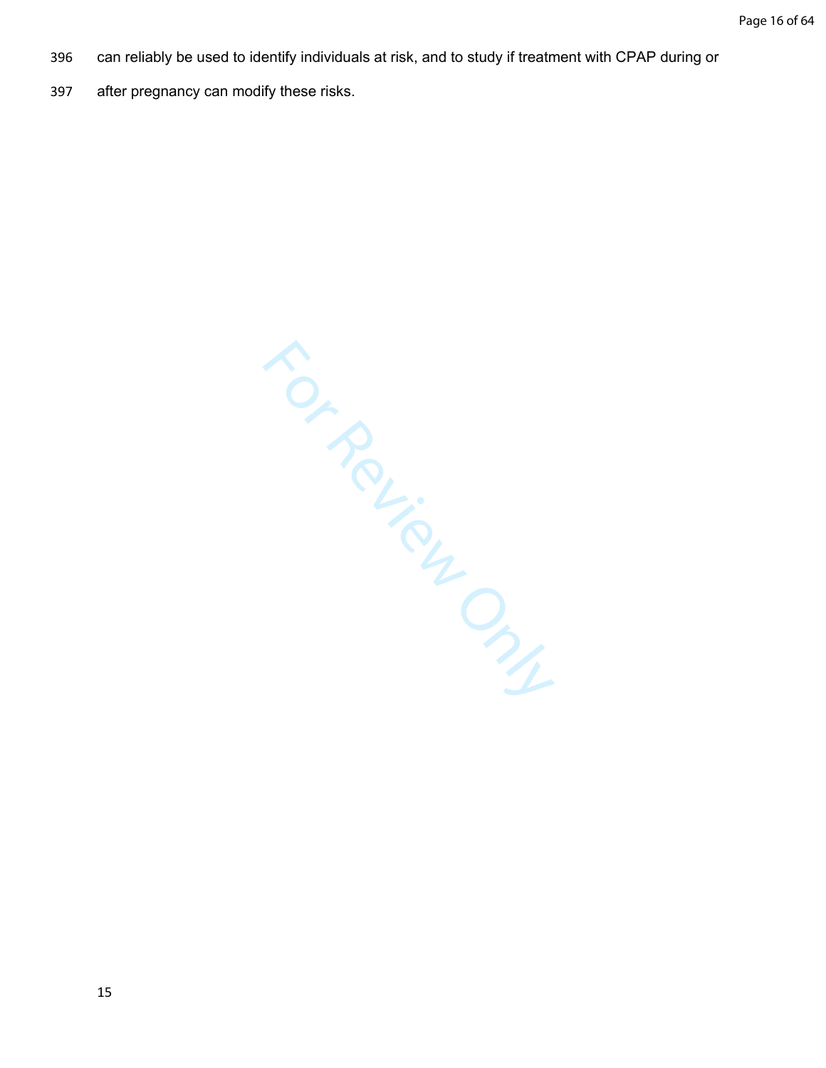can reliably be used to identify individuals at risk, and to study if treatment with CPAP during or after pregnancy can modify these risks.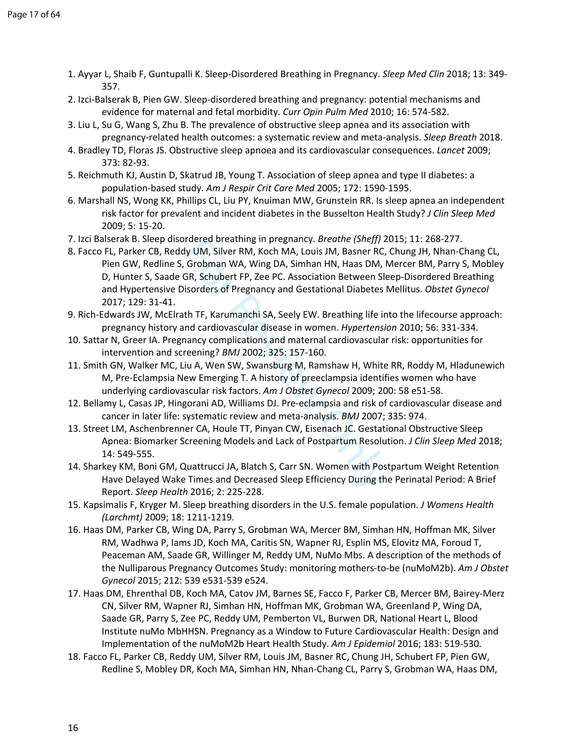1. Ayyar L, Shaib F, Guntupalli K. Sleep-Disordered Breathing in Pregnancy. *Sleep Med Clin* 2018; 13: 349-357.
2. Izci-Balserak B, Pien GW. Sleep-disordered breathing and pregnancy: potential mechanisms and evidence for maternal and fetal morbidity. *Curr Opin Pulm Med* 2010; 16: 574-582.
3. Liu L, Su G, Wang S, Zhu B. The prevalence of obstructive sleep apnea and its association with pregnancy-related health outcomes: a systematic review and meta-analysis. *Sleep Breath* 2018.
4. Bradley TD, Floras JS. Obstructive sleep apnoea and its cardiovascular consequences. *Lancet* 2009; 373: 82-93.
5. Reichmuth KJ, Austin D, Skatrud JB, Young T. Association of sleep apnea and type II diabetes: a population-based study. *Am J Respir Crit Care Med* 2005; 172: 1590-1595.
6. Marshall NS, Wong KK, Phillips CL, Liu PY, Knuiman MW, Grunstein RR. Is sleep apnea an independent risk factor for prevalent and incident diabetes in the Busselton Health Study? *J Clin Sleep Med* 2009; 5: 15-20.
7. Izci Balserak B. Sleep disordered breathing in pregnancy. *Breathe (Sheff)* 2015; 11: 268-277.
8. Facco FL, Parker CB, Reddy UM, Silver RM, Koch MA, Louis JM, Basner RC, Chung JH, Nhan-Chang CL, Pien GW, Redline S, Grobman WA, Wing DA, Simhan HN, Haas DM, Mercer BM, Parry S, Mobley D, Hunter S, Saade GR, Schubert FP, Zee PC. Association Between Sleep-Disordered Breathing and Hypertensive Disorders of Pregnancy and Gestational Diabetes Mellitus. *Obstet Gynecol* 2017; 129: 31-41.
9. Rich-Edwards JW, McElrath TF, Karumanchi SA, Seely EW. Breathing life into the lifecourse approach: pregnancy history and cardiovascular disease in women. *Hypertension* 2010; 56: 331-334.
10. Sattar N, Greer IA. Pregnancy complications and maternal cardiovascular risk: opportunities for intervention and screening? *BMJ* 2002; 325: 157-160.
11. Smith GN, Walker MC, Liu A, Wen SW, Swansburg M, Ramshaw H, White RR, Roddy M, Hladunewich M, Pre-Eclampsia New Emerging T. A history of preeclampsia identifies women who have underlying cardiovascular risk factors. *Am J Obstet Gynecol* 2009; 200: 58 e51-58.
12. Bellamy L, Casas JP, Hingorani AD, Williams DJ. Pre-eclampsia and risk of cardiovascular disease and cancer in later life: systematic review and meta-analysis. *BMJ* 2007; 335: 974.
13. Street LM, Aschenbrenner CA, Houle TT, Pinyan CW, Eisenach JC. Gestational Obstructive Sleep Apnea: Biomarker Screening Models and Lack of Postpartum Resolution. *J Clin Sleep Med* 2018; 14: 549-555.
14. Sharkey KM, Boni GM, Quattrucci JA, Blatch S, Carr SN. Women with Postpartum Weight Retention Have Delayed Wake Times and Decreased Sleep Efficiency During the Perinatal Period: A Brief Report. *Sleep Health* 2016; 2: 225-228.
15. Kapsimalis F, Kryger M. Sleep breathing disorders in the U.S. female population. *J Womens Health (Larchmt)* 2009; 18: 1211-1219.
16. Haas DM, Parker CB, Wing DA, Parry S, Grobman WA, Mercer BM, Simhan HN, Hoffman MK, Silver RM, Wadhwa P, Iams JD, Koch MA, Caritis SN, Wapner RJ, Esplin MS, Elovitz MA, Foroud T, Peaceman AM, Saade GR, Willinger M, Reddy UM, NuMo Mbs. A description of the methods of the Nulliparous Pregnancy Outcomes Study: monitoring mothers-to-be (nuMoM2b). *Am J Obstet Gynecol* 2015; 212: 539 e531-539 e524.
17. Haas DM, Ehrenthal DB, Koch MA, Catov JM, Barnes SE, Facco F, Parker CB, Mercer BM, Bairey-Merz CN, Silver RM, Wapner RJ, Simhan HN, Hoffman MK, Grobman WA, Greenland P, Wing DA, Saade GR, Parry S, Zee PC, Reddy UM, Pemberton VL, Burwen DR, National Heart L, Blood Institute nuMo MbHHSN. Pregnancy as a Window to Future Cardiovascular Health: Design and Implementation of the nuMoM2b Heart Health Study. *Am J Epidemiol* 2016; 183: 519-530.
18. Facco FL, Parker CB, Reddy UM, Silver RM, Louis JM, Basner RC, Chung JH, Schubert FP, Pien GW, Redline S, Mobley DR, Koch MA, Simhan HN, Nhan-Chang CL, Parry S, Grobman WA, Haas DM,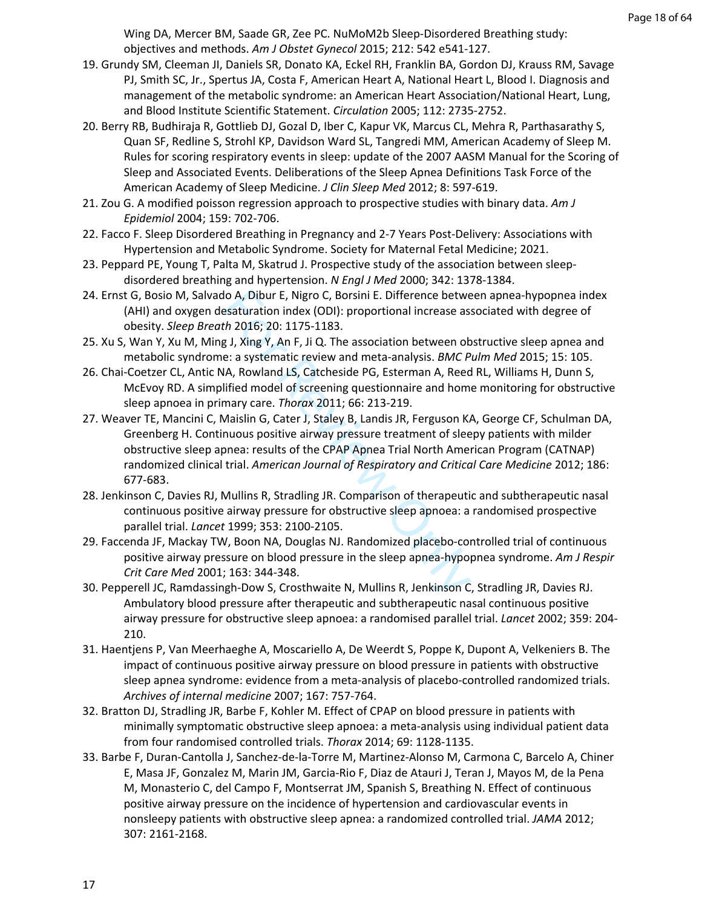Wing DA, Mercer BM, Saade GR, Zee PC. NuMoM2b Sleep-Disordered Breathing study: objectives and methods. *Am J Obstet Gynecol* 2015; 212: 542 e541-127.

19. Grundy SM, Cleeman JI, Daniels SR, Donato KA, Eckel RH, Franklin BA, Gordon DJ, Krauss RM, Savage PJ, Smith SC, Jr., Spertus JA, Costa F, American Heart A, National Heart L, Blood I. Diagnosis and management of the metabolic syndrome: an American Heart Association/National Heart, Lung, and Blood Institute Scientific Statement. *Circulation* 2005; 112: 2735-2752.
20. Berry RB, Budhiraja R, Gottlieb DJ, Gozal D, Iber C, Kapur VK, Marcus CL, Mehra R, Parthasarathy S, Quan SF, Redline S, Strohl KP, Davidson Ward SL, Tangredi MM, American Academy of Sleep M. Rules for scoring respiratory events in sleep: update of the 2007 AASM Manual for the Scoring of Sleep and Associated Events. Deliberations of the Sleep Apnea Definitions Task Force of the American Academy of Sleep Medicine. *J Clin Sleep Med* 2012; 8: 597-619.
21. Zou G. A modified poisson regression approach to prospective studies with binary data. *Am J Epidemiol* 2004; 159: 702-706.
22. Facco F. Sleep Disordered Breathing in Pregnancy and 2-7 Years Post-Delivery: Associations with Hypertension and Metabolic Syndrome. Society for Maternal Fetal Medicine; 2021.
23. Peppard PE, Young T, Palta M, Skatrud J. Prospective study of the association between sleep-disordered breathing and hypertension. *N Engl J Med* 2000; 342: 1378-1384.
24. Ernst G, Bosio M, Salvado A, Dibur E, Nigro C, Borsini E. Difference between apnea-hypopnea index (AHI) and oxygen desaturation index (ODI): proportional increase associated with degree of obesity. *Sleep Breath* 2016; 20: 1175-1183.
25. Xu S, Wan Y, Xu M, Ming J, Xing Y, An F, Ji Q. The association between obstructive sleep apnea and metabolic syndrome: a systematic review and meta-analysis. *BMC Pulm Med* 2015; 15: 105.
26. Chai-Coetzer CL, Antic NA, Rowland LS, Catcheside PG, Esterman A, Reed RL, Williams H, Dunn S, McEvoy RD. A simplified model of screening questionnaire and home monitoring for obstructive sleep apnoea in primary care. *Thorax* 2011; 66: 213-219.
27. Weaver TE, Mancini C, Maislin G, Cater J, Staley B, Landis JR, Ferguson KA, George CF, Schulman DA, Greenberg H. Continuous positive airway pressure treatment of sleepy patients with milder obstructive sleep apnea: results of the CPAP Apnea Trial North American Program (CATNAP) randomized clinical trial. *American Journal of Respiratory and Critical Care Medicine* 2012; 186: 677-683.
28. Jenkinson C, Davies RJ, Mullins R, Stradling JR. Comparison of therapeutic and subtherapeutic nasal continuous positive airway pressure for obstructive sleep apnoea: a randomised prospective parallel trial. *Lancet* 1999; 353: 2100-2105.
29. Faccenda JF, Mackay TW, Boon NA, Douglas NJ. Randomized placebo-controlled trial of continuous positive airway pressure on blood pressure in the sleep apnea-hypopnea syndrome. *Am J Respir Crit Care Med* 2001; 163: 344-348.
30. Pepperell JC, Ramdassingh-Dow S, Crosthwaite N, Mullins R, Jenkinson C, Stradling JR, Davies RJ. Ambulatory blood pressure after therapeutic and subtherapeutic nasal continuous positive airway pressure for obstructive sleep apnoea: a randomised parallel trial. *Lancet* 2002; 359: 204-210.
31. Haentjens P, Van Meerhaeghe A, Moscariello A, De Weerdt S, Poppe K, Dupont A, Velkeniers B. The impact of continuous positive airway pressure on blood pressure in patients with obstructive sleep apnea syndrome: evidence from a meta-analysis of placebo-controlled randomized trials. *Archives of internal medicine* 2007; 167: 757-764.
32. Bratton DJ, Stradling JR, Barbe F, Kohler M. Effect of CPAP on blood pressure in patients with minimally symptomatic obstructive sleep apnoea: a meta-analysis using individual patient data from four randomised controlled trials. *Thorax* 2014; 69: 1128-1135.
33. Barbe F, Duran-Cantolla J, Sanchez-de-la-Torre M, Martinez-Alonso M, Carmona C, Barcelo A, Chiner E, Masa JF, Gonzalez M, Marin JM, Garcia-Rio F, Diaz de Atauri J, Teran J, Mayos M, de la Pena M, Monasterio C, del Campo F, Montserrat JM, Spanish S, Breathing N. Effect of continuous positive airway pressure on the incidence of hypertension and cardiovascular events in nonsleepy patients with obstructive sleep apnea: a randomized controlled trial. *JAMA* 2012; 307: 2161-2168.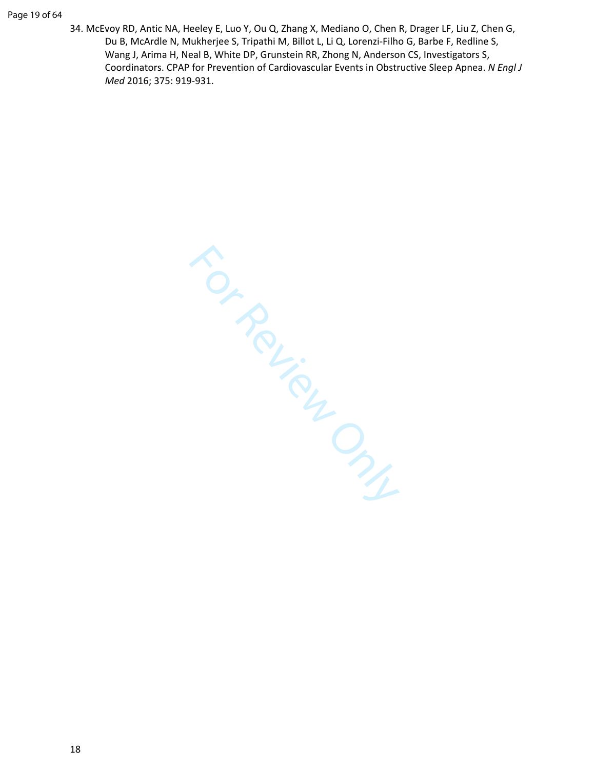34. McEvoy RD, Antic NA, Heeley E, Luo Y, Ou Q, Zhang X, Mediano O, Chen R, Drager LF, Liu Z, Chen G, Du B, McArdle N, Mukherjee S, Tripathi M, Billot L, Li Q, Lorenzi-Filho G, Barbe F, Redline S, Wang J, Arima H, Neal B, White DP, Grunstein RR, Zhong N, Anderson CS, Investigators S, Coordinators. CPAP for Prevention of Cardiovascular Events in Obstructive Sleep Apnea. *N Engl J Med* 2016; 375: 919-931.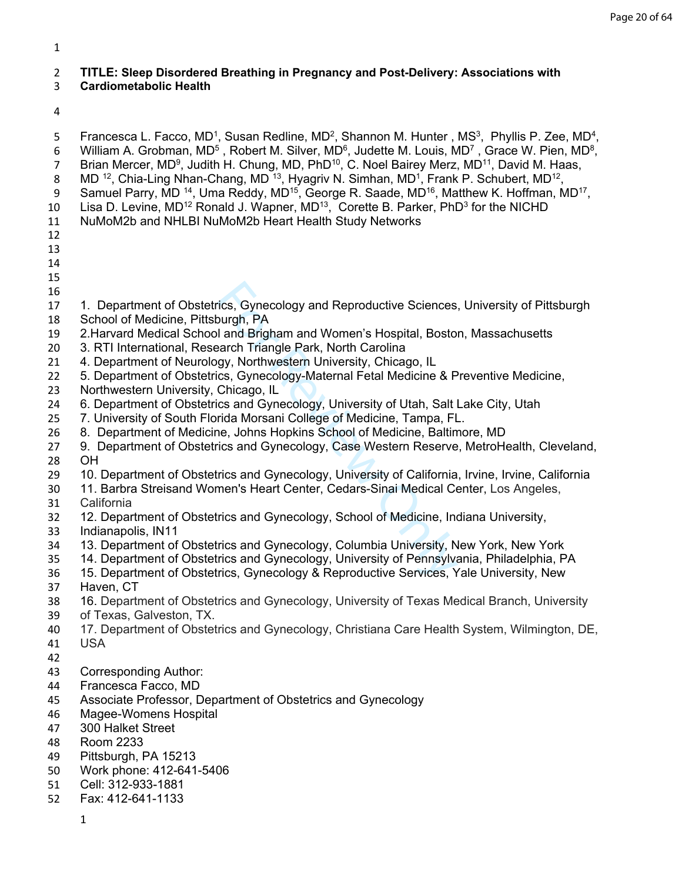**TITLE: Sleep Disordered Breathing in Pregnancy and Post-Delivery: Associations with Cardiometabolic Health**

Francesca L. Facco, MD[1], Susan Redline, MD[2], Shannon M. Hunter , MS[3], Phyllis P. Zee, MD[4], William A. Grobman, MD[5] , Robert M. Silver, MD[6], Judette M. Louis, MD[7] , Grace W. Pien, MD[8], Brian Mercer, MD[9], Judith H. Chung, MD, PhD[10], C. Noel Bairey Merz, MD[11], David M. Haas, MD [12], Chia-Ling Nhan-Chang, MD [13], Hyagriv N. Simhan, MD[1], Frank P. Schubert, MD[12], Samuel Parry, MD [14], Uma Reddy, MD[15], George R. Saade, MD[16], Matthew K. Hoffman, MD[17], Lisa D. Levine, MD[12] Ronald J. Wapner, MD[13], Corette B. Parker, PhD[3] for the NICHD NuMoM2b and NHLBI NuMoM2b Heart Health Study Networks

1. Department of Obstetrics, Gynecology and Reproductive Sciences, University of Pittsburgh School of Medicine, Pittsburgh, PA
2. Harvard Medical School and Brigham and Women's Hospital, Boston, Massachusetts
3. RTI International, Research Triangle Park, North Carolina
4. Department of Neurology, Northwestern University, Chicago, IL
5. Department of Obstetrics, Gynecology-Maternal Fetal Medicine & Preventive Medicine, Northwestern University, Chicago, IL
6. Department of Obstetrics and Gynecology, University of Utah, Salt Lake City, Utah
7. University of South Florida Morsani College of Medicine, Tampa, FL.
8. Department of Medicine, Johns Hopkins School of Medicine, Baltimore, MD
9. Department of Obstetrics and Gynecology, Case Western Reserve, MetroHealth, Cleveland, OH
10. Department of Obstetrics and Gynecology, University of California, Irvine, Irvine, California
11. Barbra Streisand Women's Heart Center, Cedars-Sinai Medical Center, Los Angeles, California
12. Department of Obstetrics and Gynecology, School of Medicine, Indiana University, Indianapolis, IN11
13. Department of Obstetrics and Gynecology, Columbia University, New York, New York
14. Department of Obstetrics and Gynecology, University of Pennsylvania, Philadelphia, PA
15. Department of Obstetrics, Gynecology & Reproductive Services, Yale University, New Haven, CT
16. Department of Obstetrics and Gynecology, University of Texas Medical Branch, University of Texas, Galveston, TX.
17. Department of Obstetrics and Gynecology, Christiana Care Health System, Wilmington, DE, USA

Corresponding Author:
Francesca Facco, MD
Associate Professor, Department of Obstetrics and Gynecology
Magee-Womens Hospital
300 Halket Street
Room 2233
Pittsburgh, PA 15213
Work phone: 412-641-5406
Cell: 312-933-1881
Fax: 412-641-1133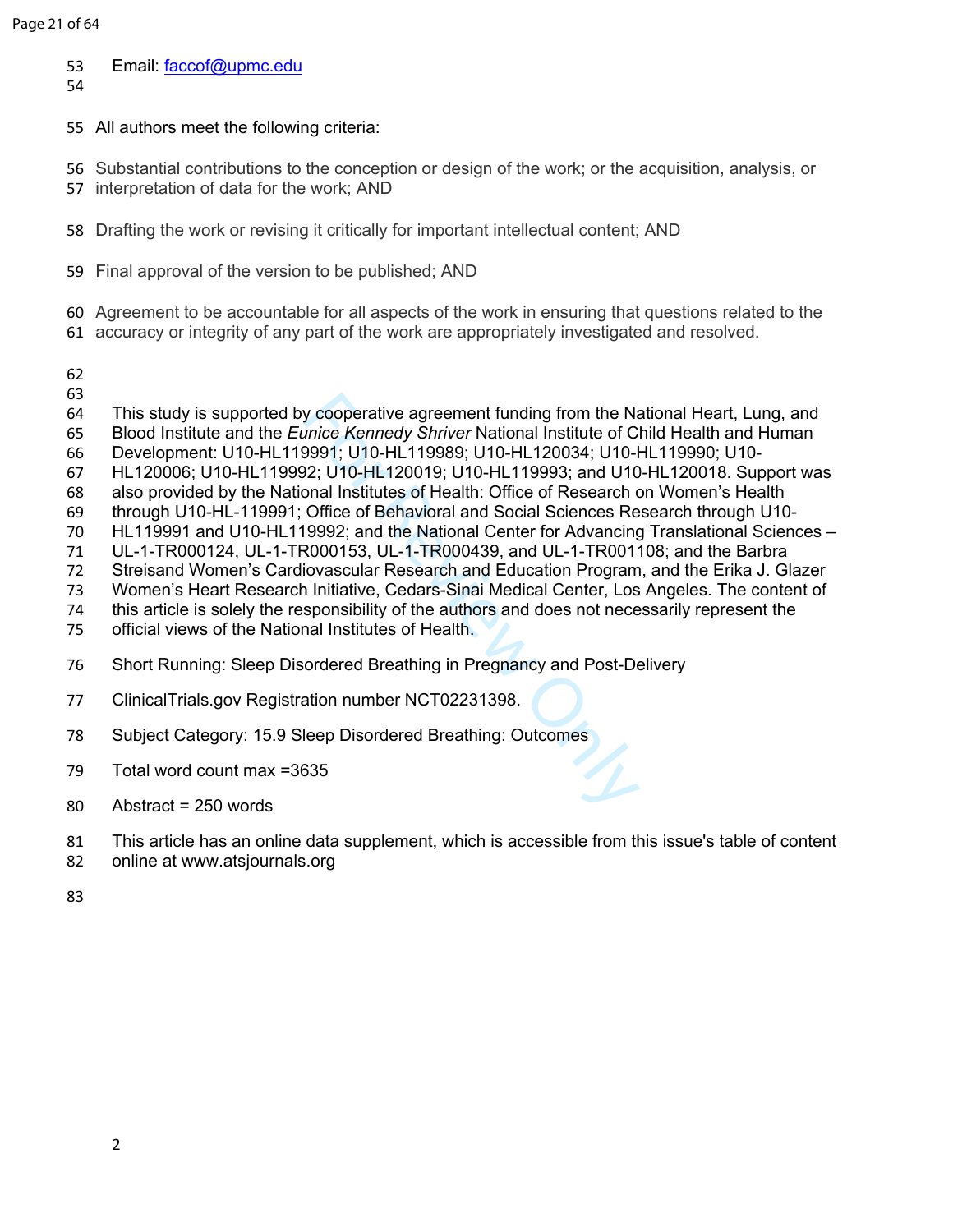Email: faccof@upmc.edu

All authors meet the following criteria:

Substantial contributions to the conception or design of the work; or the acquisition, analysis, or interpretation of data for the work; AND

Drafting the work or revising it critically for important intellectual content; AND

Final approval of the version to be published; AND

Agreement to be accountable for all aspects of the work in ensuring that questions related to the accuracy or integrity of any part of the work are appropriately investigated and resolved.

This study is supported by cooperative agreement funding from the National Heart, Lung, and Blood Institute and the *Eunice Kennedy Shriver* National Institute of Child Health and Human Development: U10-HL119991; U10-HL119989; U10-HL120034; U10-HL119990; U10-HL120006; U10-HL119992; U10-HL120019; U10-HL119993; and U10-HL120018. Support was also provided by the National Institutes of Health: Office of Research on Women's Health through U10-HL-119991; Office of Behavioral and Social Sciences Research through U10-HL119991 and U10-HL119992; and the National Center for Advancing Translational Sciences – UL-1-TR000124, UL-1-TR000153, UL-1-TR000439, and UL-1-TR001108; and the Barbra Streisand Women's Cardiovascular Research and Education Program, and the Erika J. Glazer Women's Heart Research Initiative, Cedars-Sinai Medical Center, Los Angeles. The content of this article is solely the responsibility of the authors and does not necessarily represent the official views of the National Institutes of Health.

Short Running: Sleep Disordered Breathing in Pregnancy and Post-Delivery

ClinicalTrials.gov Registration number NCT02231398.

Subject Category: 15.9 Sleep Disordered Breathing: Outcomes

Total word count max =3635

Abstract = 250 words

This article has an online data supplement, which is accessible from this issue's table of content online at www.atsjournals.org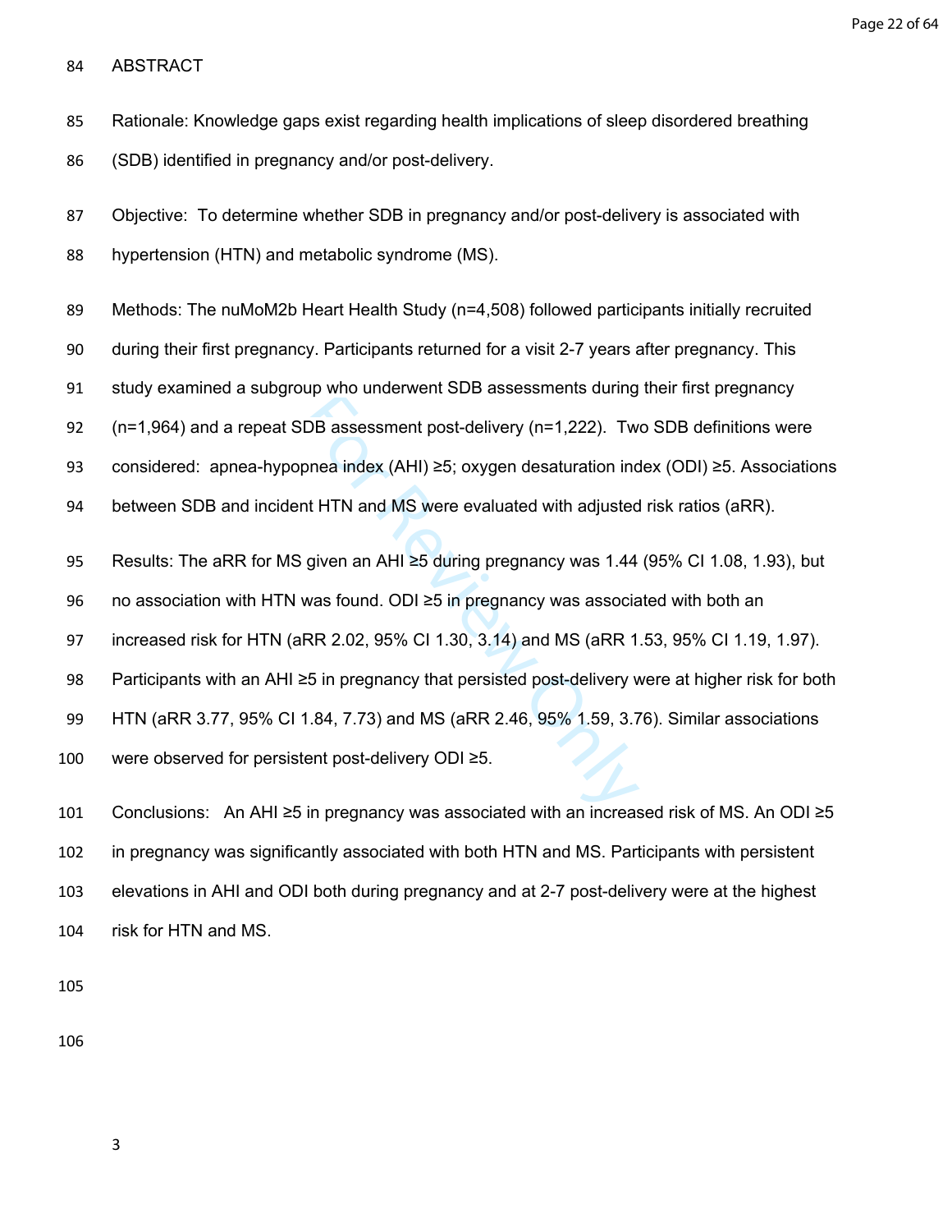# ABSTRACT

Rationale: Knowledge gaps exist regarding health implications of sleep disordered breathing (SDB) identified in pregnancy and/or post-delivery.

Objective: To determine whether SDB in pregnancy and/or post-delivery is associated with hypertension (HTN) and metabolic syndrome (MS).

Methods: The nuMoM2b Heart Health Study (n=4,508) followed participants initially recruited during their first pregnancy. Participants returned for a visit 2-7 years after pregnancy. This study examined a subgroup who underwent SDB assessments during their first pregnancy (n=1,964) and a repeat SDB assessment post-delivery (n=1,222). Two SDB definitions were considered: apnea-hypopnea index (AHI) ≥5; oxygen desaturation index (ODI) ≥5. Associations between SDB and incident HTN and MS were evaluated with adjusted risk ratios (aRR).

Results: The aRR for MS given an AHI ≥5 during pregnancy was 1.44 (95% CI 1.08, 1.93), but no association with HTN was found. ODI ≥5 in pregnancy was associated with both an increased risk for HTN (aRR 2.02, 95% CI 1.30, 3.14) and MS (aRR 1.53, 95% CI 1.19, 1.97). Participants with an AHI ≥5 in pregnancy that persisted post-delivery were at higher risk for both HTN (aRR 3.77, 95% CI 1.84, 7.73) and MS (aRR 2.46, 95% 1.59, 3.76). Similar associations were observed for persistent post-delivery ODI ≥5.

Conclusions: An AHI ≥5 in pregnancy was associated with an increased risk of MS. An ODI ≥5 in pregnancy was significantly associated with both HTN and MS. Participants with persistent elevations in AHI and ODI both during pregnancy and at 2-7 post-delivery were at the highest risk for HTN and MS.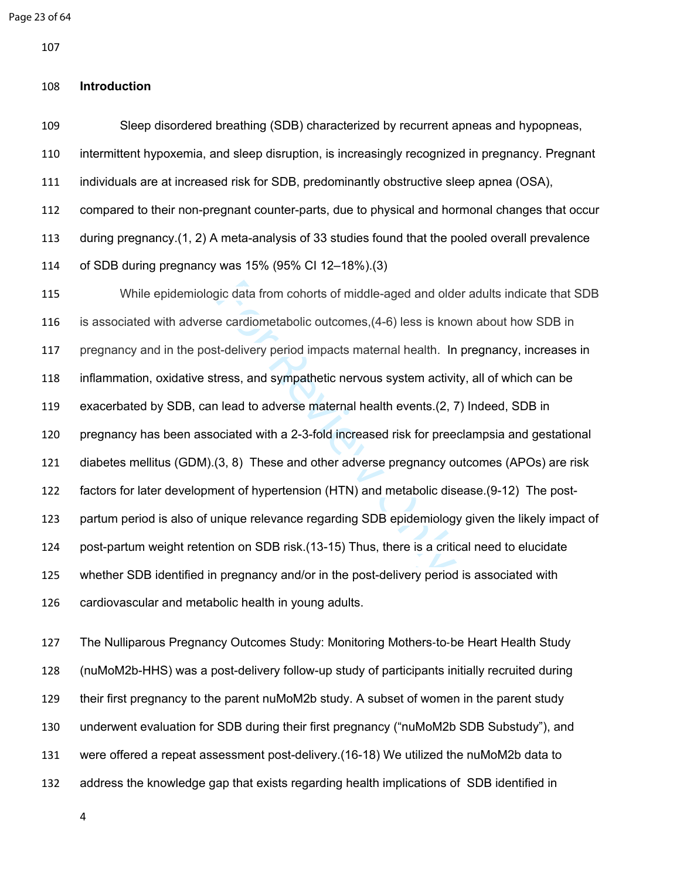## Introduction

Sleep disordered breathing (SDB) characterized by recurrent apneas and hypopneas, intermittent hypoxemia, and sleep disruption, is increasingly recognized in pregnancy. Pregnant individuals are at increased risk for SDB, predominantly obstructive sleep apnea (OSA), compared to their non-pregnant counter-parts, due to physical and hormonal changes that occur during pregnancy.(1, 2) A meta-analysis of 33 studies found that the pooled overall prevalence of SDB during pregnancy was 15% (95% CI 12–18%).(3)

While epidemiologic data from cohorts of middle-aged and older adults indicate that SDB is associated with adverse cardiometabolic outcomes,(4-6) less is known about how SDB in pregnancy and in the post-delivery period impacts maternal health. In pregnancy, increases in inflammation, oxidative stress, and sympathetic nervous system activity, all of which can be exacerbated by SDB, can lead to adverse maternal health events.(2, 7) Indeed, SDB in pregnancy has been associated with a 2-3-fold increased risk for preeclampsia and gestational diabetes mellitus (GDM).(3, 8) These and other adverse pregnancy outcomes (APOs) are risk factors for later development of hypertension (HTN) and metabolic disease.(9-12) The post-partum period is also of unique relevance regarding SDB epidemiology given the likely impact of post-partum weight retention on SDB risk.(13-15) Thus, there is a critical need to elucidate whether SDB identified in pregnancy and/or in the post-delivery period is associated with cardiovascular and metabolic health in young adults.

The Nulliparous Pregnancy Outcomes Study: Monitoring Mothers-to-be Heart Health Study (nuMoM2b-HHS) was a post-delivery follow-up study of participants initially recruited during their first pregnancy to the parent nuMoM2b study. A subset of women in the parent study underwent evaluation for SDB during their first pregnancy ("nuMoM2b SDB Substudy"), and were offered a repeat assessment post-delivery.(16-18) We utilized the nuMoM2b data to address the knowledge gap that exists regarding health implications of SDB identified in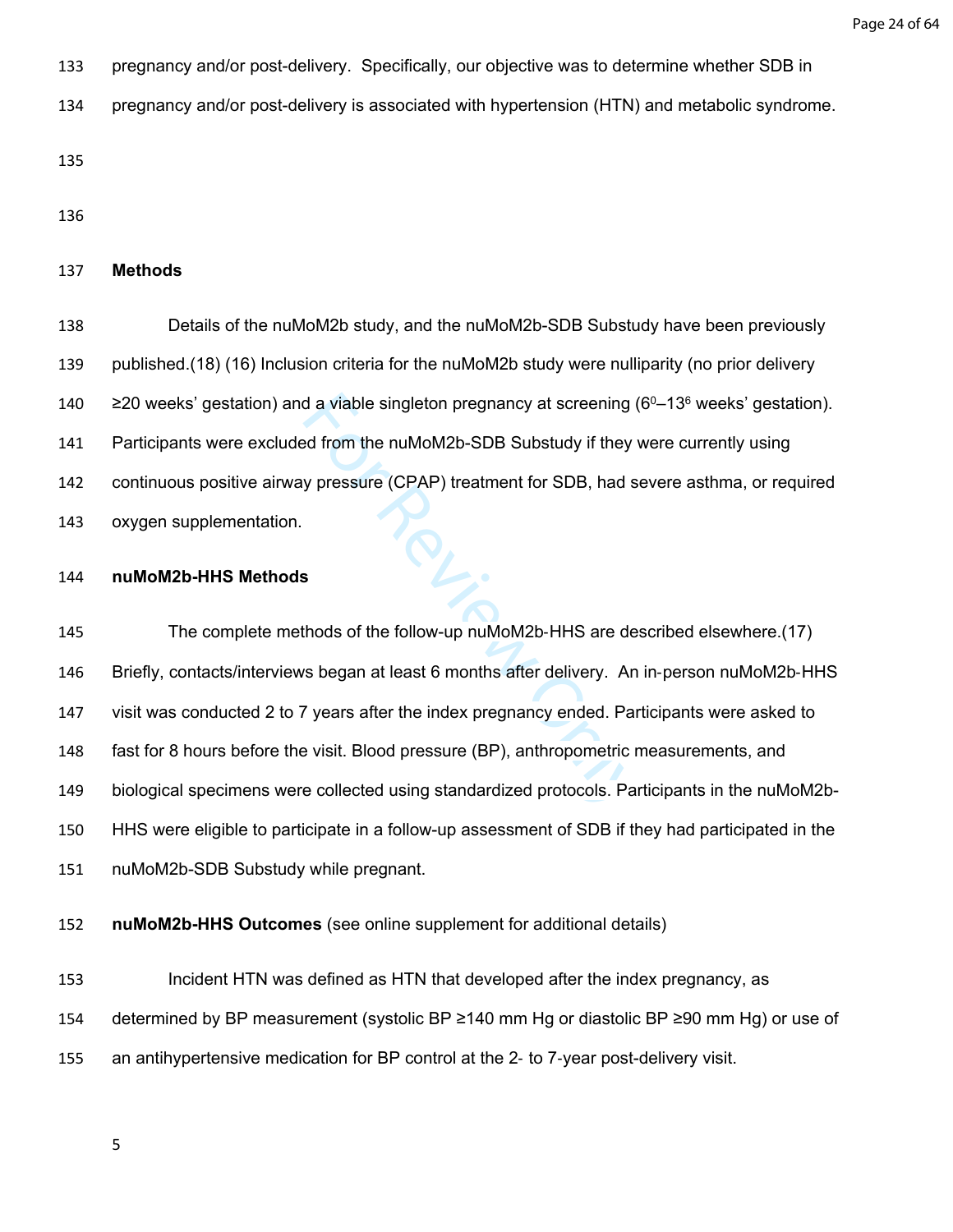pregnancy and/or post-delivery. Specifically, our objective was to determine whether SDB in pregnancy and/or post-delivery is associated with hypertension (HTN) and metabolic syndrome.

## Methods

Details of the nuMoM2b study, and the nuMoM2b-SDB Substudy have been previously published.(18) (16) Inclusion criteria for the nuMoM2b study were nulliparity (no prior delivery ≥20 weeks' gestation) and a viable singleton pregnancy at screening ($6^0$–$13^6$ weeks' gestation). Participants were excluded from the nuMoM2b-SDB Substudy if they were currently using continuous positive airway pressure (CPAP) treatment for SDB, had severe asthma, or required oxygen supplementation.

### nuMoM2b-HHS Methods

The complete methods of the follow-up nuMoM2b-HHS are described elsewhere.(17) Briefly, contacts/interviews began at least 6 months after delivery. An in-person nuMoM2b-HHS visit was conducted 2 to 7 years after the index pregnancy ended. Participants were asked to fast for 8 hours before the visit. Blood pressure (BP), anthropometric measurements, and biological specimens were collected using standardized protocols. Participants in the nuMoM2b-HHS were eligible to participate in a follow-up assessment of SDB if they had participated in the nuMoM2b-SDB Substudy while pregnant.

**nuMoM2b-HHS Outcomes** (see online supplement for additional details)

Incident HTN was defined as HTN that developed after the index pregnancy, as determined by BP measurement (systolic BP ≥140 mm Hg or diastolic BP ≥90 mm Hg) or use of an antihypertensive medication for BP control at the 2- to 7-year post-delivery visit.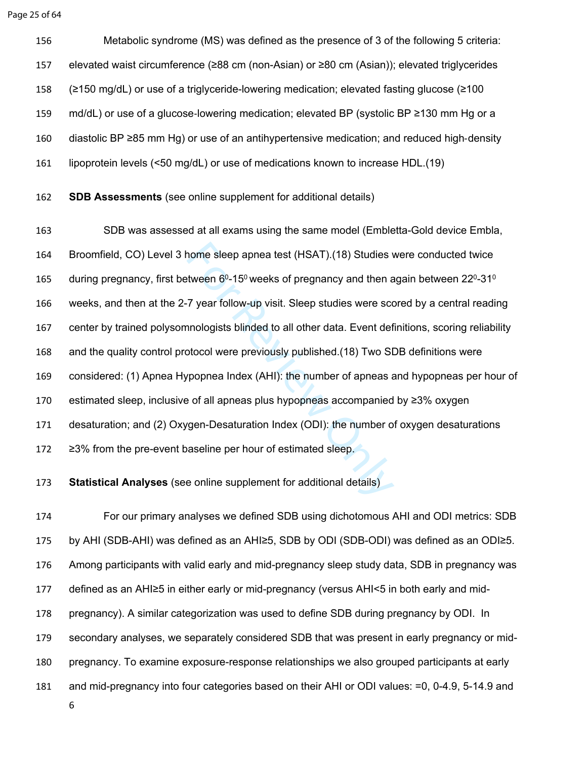Metabolic syndrome (MS) was defined as the presence of 3 of the following 5 criteria: elevated waist circumference (≥88 cm (non-Asian) or ≥80 cm (Asian)); elevated triglycerides (≥150 mg/dL) or use of a triglyceride-lowering medication; elevated fasting glucose (≥100 md/dL) or use of a glucose-lowering medication; elevated BP (systolic BP ≥130 mm Hg or a diastolic BP ≥85 mm Hg) or use of an antihypertensive medication; and reduced high-density lipoprotein levels (<50 mg/dL) or use of medications known to increase HDL.(19)

**SDB Assessments** (see online supplement for additional details)

SDB was assessed at all exams using the same model (Embletta-Gold device Embla, Broomfield, CO) Level 3 home sleep apnea test (HSAT).(18) Studies were conducted twice during pregnancy, first between $6^0$-$15^0$ weeks of pregnancy and then again between $22^0$-$31^0$ weeks, and then at the 2-7 year follow-up visit. Sleep studies were scored by a central reading center by trained polysomnologists blinded to all other data. Event definitions, scoring reliability and the quality control protocol were previously published.(18) Two SDB definitions were considered: (1) Apnea Hypopnea Index (AHI): the number of apneas and hypopneas per hour of estimated sleep, inclusive of all apneas plus hypopneas accompanied by ≥3% oxygen desaturation; and (2) Oxygen-Desaturation Index (ODI): the number of oxygen desaturations ≥3% from the pre-event baseline per hour of estimated sleep.

**Statistical Analyses** (see online supplement for additional details)

For our primary analyses we defined SDB using dichotomous AHI and ODI metrics: SDB by AHI (SDB-AHI) was defined as an AHI≥5, SDB by ODI (SDB-ODI) was defined as an ODI≥5. Among participants with valid early and mid-pregnancy sleep study data, SDB in pregnancy was defined as an AHI≥5 in either early or mid-pregnancy (versus AHI<5 in both early and mid-pregnancy). A similar categorization was used to define SDB during pregnancy by ODI. In secondary analyses, we separately considered SDB that was present in early pregnancy or mid-pregnancy. To examine exposure-response relationships we also grouped participants at early and mid-pregnancy into four categories based on their AHI or ODI values: =0, 0-4.9, 5-14.9 and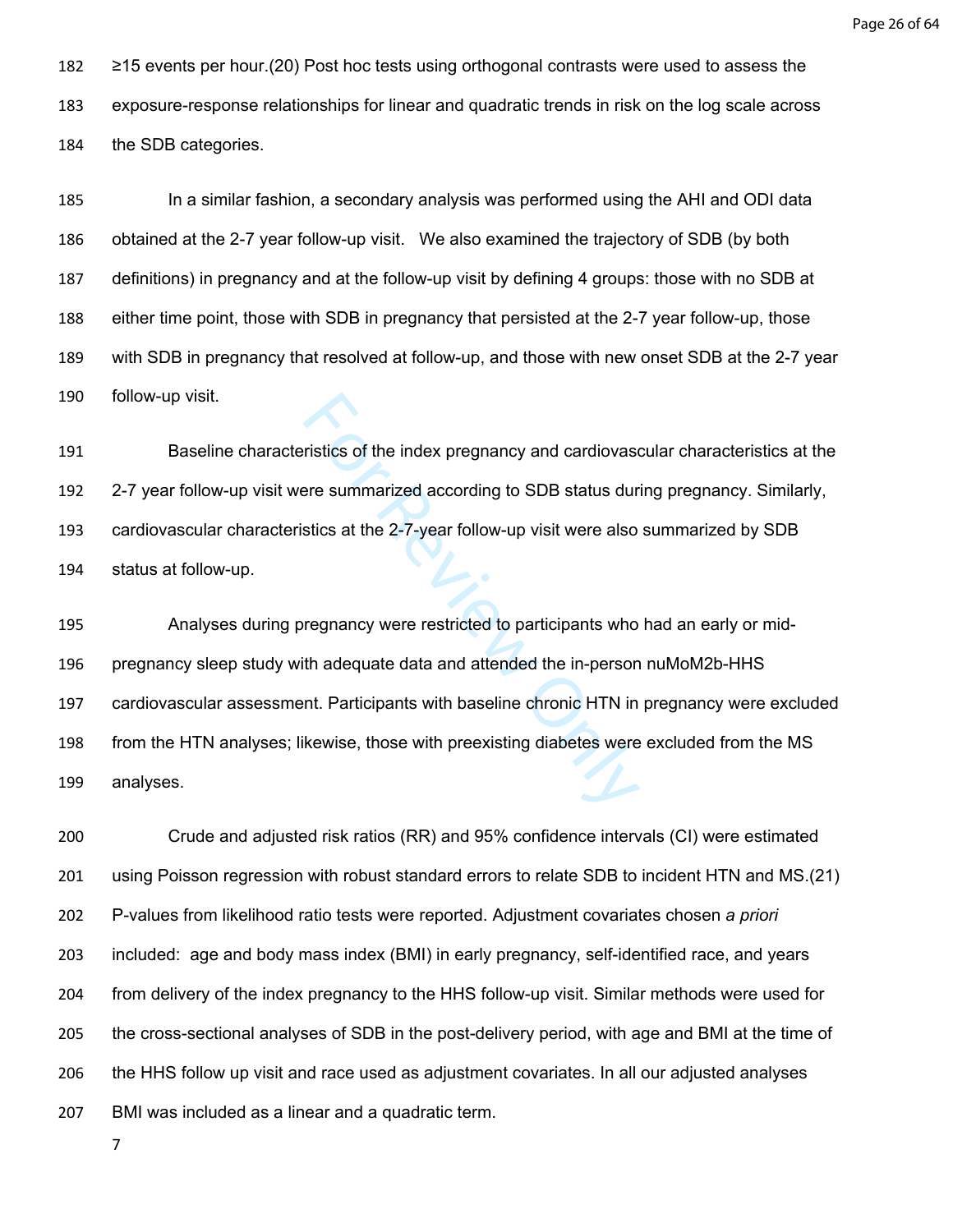≥15 events per hour.(20) Post hoc tests using orthogonal contrasts were used to assess the exposure-response relationships for linear and quadratic trends in risk on the log scale across the SDB categories.

In a similar fashion, a secondary analysis was performed using the AHI and ODI data obtained at the 2-7 year follow-up visit. We also examined the trajectory of SDB (by both definitions) in pregnancy and at the follow-up visit by defining 4 groups: those with no SDB at either time point, those with SDB in pregnancy that persisted at the 2-7 year follow-up, those with SDB in pregnancy that resolved at follow-up, and those with new onset SDB at the 2-7 year follow-up visit.

Baseline characteristics of the index pregnancy and cardiovascular characteristics at the 2-7 year follow-up visit were summarized according to SDB status during pregnancy. Similarly, cardiovascular characteristics at the 2-7-year follow-up visit were also summarized by SDB status at follow-up.

Analyses during pregnancy were restricted to participants who had an early or mid-pregnancy sleep study with adequate data and attended the in-person nuMoM2b-HHS cardiovascular assessment. Participants with baseline chronic HTN in pregnancy were excluded from the HTN analyses; likewise, those with preexisting diabetes were excluded from the MS analyses.

Crude and adjusted risk ratios (RR) and 95% confidence intervals (CI) were estimated using Poisson regression with robust standard errors to relate SDB to incident HTN and MS.(21) P-values from likelihood ratio tests were reported. Adjustment covariates chosen *a priori* included: age and body mass index (BMI) in early pregnancy, self-identified race, and years from delivery of the index pregnancy to the HHS follow-up visit. Similar methods were used for the cross-sectional analyses of SDB in the post-delivery period, with age and BMI at the time of the HHS follow up visit and race used as adjustment covariates. In all our adjusted analyses BMI was included as a linear and a quadratic term.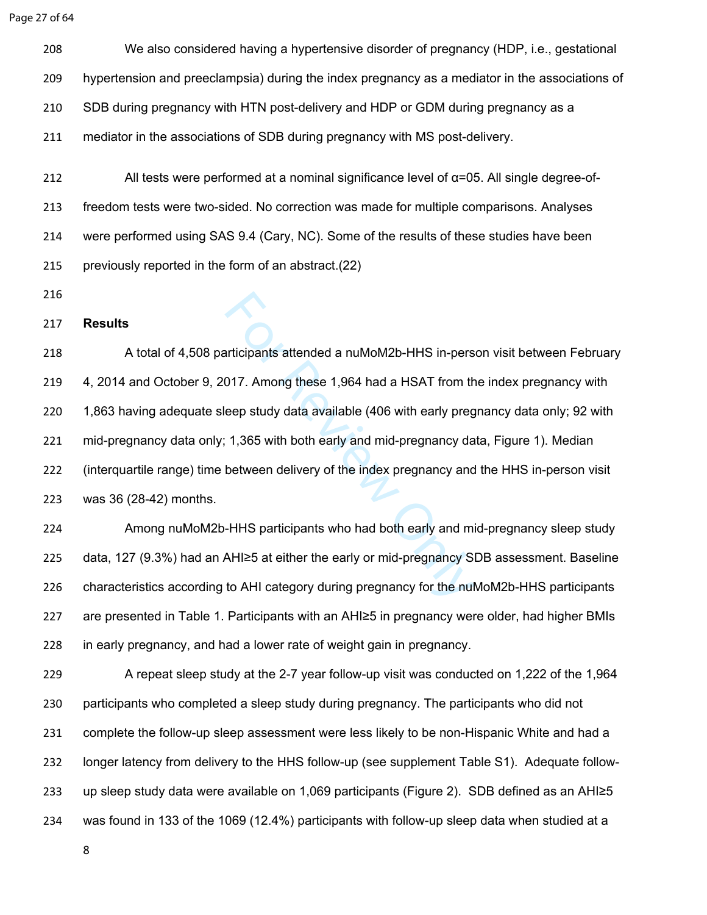We also considered having a hypertensive disorder of pregnancy (HDP, i.e., gestational hypertension and preeclampsia) during the index pregnancy as a mediator in the associations of SDB during pregnancy with HTN post-delivery and HDP or GDM during pregnancy as a mediator in the associations of SDB during pregnancy with MS post-delivery.

All tests were performed at a nominal significance level of α=05. All single degree-of-freedom tests were two-sided. No correction was made for multiple comparisons. Analyses were performed using SAS 9.4 (Cary, NC). Some of the results of these studies have been previously reported in the form of an abstract.(22)

## Results

A total of 4,508 participants attended a nuMoM2b-HHS in-person visit between February 4, 2014 and October 9, 2017. Among these 1,964 had a HSAT from the index pregnancy with 1,863 having adequate sleep study data available (406 with early pregnancy data only; 92 with mid-pregnancy data only; 1,365 with both early and mid-pregnancy data, Figure 1). Median (interquartile range) time between delivery of the index pregnancy and the HHS in-person visit was 36 (28-42) months.

Among nuMoM2b-HHS participants who had both early and mid-pregnancy sleep study data, 127 (9.3%) had an AHI≥5 at either the early or mid-pregnancy SDB assessment. Baseline characteristics according to AHI category during pregnancy for the nuMoM2b-HHS participants are presented in Table 1. Participants with an AHI≥5 in pregnancy were older, had higher BMIs in early pregnancy, and had a lower rate of weight gain in pregnancy.

A repeat sleep study at the 2-7 year follow-up visit was conducted on 1,222 of the 1,964 participants who completed a sleep study during pregnancy. The participants who did not complete the follow-up sleep assessment were less likely to be non-Hispanic White and had a longer latency from delivery to the HHS follow-up (see supplement Table S1). Adequate follow-up sleep study data were available on 1,069 participants (Figure 2). SDB defined as an AHI≥5 was found in 133 of the 1069 (12.4%) participants with follow-up sleep data when studied at a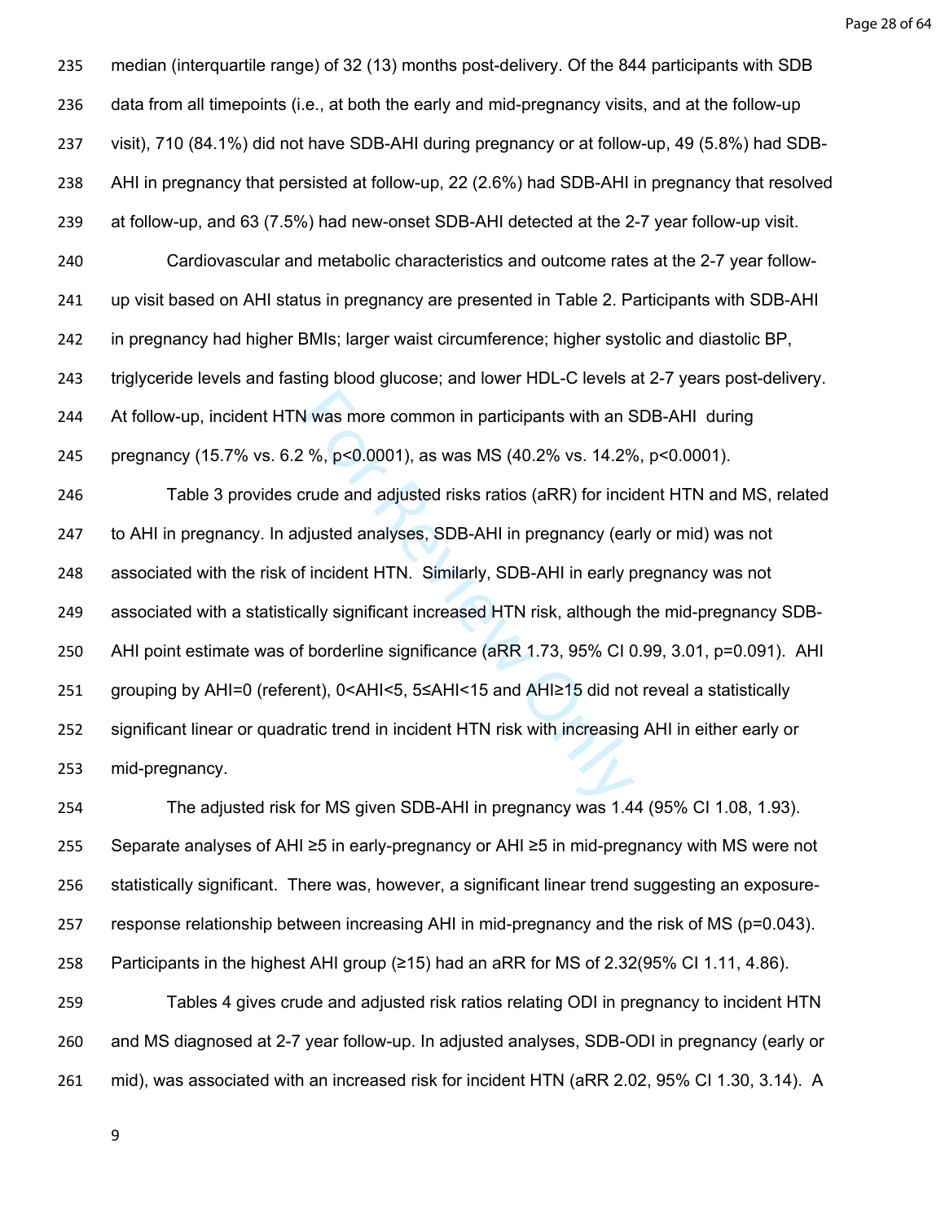median (interquartile range) of 32 (13) months post-delivery. Of the 844 participants with SDB data from all timepoints (i.e., at both the early and mid-pregnancy visits, and at the follow-up visit), 710 (84.1%) did not have SDB-AHI during pregnancy or at follow-up, 49 (5.8%) had SDB-AHI in pregnancy that persisted at follow-up, 22 (2.6%) had SDB-AHI in pregnancy that resolved at follow-up, and 63 (7.5%) had new-onset SDB-AHI detected at the 2-7 year follow-up visit.

Cardiovascular and metabolic characteristics and outcome rates at the 2-7 year follow-up visit based on AHI status in pregnancy are presented in Table 2. Participants with SDB-AHI in pregnancy had higher BMIs; larger waist circumference; higher systolic and diastolic BP, triglyceride levels and fasting blood glucose; and lower HDL-C levels at 2-7 years post-delivery. At follow-up, incident HTN was more common in participants with an SDB-AHI during pregnancy (15.7% vs. 6.2 %, $p<0.0001$), as was MS (40.2% vs. 14.2%, $p<0.0001$).

Table 3 provides crude and adjusted risks ratios (aRR) for incident HTN and MS, related to AHI in pregnancy. In adjusted analyses, SDB-AHI in pregnancy (early or mid) was not associated with the risk of incident HTN. Similarly, SDB-AHI in early pregnancy was not associated with a statistically significant increased HTN risk, although the mid-pregnancy SDB-AHI point estimate was of borderline significance (aRR 1.73, 95% CI 0.99, 3.01, $p=0.091$). AHI grouping by AHI=0 (referent), 0<AHI<5, 5≤AHI<15 and AHI≥15 did not reveal a statistically significant linear or quadratic trend in incident HTN risk with increasing AHI in either early or mid-pregnancy.

The adjusted risk for MS given SDB-AHI in pregnancy was 1.44 (95% CI 1.08, 1.93). Separate analyses of AHI ≥5 in early-pregnancy or AHI ≥5 in mid-pregnancy with MS were not statistically significant. There was, however, a significant linear trend suggesting an exposure-response relationship between increasing AHI in mid-pregnancy and the risk of MS ($p=0.043$). Participants in the highest AHI group (≥15) had an aRR for MS of 2.32(95% CI 1.11, 4.86).

Tables 4 gives crude and adjusted risk ratios relating ODI in pregnancy to incident HTN and MS diagnosed at 2-7 year follow-up. In adjusted analyses, SDB-ODI in pregnancy (early or mid), was associated with an increased risk for incident HTN (aRR 2.02, 95% CI 1.30, 3.14). A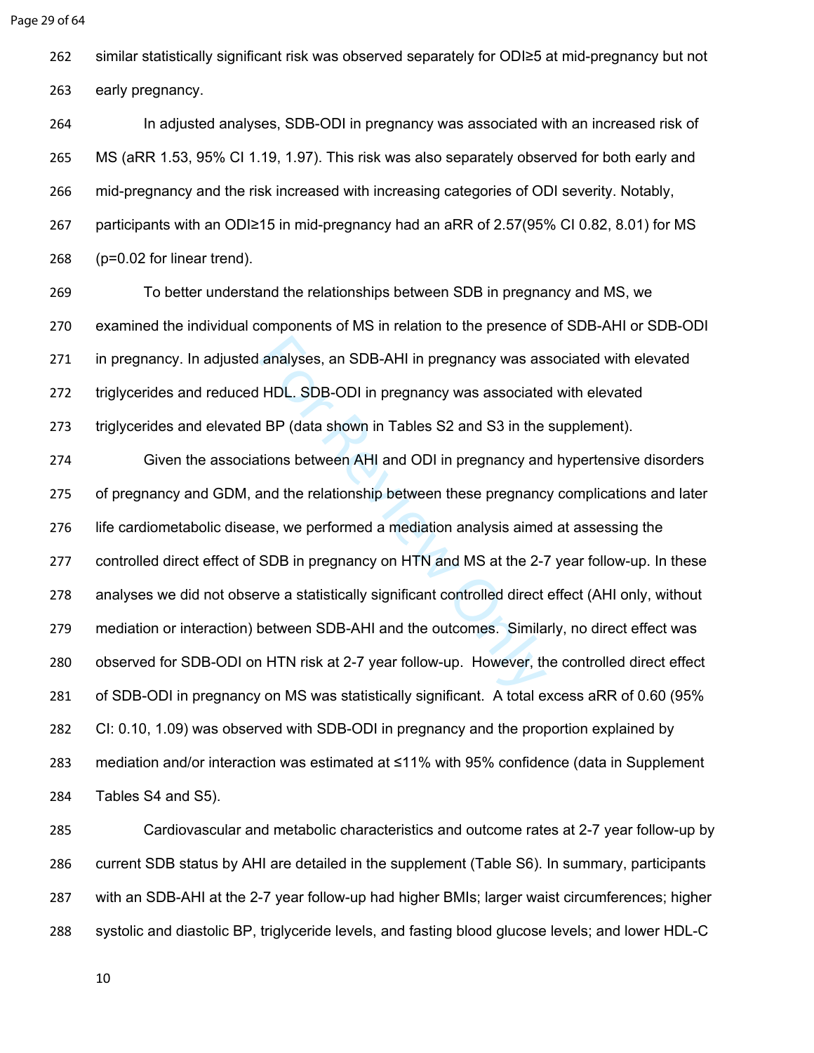similar statistically significant risk was observed separately for ODI≥5 at mid-pregnancy but not early pregnancy.

In adjusted analyses, SDB-ODI in pregnancy was associated with an increased risk of MS (aRR 1.53, 95% CI 1.19, 1.97). This risk was also separately observed for both early and mid-pregnancy and the risk increased with increasing categories of ODI severity. Notably, participants with an ODI≥15 in mid-pregnancy had an aRR of 2.57(95% CI 0.82, 8.01) for MS (p=0.02 for linear trend).

To better understand the relationships between SDB in pregnancy and MS, we examined the individual components of MS in relation to the presence of SDB-AHI or SDB-ODI in pregnancy. In adjusted analyses, an SDB-AHI in pregnancy was associated with elevated triglycerides and reduced HDL. SDB-ODI in pregnancy was associated with elevated triglycerides and elevated BP (data shown in Tables S2 and S3 in the supplement).

Given the associations between AHI and ODI in pregnancy and hypertensive disorders of pregnancy and GDM, and the relationship between these pregnancy complications and later life cardiometabolic disease, we performed a mediation analysis aimed at assessing the controlled direct effect of SDB in pregnancy on HTN and MS at the 2-7 year follow-up. In these analyses we did not observe a statistically significant controlled direct effect (AHI only, without mediation or interaction) between SDB-AHI and the outcomes. Similarly, no direct effect was observed for SDB-ODI on HTN risk at 2-7 year follow-up. However, the controlled direct effect of SDB-ODI in pregnancy on MS was statistically significant. A total excess aRR of 0.60 (95% CI: 0.10, 1.09) was observed with SDB-ODI in pregnancy and the proportion explained by mediation and/or interaction was estimated at ≤11% with 95% confidence (data in Supplement Tables S4 and S5).

Cardiovascular and metabolic characteristics and outcome rates at 2-7 year follow-up by current SDB status by AHI are detailed in the supplement (Table S6). In summary, participants with an SDB-AHI at the 2-7 year follow-up had higher BMIs; larger waist circumferences; higher systolic and diastolic BP, triglyceride levels, and fasting blood glucose levels; and lower HDL-C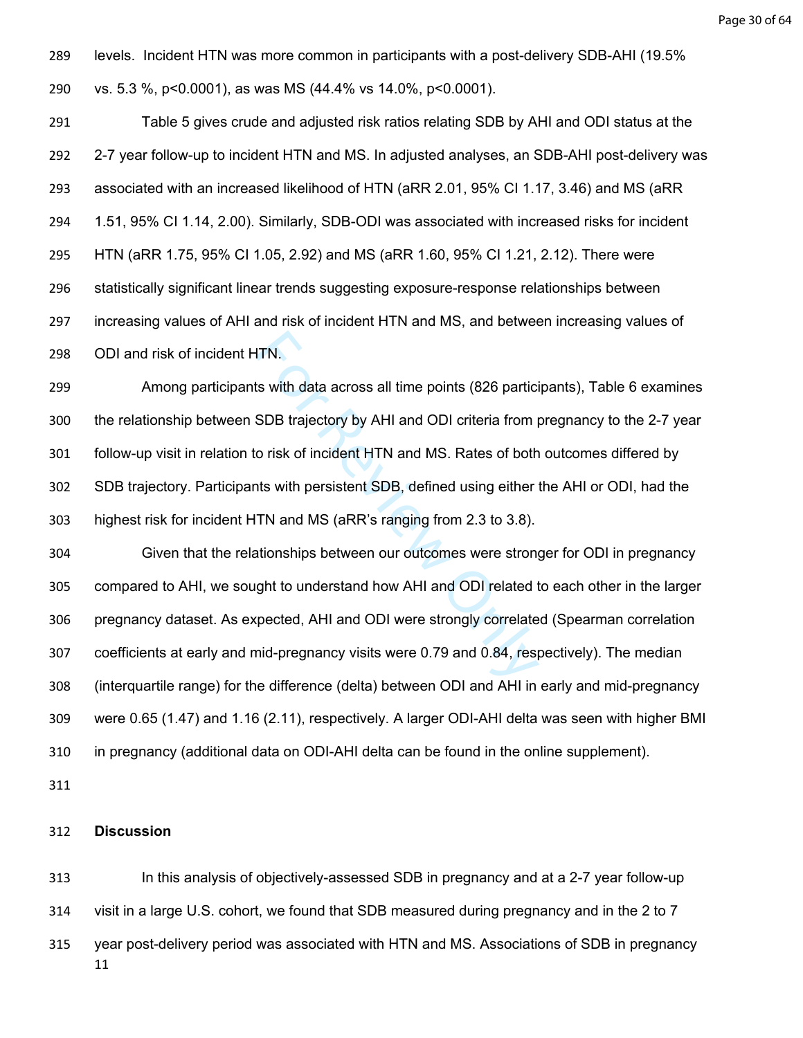levels. Incident HTN was more common in participants with a post-delivery SDB-AHI (19.5% vs. 5.3 %, p<0.0001), as was MS (44.4% vs 14.0%, p<0.0001).

Table 5 gives crude and adjusted risk ratios relating SDB by AHI and ODI status at the 2-7 year follow-up to incident HTN and MS. In adjusted analyses, an SDB-AHI post-delivery was associated with an increased likelihood of HTN (aRR 2.01, 95% CI 1.17, 3.46) and MS (aRR 1.51, 95% CI 1.14, 2.00). Similarly, SDB-ODI was associated with increased risks for incident HTN (aRR 1.75, 95% CI 1.05, 2.92) and MS (aRR 1.60, 95% CI 1.21, 2.12). There were statistically significant linear trends suggesting exposure-response relationships between increasing values of AHI and risk of incident HTN and MS, and between increasing values of ODI and risk of incident HTN.

Among participants with data across all time points (826 participants), Table 6 examines the relationship between SDB trajectory by AHI and ODI criteria from pregnancy to the 2-7 year follow-up visit in relation to risk of incident HTN and MS. Rates of both outcomes differed by SDB trajectory. Participants with persistent SDB, defined using either the AHI or ODI, had the highest risk for incident HTN and MS (aRR's ranging from 2.3 to 3.8).

Given that the relationships between our outcomes were stronger for ODI in pregnancy compared to AHI, we sought to understand how AHI and ODI related to each other in the larger pregnancy dataset. As expected, AHI and ODI were strongly correlated (Spearman correlation coefficients at early and mid-pregnancy visits were 0.79 and 0.84, respectively). The median (interquartile range) for the difference (delta) between ODI and AHI in early and mid-pregnancy were 0.65 (1.47) and 1.16 (2.11), respectively. A larger ODI-AHI delta was seen with higher BMI in pregnancy (additional data on ODI-AHI delta can be found in the online supplement).

## Discussion

In this analysis of objectively-assessed SDB in pregnancy and at a 2-7 year follow-up visit in a large U.S. cohort, we found that SDB measured during pregnancy and in the 2 to 7 year post-delivery period was associated with HTN and MS. Associations of SDB in pregnancy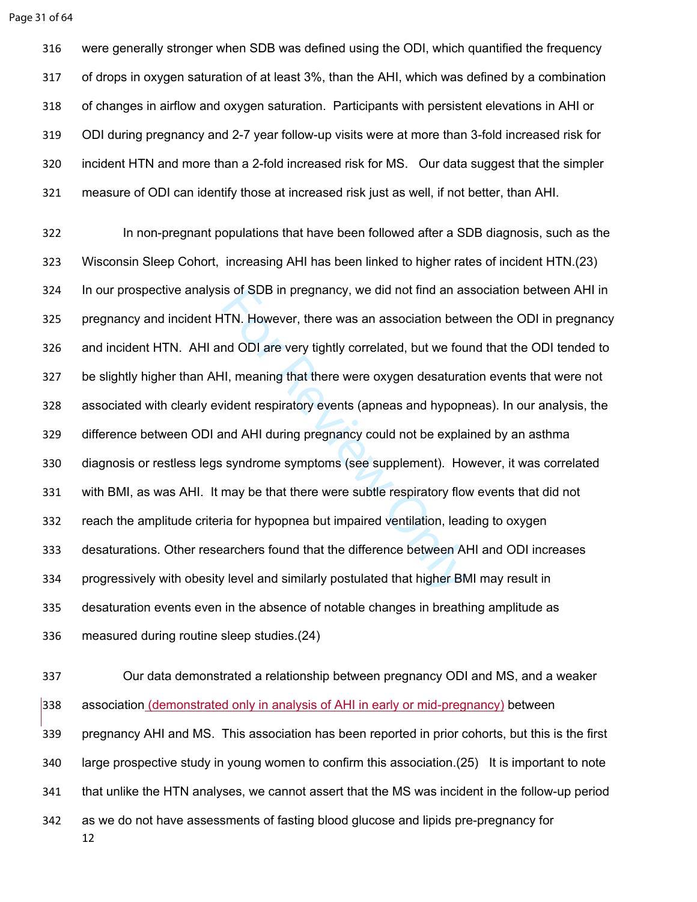were generally stronger when SDB was defined using the ODI, which quantified the frequency of drops in oxygen saturation of at least 3%, than the AHI, which was defined by a combination of changes in airflow and oxygen saturation. Participants with persistent elevations in AHI or ODI during pregnancy and 2-7 year follow-up visits were at more than 3-fold increased risk for incident HTN and more than a 2-fold increased risk for MS. Our data suggest that the simpler measure of ODI can identify those at increased risk just as well, if not better, than AHI.

In non-pregnant populations that have been followed after a SDB diagnosis, such as the Wisconsin Sleep Cohort, increasing AHI has been linked to higher rates of incident HTN.(23) In our prospective analysis of SDB in pregnancy, we did not find an association between AHI in pregnancy and incident HTN. However, there was an association between the ODI in pregnancy and incident HTN. AHI and ODI are very tightly correlated, but we found that the ODI tended to be slightly higher than AHI, meaning that there were oxygen desaturation events that were not associated with clearly evident respiratory events (apneas and hypopneas). In our analysis, the difference between ODI and AHI during pregnancy could not be explained by an asthma diagnosis or restless legs syndrome symptoms (see supplement). However, it was correlated with BMI, as was AHI. It may be that there were subtle respiratory flow events that did not reach the amplitude criteria for hypopnea but impaired ventilation, leading to oxygen desaturations. Other researchers found that the difference between AHI and ODI increases progressively with obesity level and similarly postulated that higher BMI may result in desaturation events even in the absence of notable changes in breathing amplitude as measured during routine sleep studies.(24)

Our data demonstrated a relationship between pregnancy ODI and MS, and a weaker association (demonstrated only in analysis of AHI in early or mid-pregnancy) between pregnancy AHI and MS. This association has been reported in prior cohorts, but this is the first large prospective study in young women to confirm this association.(25) It is important to note that unlike the HTN analyses, we cannot assert that the MS was incident in the follow-up period as we do not have assessments of fasting blood glucose and lipids pre-pregnancy for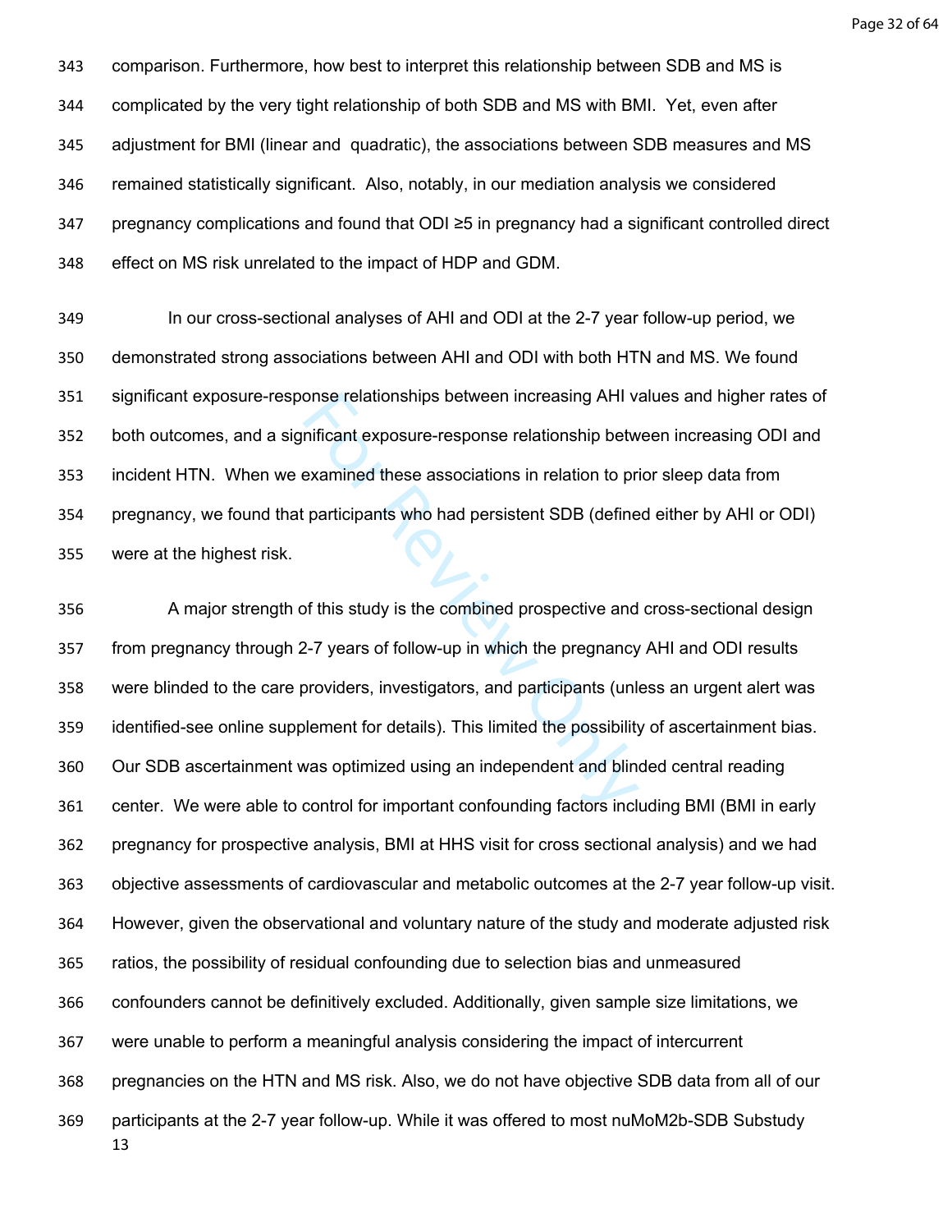comparison. Furthermore, how best to interpret this relationship between SDB and MS is complicated by the very tight relationship of both SDB and MS with BMI. Yet, even after adjustment for BMI (linear and quadratic), the associations between SDB measures and MS remained statistically significant. Also, notably, in our mediation analysis we considered pregnancy complications and found that ODI ≥5 in pregnancy had a significant controlled direct effect on MS risk unrelated to the impact of HDP and GDM.

In our cross-sectional analyses of AHI and ODI at the 2-7 year follow-up period, we demonstrated strong associations between AHI and ODI with both HTN and MS. We found significant exposure-response relationships between increasing AHI values and higher rates of both outcomes, and a significant exposure-response relationship between increasing ODI and incident HTN. When we examined these associations in relation to prior sleep data from pregnancy, we found that participants who had persistent SDB (defined either by AHI or ODI) were at the highest risk.

A major strength of this study is the combined prospective and cross-sectional design from pregnancy through 2-7 years of follow-up in which the pregnancy AHI and ODI results were blinded to the care providers, investigators, and participants (unless an urgent alert was identified-see online supplement for details). This limited the possibility of ascertainment bias. Our SDB ascertainment was optimized using an independent and blinded central reading center. We were able to control for important confounding factors including BMI (BMI in early pregnancy for prospective analysis, BMI at HHS visit for cross sectional analysis) and we had objective assessments of cardiovascular and metabolic outcomes at the 2-7 year follow-up visit. However, given the observational and voluntary nature of the study and moderate adjusted risk ratios, the possibility of residual confounding due to selection bias and unmeasured confounders cannot be definitively excluded. Additionally, given sample size limitations, we were unable to perform a meaningful analysis considering the impact of intercurrent pregnancies on the HTN and MS risk. Also, we do not have objective SDB data from all of our participants at the 2-7 year follow-up. While it was offered to most nuMoM2b-SDB Substudy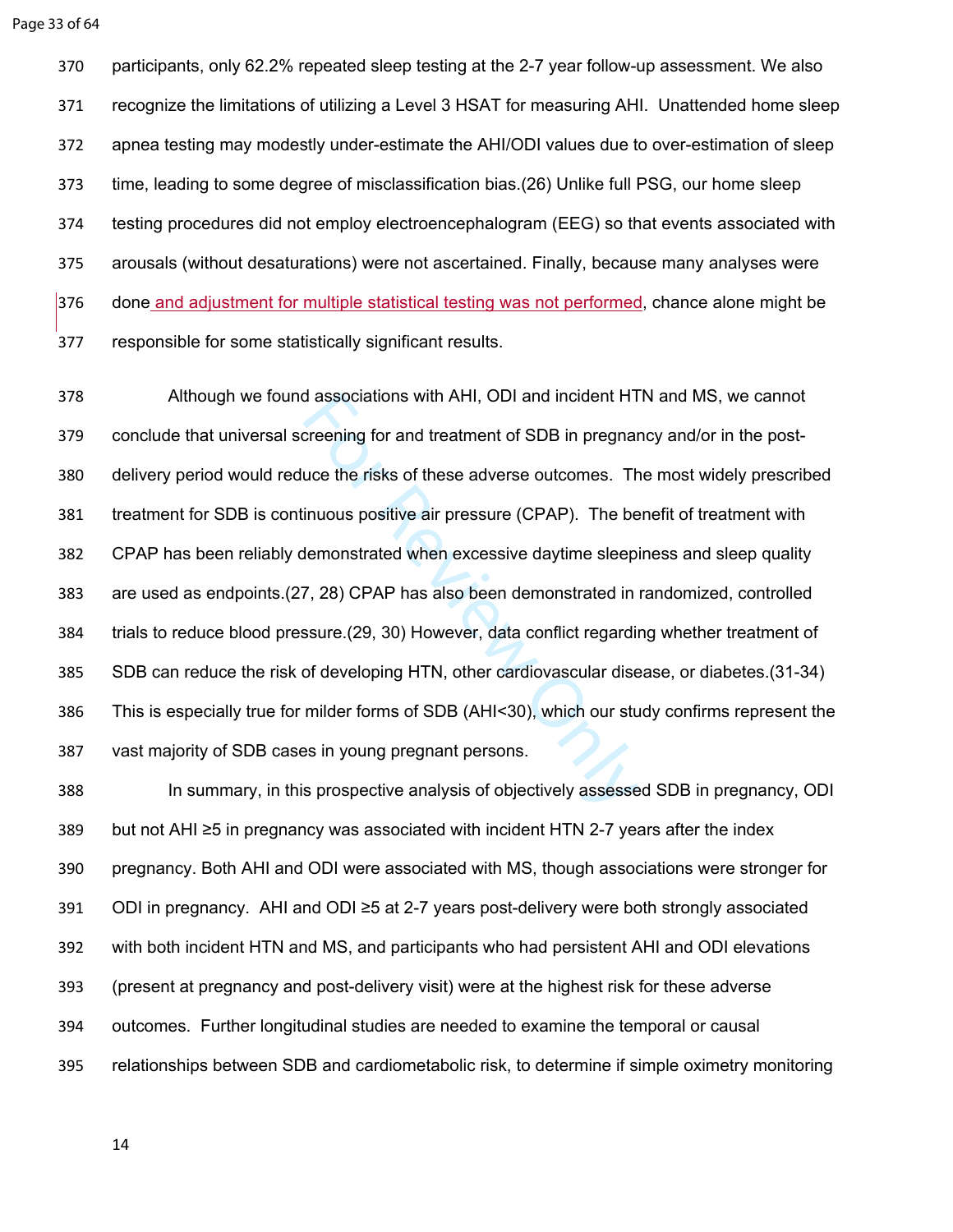participants, only 62.2% repeated sleep testing at the 2-7 year follow-up assessment. We also recognize the limitations of utilizing a Level 3 HSAT for measuring AHI. Unattended home sleep apnea testing may modestly under-estimate the AHI/ODI values due to over-estimation of sleep time, leading to some degree of misclassification bias.(26) Unlike full PSG, our home sleep testing procedures did not employ electroencephalogram (EEG) so that events associated with arousals (without desaturations) were not ascertained. Finally, because many analyses were done and adjustment for multiple statistical testing was not performed, chance alone might be responsible for some statistically significant results.

Although we found associations with AHI, ODI and incident HTN and MS, we cannot conclude that universal screening for and treatment of SDB in pregnancy and/or in the post-delivery period would reduce the risks of these adverse outcomes. The most widely prescribed treatment for SDB is continuous positive air pressure (CPAP). The benefit of treatment with CPAP has been reliably demonstrated when excessive daytime sleepiness and sleep quality are used as endpoints.(27, 28) CPAP has also been demonstrated in randomized, controlled trials to reduce blood pressure.(29, 30) However, data conflict regarding whether treatment of SDB can reduce the risk of developing HTN, other cardiovascular disease, or diabetes.(31-34) This is especially true for milder forms of SDB (AHI<30), which our study confirms represent the vast majority of SDB cases in young pregnant persons.

In summary, in this prospective analysis of objectively assessed SDB in pregnancy, ODI but not AHI ≥5 in pregnancy was associated with incident HTN 2-7 years after the index pregnancy. Both AHI and ODI were associated with MS, though associations were stronger for ODI in pregnancy. AHI and ODI ≥5 at 2-7 years post-delivery were both strongly associated with both incident HTN and MS, and participants who had persistent AHI and ODI elevations (present at pregnancy and post-delivery visit) were at the highest risk for these adverse outcomes. Further longitudinal studies are needed to examine the temporal or causal relationships between SDB and cardiometabolic risk, to determine if simple oximetry monitoring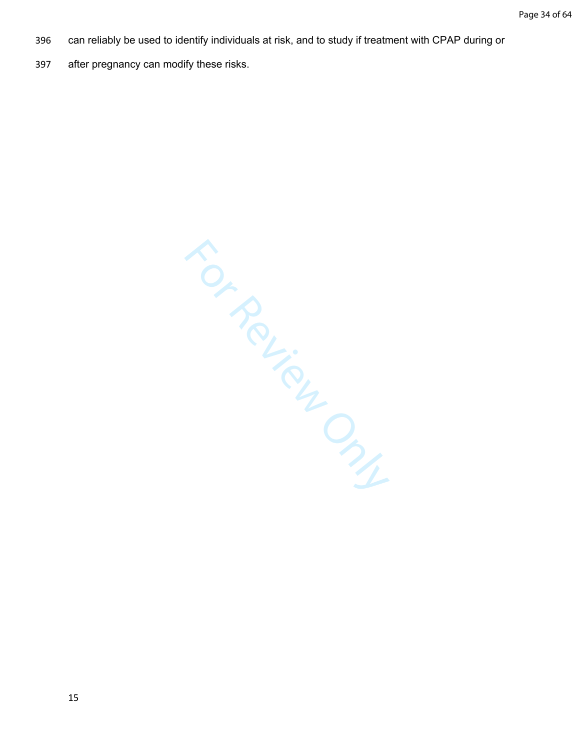can reliably be used to identify individuals at risk, and to study if treatment with CPAP during or after pregnancy can modify these risks.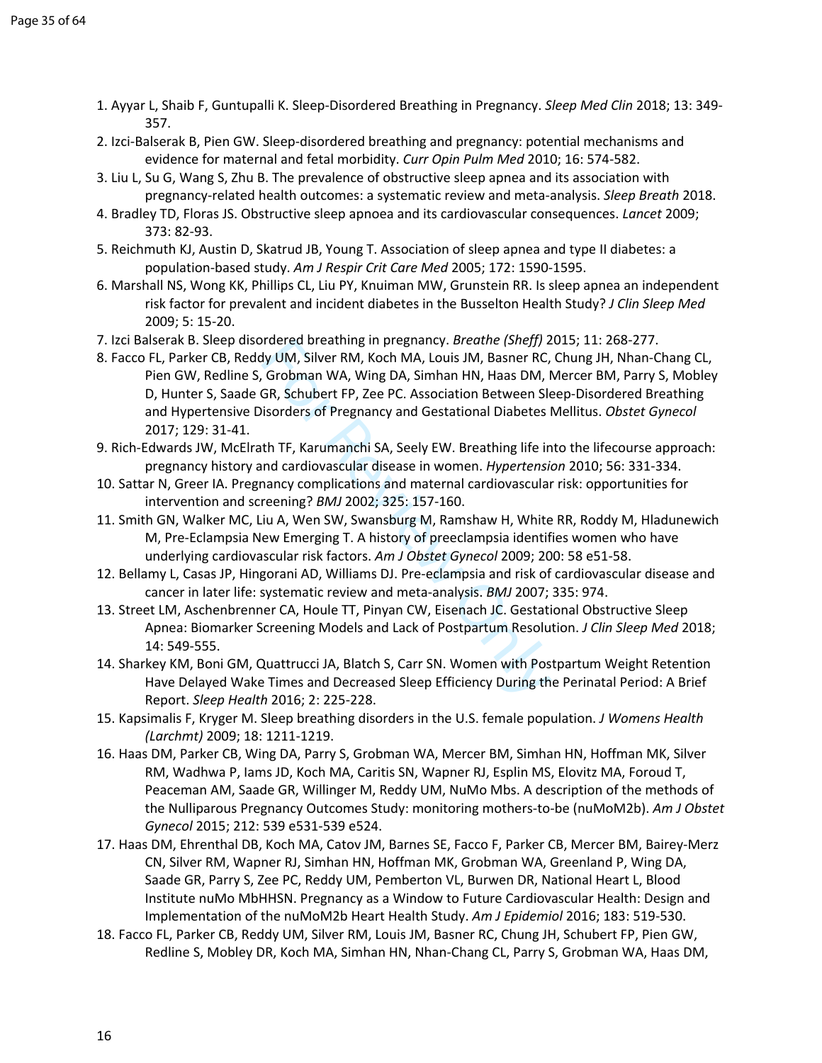1. Ayyar L, Shaib F, Guntupalli K. Sleep-Disordered Breathing in Pregnancy. *Sleep Med Clin* 2018; 13: 349-357.
2. Izci-Balserak B, Pien GW. Sleep-disordered breathing and pregnancy: potential mechanisms and evidence for maternal and fetal morbidity. *Curr Opin Pulm Med* 2010; 16: 574-582.
3. Liu L, Su G, Wang S, Zhu B. The prevalence of obstructive sleep apnea and its association with pregnancy-related health outcomes: a systematic review and meta-analysis. *Sleep Breath* 2018.
4. Bradley TD, Floras JS. Obstructive sleep apnoea and its cardiovascular consequences. *Lancet* 2009; 373: 82-93.
5. Reichmuth KJ, Austin D, Skatrud JB, Young T. Association of sleep apnea and type II diabetes: a population-based study. *Am J Respir Crit Care Med* 2005; 172: 1590-1595.
6. Marshall NS, Wong KK, Phillips CL, Liu PY, Knuiman MW, Grunstein RR. Is sleep apnea an independent risk factor for prevalent and incident diabetes in the Busselton Health Study? *J Clin Sleep Med* 2009; 5: 15-20.
7. Izci Balserak B. Sleep disordered breathing in pregnancy. *Breathe (Sheff)* 2015; 11: 268-277.
8. Facco FL, Parker CB, Reddy UM, Silver RM, Koch MA, Louis JM, Basner RC, Chung JH, Nhan-Chang CL, Pien GW, Redline S, Grobman WA, Wing DA, Simhan HN, Haas DM, Mercer BM, Parry S, Mobley D, Hunter S, Saade GR, Schubert FP, Zee PC. Association Between Sleep-Disordered Breathing and Hypertensive Disorders of Pregnancy and Gestational Diabetes Mellitus. *Obstet Gynecol* 2017; 129: 31-41.
9. Rich-Edwards JW, McElrath TF, Karumanchi SA, Seely EW. Breathing life into the lifecourse approach: pregnancy history and cardiovascular disease in women. *Hypertension* 2010; 56: 331-334.
10. Sattar N, Greer IA. Pregnancy complications and maternal cardiovascular risk: opportunities for intervention and screening? *BMJ* 2002; 325: 157-160.
11. Smith GN, Walker MC, Liu A, Wen SW, Swansburg M, Ramshaw H, White RR, Roddy M, Hladunewich M, Pre-Eclampsia New Emerging T. A history of preeclampsia identifies women who have underlying cardiovascular risk factors. *Am J Obstet Gynecol* 2009; 200: 58 e51-58.
12. Bellamy L, Casas JP, Hingorani AD, Williams DJ. Pre-eclampsia and risk of cardiovascular disease and cancer in later life: systematic review and meta-analysis. *BMJ* 2007; 335: 974.
13. Street LM, Aschenbrenner CA, Houle TT, Pinyan CW, Eisenach JC. Gestational Obstructive Sleep Apnea: Biomarker Screening Models and Lack of Postpartum Resolution. *J Clin Sleep Med* 2018; 14: 549-555.
14. Sharkey KM, Boni GM, Quattrucci JA, Blatch S, Carr SN. Women with Postpartum Weight Retention Have Delayed Wake Times and Decreased Sleep Efficiency During the Perinatal Period: A Brief Report. *Sleep Health* 2016; 2: 225-228.
15. Kapsimalis F, Kryger M. Sleep breathing disorders in the U.S. female population. *J Womens Health (Larchmt)* 2009; 18: 1211-1219.
16. Haas DM, Parker CB, Wing DA, Parry S, Grobman WA, Mercer BM, Simhan HN, Hoffman MK, Silver RM, Wadhwa P, Iams JD, Koch MA, Caritis SN, Wapner RJ, Esplin MS, Elovitz MA, Foroud T, Peaceman AM, Saade GR, Willinger M, Reddy UM, NuMo Mbs. A description of the methods of the Nulliparous Pregnancy Outcomes Study: monitoring mothers-to-be (nuMoM2b). *Am J Obstet Gynecol* 2015; 212: 539 e531-539 e524.
17. Haas DM, Ehrenthal DB, Koch MA, Catov JM, Barnes SE, Facco F, Parker CB, Mercer BM, Bairey-Merz CN, Silver RM, Wapner RJ, Simhan HN, Hoffman MK, Grobman WA, Greenland P, Wing DA, Saade GR, Parry S, Zee PC, Reddy UM, Pemberton VL, Burwen DR, National Heart L, Blood Institute nuMo MbHHSN. Pregnancy as a Window to Future Cardiovascular Health: Design and Implementation of the nuMoM2b Heart Health Study. *Am J Epidemiol* 2016; 183: 519-530.
18. Facco FL, Parker CB, Reddy UM, Silver RM, Louis JM, Basner RC, Chung JH, Schubert FP, Pien GW, Redline S, Mobley DR, Koch MA, Simhan HN, Nhan-Chang CL, Parry S, Grobman WA, Haas DM,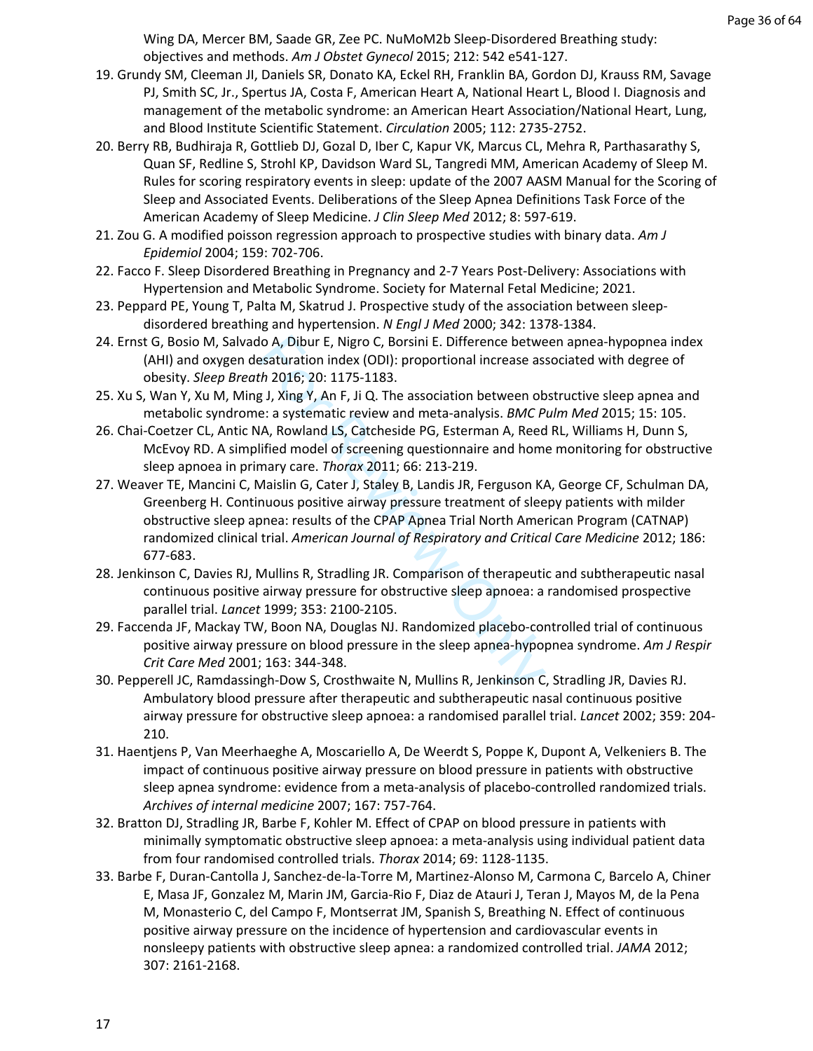Wing DA, Mercer BM, Saade GR, Zee PC. NuMoM2b Sleep-Disordered Breathing study: objectives and methods. *Am J Obstet Gynecol* 2015; 212: 542 e541-127.

19. Grundy SM, Cleeman JI, Daniels SR, Donato KA, Eckel RH, Franklin BA, Gordon DJ, Krauss RM, Savage PJ, Smith SC, Jr., Spertus JA, Costa F, American Heart A, National Heart L, Blood I. Diagnosis and management of the metabolic syndrome: an American Heart Association/National Heart, Lung, and Blood Institute Scientific Statement. *Circulation* 2005; 112: 2735-2752.
20. Berry RB, Budhiraja R, Gottlieb DJ, Gozal D, Iber C, Kapur VK, Marcus CL, Mehra R, Parthasarathy S, Quan SF, Redline S, Strohl KP, Davidson Ward SL, Tangredi MM, American Academy of Sleep M. Rules for scoring respiratory events in sleep: update of the 2007 AASM Manual for the Scoring of Sleep and Associated Events. Deliberations of the Sleep Apnea Definitions Task Force of the American Academy of Sleep Medicine. *J Clin Sleep Med* 2012; 8: 597-619.
21. Zou G. A modified poisson regression approach to prospective studies with binary data. *Am J Epidemiol* 2004; 159: 702-706.
22. Facco F. Sleep Disordered Breathing in Pregnancy and 2-7 Years Post-Delivery: Associations with Hypertension and Metabolic Syndrome. Society for Maternal Fetal Medicine; 2021.
23. Peppard PE, Young T, Palta M, Skatrud J. Prospective study of the association between sleep-disordered breathing and hypertension. *N Engl J Med* 2000; 342: 1378-1384.
24. Ernst G, Bosio M, Salvado A, Dibur E, Nigro C, Borsini E. Difference between apnea-hypopnea index (AHI) and oxygen desaturation index (ODI): proportional increase associated with degree of obesity. *Sleep Breath* 2016; 20: 1175-1183.
25. Xu S, Wan Y, Xu M, Ming J, Xing Y, An F, Ji Q. The association between obstructive sleep apnea and metabolic syndrome: a systematic review and meta-analysis. *BMC Pulm Med* 2015; 15: 105.
26. Chai-Coetzer CL, Antic NA, Rowland LS, Catcheside PG, Esterman A, Reed RL, Williams H, Dunn S, McEvoy RD. A simplified model of screening questionnaire and home monitoring for obstructive sleep apnoea in primary care. *Thorax* 2011; 66: 213-219.
27. Weaver TE, Mancini C, Maislin G, Cater J, Staley B, Landis JR, Ferguson KA, George CF, Schulman DA, Greenberg H. Continuous positive airway pressure treatment of sleepy patients with milder obstructive sleep apnea: results of the CPAP Apnea Trial North American Program (CATNAP) randomized clinical trial. *American Journal of Respiratory and Critical Care Medicine* 2012; 186: 677-683.
28. Jenkinson C, Davies RJ, Mullins R, Stradling JR. Comparison of therapeutic and subtherapeutic nasal continuous positive airway pressure for obstructive sleep apnoea: a randomised prospective parallel trial. *Lancet* 1999; 353: 2100-2105.
29. Faccenda JF, Mackay TW, Boon NA, Douglas NJ. Randomized placebo-controlled trial of continuous positive airway pressure on blood pressure in the sleep apnea-hypopnea syndrome. *Am J Respir Crit Care Med* 2001; 163: 344-348.
30. Pepperell JC, Ramdassingh-Dow S, Crosthwaite N, Mullins R, Jenkinson C, Stradling JR, Davies RJ. Ambulatory blood pressure after therapeutic and subtherapeutic nasal continuous positive airway pressure for obstructive sleep apnoea: a randomised parallel trial. *Lancet* 2002; 359: 204-210.
31. Haentjens P, Van Meerhaeghe A, Moscariello A, De Weerdt S, Poppe K, Dupont A, Velkeniers B. The impact of continuous positive airway pressure on blood pressure in patients with obstructive sleep apnea syndrome: evidence from a meta-analysis of placebo-controlled randomized trials. *Archives of internal medicine* 2007; 167: 757-764.
32. Bratton DJ, Stradling JR, Barbe F, Kohler M. Effect of CPAP on blood pressure in patients with minimally symptomatic obstructive sleep apnoea: a meta-analysis using individual patient data from four randomised controlled trials. *Thorax* 2014; 69: 1128-1135.
33. Barbe F, Duran-Cantolla J, Sanchez-de-la-Torre M, Martinez-Alonso M, Carmona C, Barcelo A, Chiner E, Masa JF, Gonzalez M, Marin JM, Garcia-Rio F, Diaz de Atauri J, Teran J, Mayos M, de la Pena M, Monasterio C, del Campo F, Montserrat JM, Spanish S, Breathing N. Effect of continuous positive airway pressure on the incidence of hypertension and cardiovascular events in nonsleepy patients with obstructive sleep apnea: a randomized controlled trial. *JAMA* 2012; 307: 2161-2168.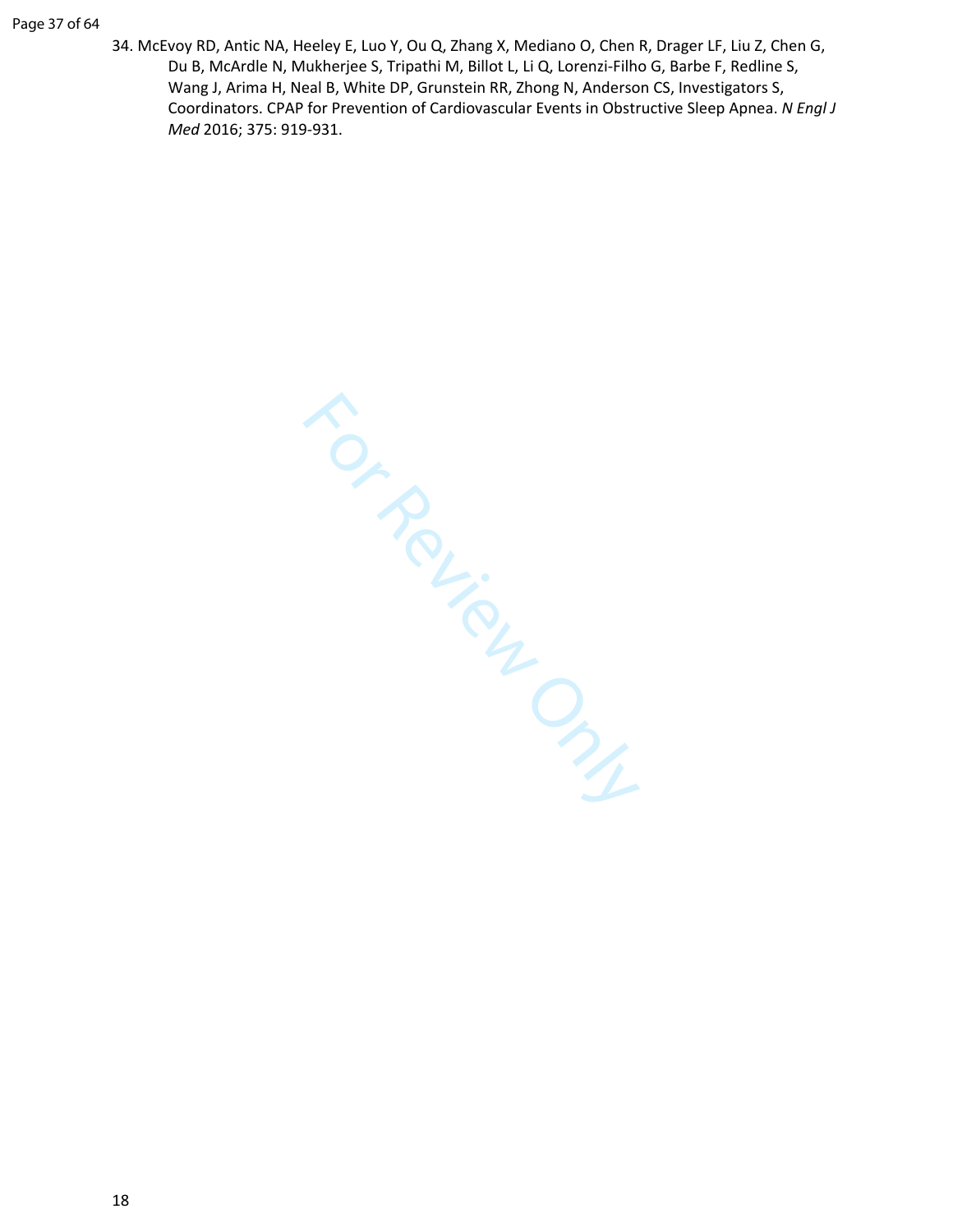34. McEvoy RD, Antic NA, Heeley E, Luo Y, Ou Q, Zhang X, Mediano O, Chen R, Drager LF, Liu Z, Chen G, Du B, McArdle N, Mukherjee S, Tripathi M, Billot L, Li Q, Lorenzi-Filho G, Barbe F, Redline S, Wang J, Arima H, Neal B, White DP, Grunstein RR, Zhong N, Anderson CS, Investigators S, Coordinators. CPAP for Prevention of Cardiovascular Events in Obstructive Sleep Apnea. *N Engl J Med* 2016; 375: 919-931.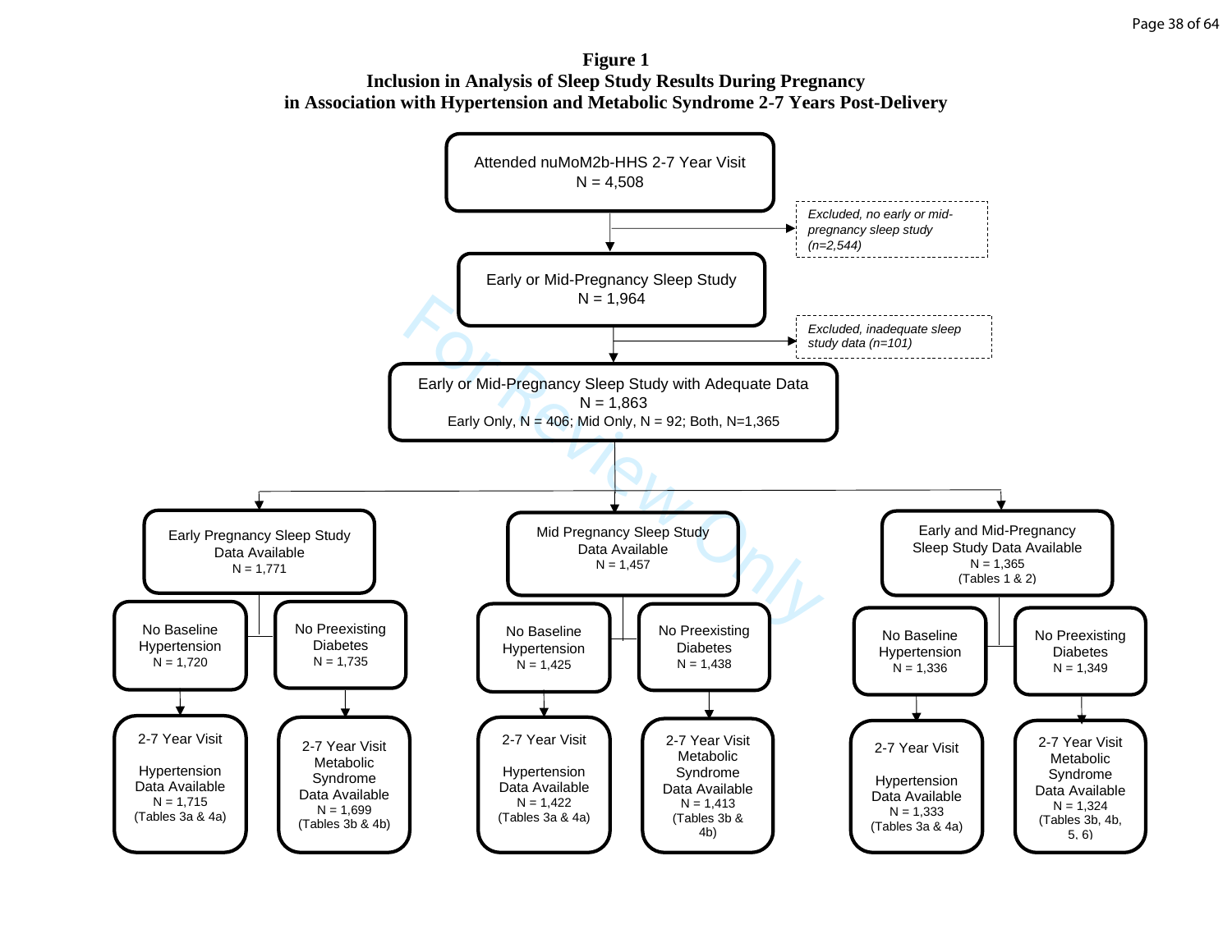**Figure 1**
**Inclusion in Analysis of Sleep Study Results During Pregnancy in Association with Hypertension and Metabolic Syndrome 2-7 Years Post-Delivery**

Attended nuMoM2b-HHS 2-7 Year Visit
N = 4,508

*Excluded, no early or mid-pregnancy sleep study (n=2,544)*

Early or Mid-Pregnancy Sleep Study
N = 1,964

*Excluded, inadequate sleep study data (n=101)*

Early or Mid-Pregnancy Sleep Study with Adequate Data
N = 1,863
Early Only, N = 406; Mid Only, N = 92; Both, N=1,365

**Early Pregnancy Sleep Study Data Available**
N = 1,771

- No Baseline Hypertension, N = 1,720 → 2-7 Year Visit Hypertension Data Available, N = 1,715 (Tables 3a & 4a)
- No Preexisting Diabetes, N = 1,735 → 2-7 Year Visit Metabolic Syndrome Data Available, N = 1,699 (Tables 3b & 4b)

**Mid Pregnancy Sleep Study Data Available**
N = 1,457

- No Baseline Hypertension, N = 1,425 → 2-7 Year Visit Hypertension Data Available, N = 1,422 (Tables 3a & 4a)
- No Preexisting Diabetes, N = 1,438 → 2-7 Year Visit Metabolic Syndrome Data Available, N = 1,413 (Tables 3b & 4b)

**Early and Mid-Pregnancy Sleep Study Data Available**
N = 1,365
(Tables 1 & 2)

- No Baseline Hypertension, N = 1,336 → 2-7 Year Visit Hypertension Data Available, N = 1,333 (Tables 3a & 4a)
- No Preexisting Diabetes, N = 1,349 → 2-7 Year Visit Metabolic Syndrome Data Available, N = 1,324 (Tables 3b, 4b, 5, 6)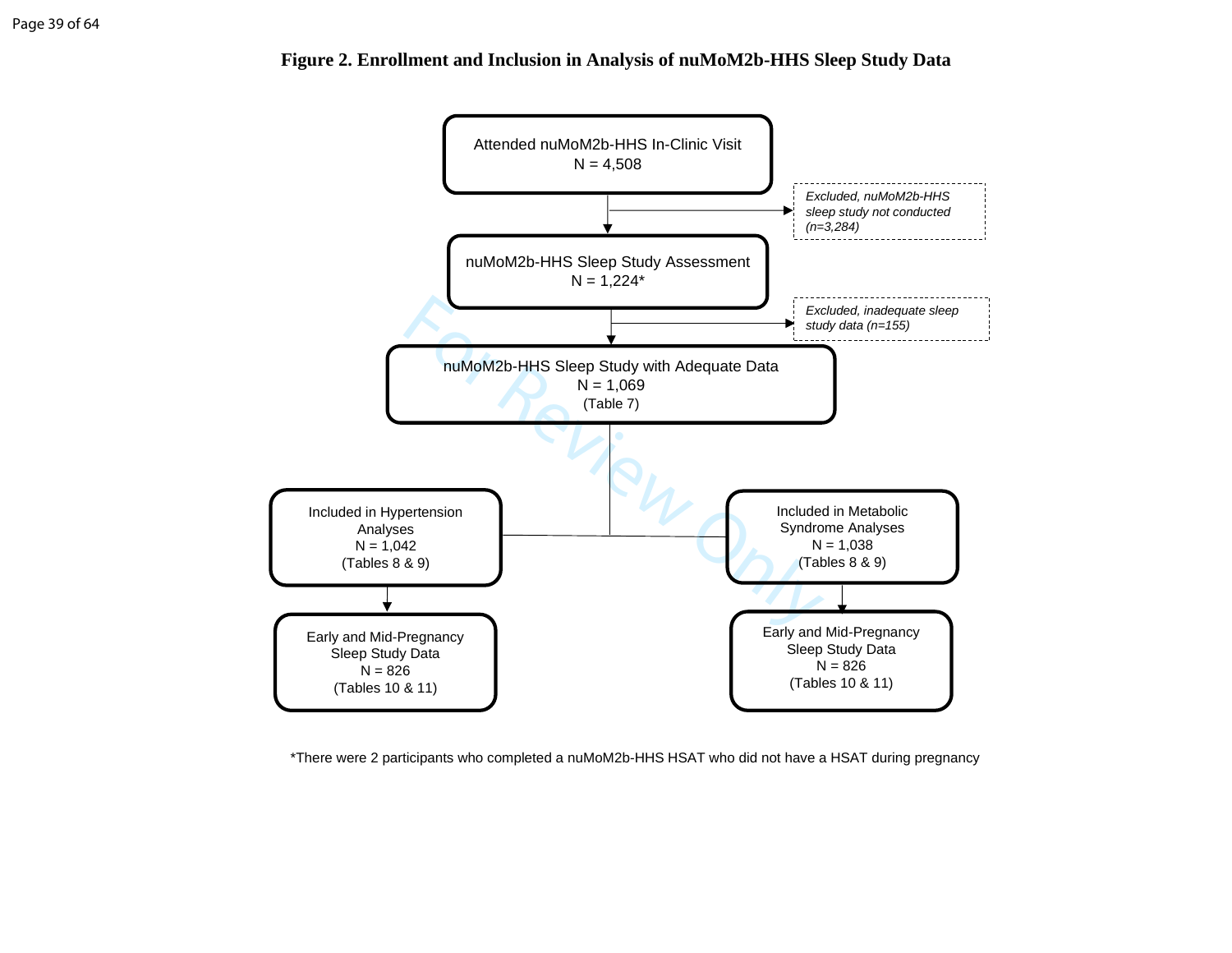**Figure 2. Enrollment and Inclusion in Analysis of nuMoM2b-HHS Sleep Study Data**

Attended nuMoM2b-HHS In-Clinic Visit
N = 4,508

*Excluded, nuMoM2b-HHS sleep study not conducted (n=3,284)*

nuMoM2b-HHS Sleep Study Assessment
N = 1,224*

*Excluded, inadequate sleep study data (n=155)*

nuMoM2b-HHS Sleep Study with Adequate Data
N = 1,069
(Table 7)

Included in Hypertension Analyses
N = 1,042
(Tables 8 & 9)

Early and Mid-Pregnancy Sleep Study Data
N = 826
(Tables 10 & 11)

Included in Metabolic Syndrome Analyses
N = 1,038
(Tables 8 & 9)

Early and Mid-Pregnancy Sleep Study Data
N = 826
(Tables 10 & 11)

*There were 2 participants who completed a nuMoM2b-HHS HSAT who did not have a HSAT during pregnancy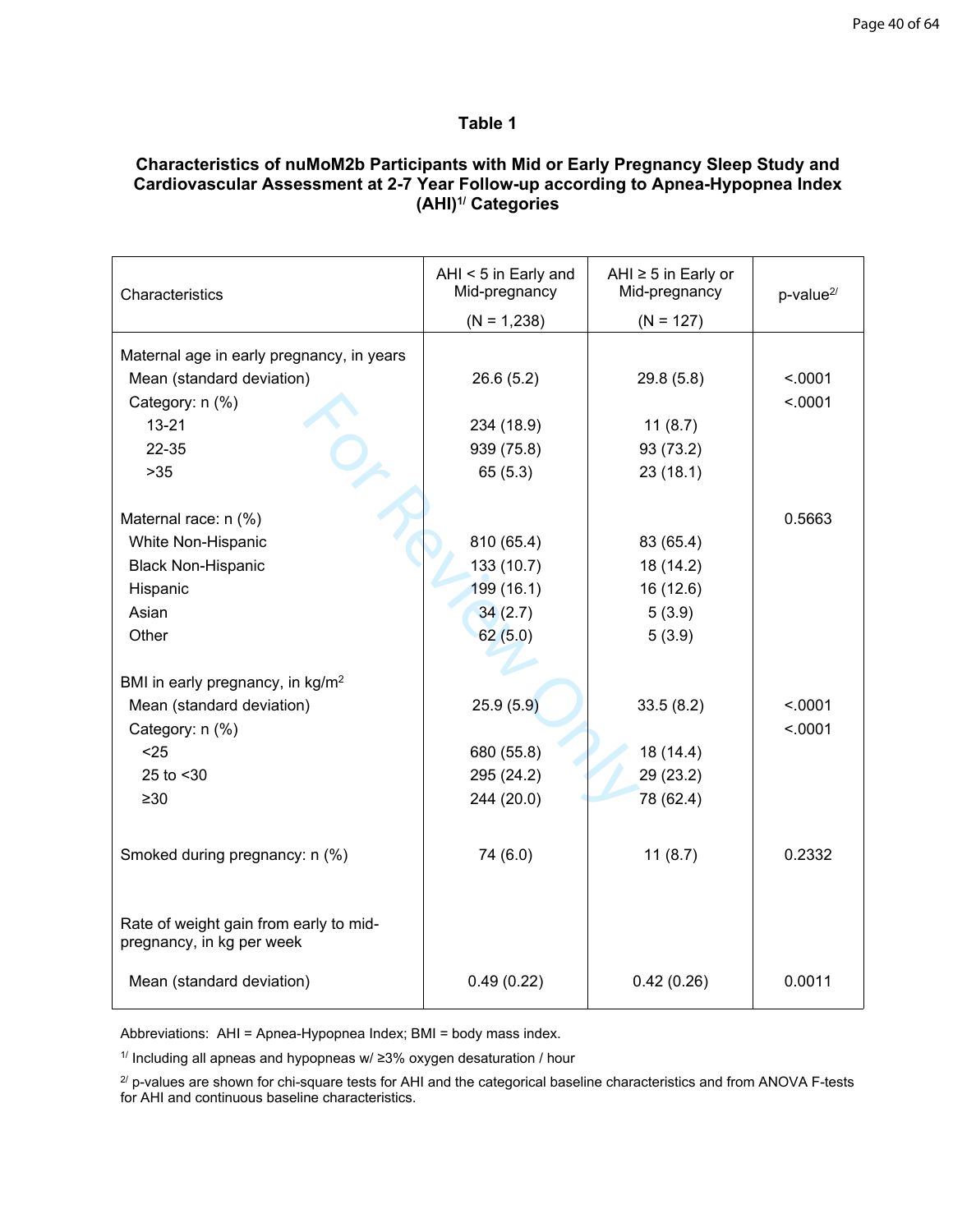## Table 1

**Characteristics of nuMoM2b Participants with Mid or Early Pregnancy Sleep Study and Cardiovascular Assessment at 2-7 Year Follow-up according to Apnea-Hypopnea Index (AHI)[1/] Categories**

| Characteristics | AHI < 5 in Early and Mid-pregnancy (N = 1,238) | AHI ≥ 5 in Early or Mid-pregnancy (N = 127) | p-value[2/] |
|---|---|---|---|
| Maternal age in early pregnancy, in years | | | |
| Mean (standard deviation) | 26.6 (5.2) | 29.8 (5.8) | <.0001 |
| Category: n (%) | | | <.0001 |
| 13-21 | 234 (18.9) | 11 (8.7) | |
| 22-35 | 939 (75.8) | 93 (73.2) | |
| >35 | 65 (5.3) | 23 (18.1) | |
| Maternal race: n (%) | | | 0.5663 |
| White Non-Hispanic | 810 (65.4) | 83 (65.4) | |
| Black Non-Hispanic | 133 (10.7) | 18 (14.2) | |
| Hispanic | 199 (16.1) | 16 (12.6) | |
| Asian | 34 (2.7) | 5 (3.9) | |
| Other | 62 (5.0) | 5 (3.9) | |
| BMI in early pregnancy, in kg/m$^2$ | | | |
| Mean (standard deviation) | 25.9 (5.9) | 33.5 (8.2) | <.0001 |
| Category: n (%) | | | <.0001 |
| <25 | 680 (55.8) | 18 (14.4) | |
| 25 to <30 | 295 (24.2) | 29 (23.2) | |
| ≥30 | 244 (20.0) | 78 (62.4) | |
| Smoked during pregnancy: n (%) | 74 (6.0) | 11 (8.7) | 0.2332 |
| Rate of weight gain from early to mid-pregnancy, in kg per week | | | |
| Mean (standard deviation) | 0.49 (0.22) | 0.42 (0.26) | 0.0011 |

Abbreviations: AHI = Apnea-Hypopnea Index; BMI = body mass index.

[1/] Including all apneas and hypopneas w/ ≥3% oxygen desaturation / hour

[2/] p-values are shown for chi-square tests for AHI and the categorical baseline characteristics and from ANOVA F-tests for AHI and continuous baseline characteristics.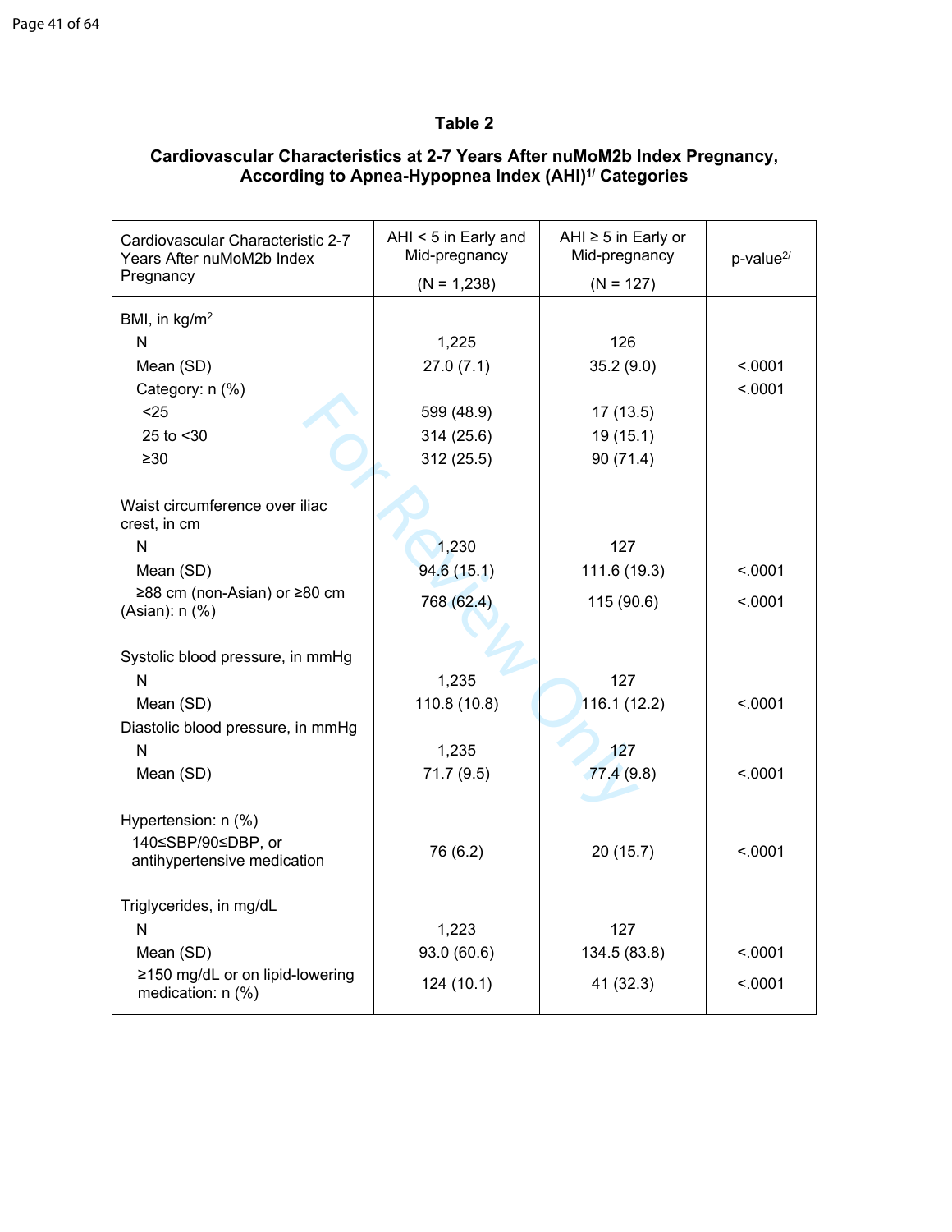**Table 2**

**Cardiovascular Characteristics at 2-7 Years After nuMoM2b Index Pregnancy, According to Apnea-Hypopnea Index (AHI)[1/] Categories**

| Cardiovascular Characteristic 2-7 Years After nuMoM2b Index Pregnancy | AHI < 5 in Early and Mid-pregnancy (N = 1,238) | AHI ≥ 5 in Early or Mid-pregnancy (N = 127) | p-value[2/] |
|---|---|---|---|
| BMI, in kg/m$^2$ | | | |
| N | 1,225 | 126 | |
| Mean (SD) | 27.0 (7.1) | 35.2 (9.0) | <.0001 |
| Category: n (%) | | | <.0001 |
| <25 | 599 (48.9) | 17 (13.5) | |
| 25 to <30 | 314 (25.6) | 19 (15.1) | |
| ≥30 | 312 (25.5) | 90 (71.4) | |
| Waist circumference over iliac crest, in cm | | | |
| N | 1,230 | 127 | |
| Mean (SD) | 94.6 (15.1) | 111.6 (19.3) | <.0001 |
| ≥88 cm (non-Asian) or ≥80 cm (Asian): n (%) | 768 (62.4) | 115 (90.6) | <.0001 |
| Systolic blood pressure, in mmHg | | | |
| N | 1,235 | 127 | |
| Mean (SD) | 110.8 (10.8) | 116.1 (12.2) | <.0001 |
| Diastolic blood pressure, in mmHg | | | |
| N | 1,235 | 127 | |
| Mean (SD) | 71.7 (9.5) | 77.4 (9.8) | <.0001 |
| Hypertension: n (%) | | | |
| 140≤SBP/90≤DBP, or antihypertensive medication | 76 (6.2) | 20 (15.7) | <.0001 |
| Triglycerides, in mg/dL | | | |
| N | 1,223 | 127 | |
| Mean (SD) | 93.0 (60.6) | 134.5 (83.8) | <.0001 |
| ≥150 mg/dL or on lipid-lowering medication: n (%) | 124 (10.1) | 41 (32.3) | <.0001 |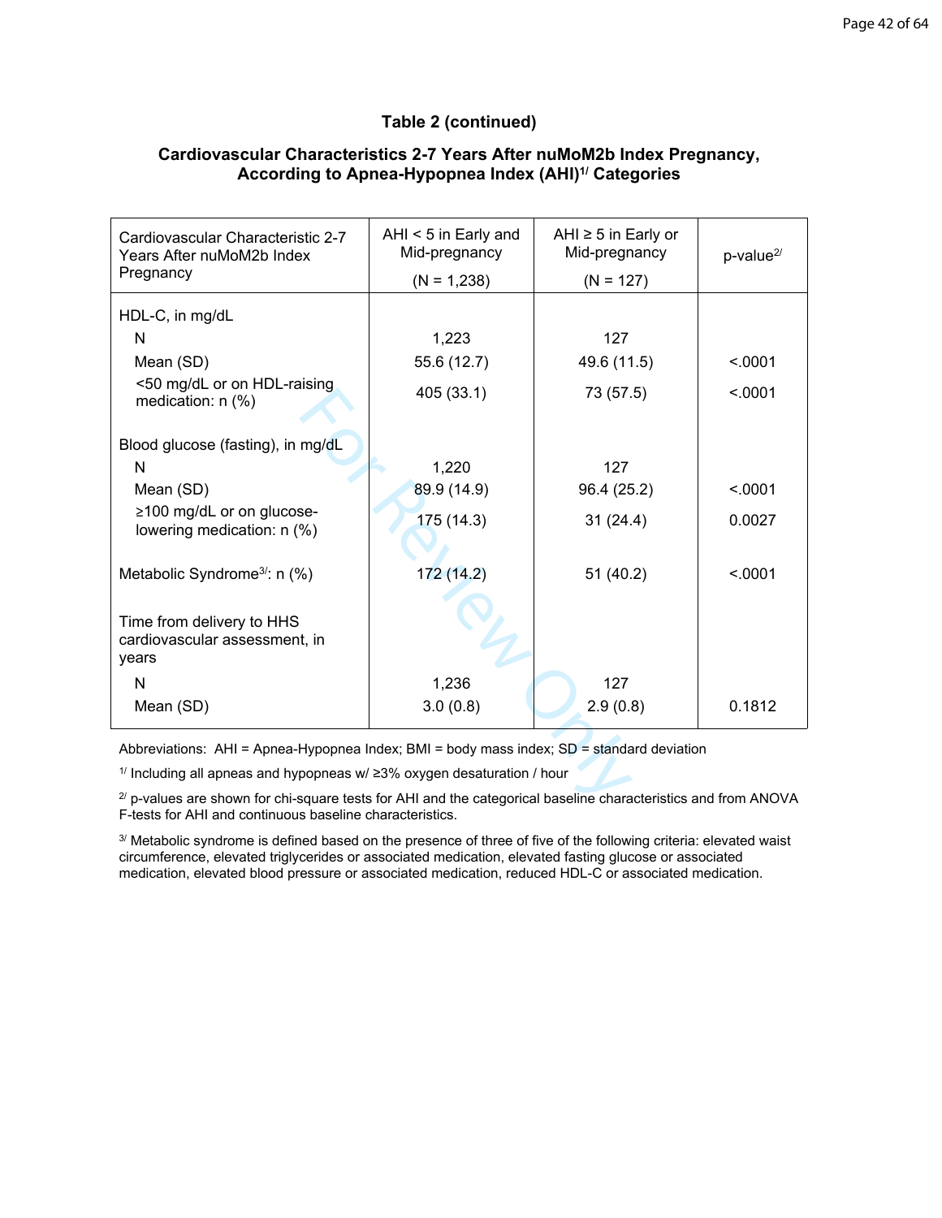**Table 2 (continued)**

**Cardiovascular Characteristics 2-7 Years After nuMoM2b Index Pregnancy, According to Apnea-Hypopnea Index (AHI)[1/] Categories**

| Cardiovascular Characteristic 2-7 Years After nuMoM2b Index Pregnancy | AHI < 5 in Early and Mid-pregnancy (N = 1,238) | AHI ≥ 5 in Early or Mid-pregnancy (N = 127) | p-value[2/] |
|---|---|---|---|
| HDL-C, in mg/dL | | | |
| N | 1,223 | 127 | |
| Mean (SD) | 55.6 (12.7) | 49.6 (11.5) | <.0001 |
| <50 mg/dL or on HDL-raising medication: n (%) | 405 (33.1) | 73 (57.5) | <.0001 |
| Blood glucose (fasting), in mg/dL | | | |
| N | 1,220 | 127 | |
| Mean (SD) | 89.9 (14.9) | 96.4 (25.2) | <.0001 |
| ≥100 mg/dL or on glucose-lowering medication: n (%) | 175 (14.3) | 31 (24.4) | 0.0027 |
| Metabolic Syndrome[3/]: n (%) | 172 (14.2) | 51 (40.2) | <.0001 |
| Time from delivery to HHS cardiovascular assessment, in years | | | |
| N | 1,236 | 127 | |
| Mean (SD) | 3.0 (0.8) | 2.9 (0.8) | 0.1812 |

Abbreviations: AHI = Apnea-Hypopnea Index; BMI = body mass index; SD = standard deviation

[1/] Including all apneas and hypopneas w/ ≥3% oxygen desaturation / hour

[2/] p-values are shown for chi-square tests for AHI and the categorical baseline characteristics and from ANOVA F-tests for AHI and continuous baseline characteristics.

[3/] Metabolic syndrome is defined based on the presence of three of five of the following criteria: elevated waist circumference, elevated triglycerides or associated medication, elevated fasting glucose or associated medication, elevated blood pressure or associated medication, reduced HDL-C or associated medication.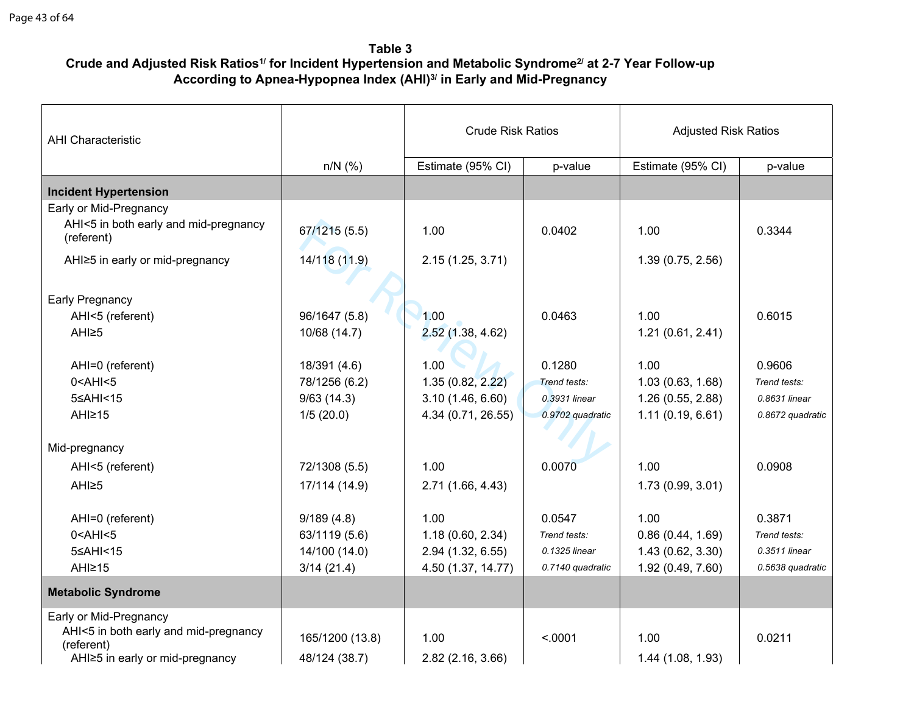**Table 3**
**Crude and Adjusted Risk Ratios[1/] for Incident Hypertension and Metabolic Syndrome[2/] at 2-7 Year Follow-up According to Apnea-Hypopnea Index (AHI)[3/] in Early and Mid-Pregnancy**

| AHI Characteristic | n/N (%) | Crude Risk Ratios Estimate (95% CI) | Crude Risk Ratios p-value | Adjusted Risk Ratios Estimate (95% CI) | Adjusted Risk Ratios p-value |
|---|---|---|---|---|---|
| **Incident Hypertension** | | | | | |
| Early or Mid-Pregnancy | | | | | |
| AHI<5 in both early and mid-pregnancy (referent) | 67/1215 (5.5) | 1.00 | 0.0402 | 1.00 | 0.3344 |
| AHI≥5 in early or mid-pregnancy | 14/118 (11.9) | 2.15 (1.25, 3.71) | | 1.39 (0.75, 2.56) | |
| Early Pregnancy | | | | | |
| AHI<5 (referent) | 96/1647 (5.8) | 1.00 | 0.0463 | 1.00 | 0.6015 |
| AHI≥5 | 10/68 (14.7) | 2.52 (1.38, 4.62) | | 1.21 (0.61, 2.41) | |
| AHI=0 (referent) | 18/391 (4.6) | 1.00 | 0.1280 | 1.00 | 0.9606 |
| 0<AHI<5 | 78/1256 (6.2) | 1.35 (0.82, 2.22) | *Trend tests:* | 1.03 (0.63, 1.68) | *Trend tests:* |
| 5≤AHI<15 | 9/63 (14.3) | 3.10 (1.46, 6.60) | *0.3931 linear* | 1.26 (0.55, 2.88) | *0.8631 linear* |
| AHI≥15 | 1/5 (20.0) | 4.34 (0.71, 26.55) | *0.9702 quadratic* | 1.11 (0.19, 6.61) | *0.8672 quadratic* |
| Mid-pregnancy | | | | | |
| AHI<5 (referent) | 72/1308 (5.5) | 1.00 | 0.0070 | 1.00 | 0.0908 |
| AHI≥5 | 17/114 (14.9) | 2.71 (1.66, 4.43) | | 1.73 (0.99, 3.01) | |
| AHI=0 (referent) | 9/189 (4.8) | 1.00 | 0.0547 | 1.00 | 0.3871 |
| 0<AHI<5 | 63/1119 (5.6) | 1.18 (0.60, 2.34) | *Trend tests:* | 0.86 (0.44, 1.69) | *Trend tests:* |
| 5≤AHI<15 | 14/100 (14.0) | 2.94 (1.32, 6.55) | *0.1325 linear* | 1.43 (0.62, 3.30) | *0.3511 linear* |
| AHI≥15 | 3/14 (21.4) | 4.50 (1.37, 14.77) | *0.7140 quadratic* | 1.92 (0.49, 7.60) | *0.5638 quadratic* |
| **Metabolic Syndrome** | | | | | |
| Early or Mid-Pregnancy | | | | | |
| AHI<5 in both early and mid-pregnancy (referent) | 165/1200 (13.8) | 1.00 | <.0001 | 1.00 | 0.0211 |
| AHI≥5 in early or mid-pregnancy | 48/124 (38.7) | 2.82 (2.16, 3.66) | | 1.44 (1.08, 1.93) | |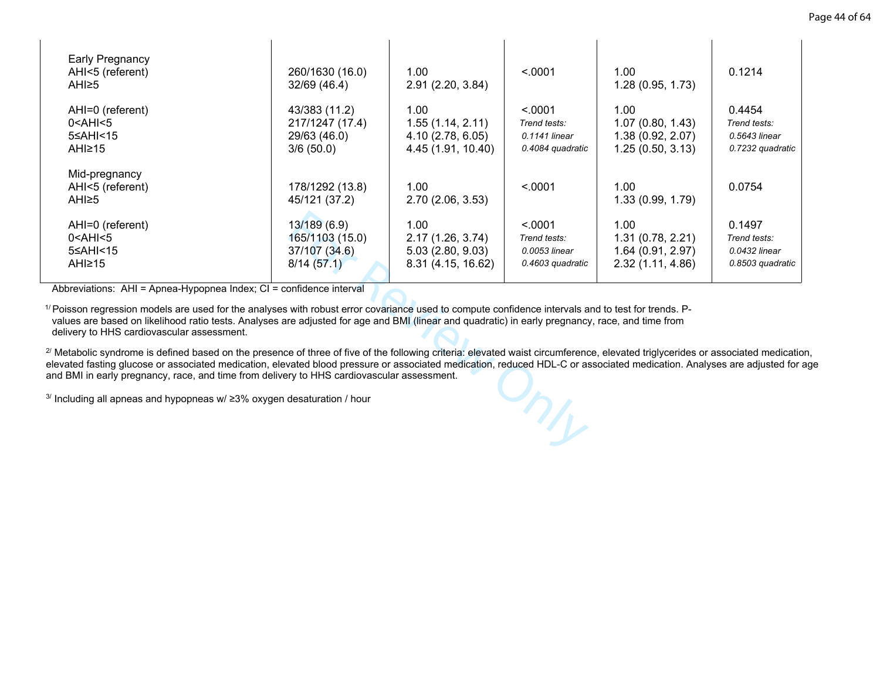| | | | | | |
|---|---|---|---|---|---|
| Early Pregnancy | | | | | |
| AHI<5 (referent) | 260/1630 (16.0) | 1.00 | <.0001 | 1.00 | 0.1214 |
| AHI≥5 | 32/69 (46.4) | 2.91 (2.20, 3.84) | | 1.28 (0.95, 1.73) | |
| | | | | | |
| AHI=0 (referent) | 43/383 (11.2) | 1.00 | <.0001 | 1.00 | 0.4454 |
| 0<AHI<5 | 217/1247 (17.4) | 1.55 (1.14, 2.11) | *Trend tests:* | 1.07 (0.80, 1.43) | *Trend tests:* |
| 5≤AHI<15 | 29/63 (46.0) | 4.10 (2.78, 6.05) | *0.1141 linear* | 1.38 (0.92, 2.07) | *0.5643 linear* |
| AHI≥15 | 3/6 (50.0) | 4.45 (1.91, 10.40) | *0.4084 quadratic* | 1.25 (0.50, 3.13) | *0.7232 quadratic* |
| | | | | | |
| Mid-pregnancy | | | | | |
| AHI<5 (referent) | 178/1292 (13.8) | 1.00 | <.0001 | 1.00 | 0.0754 |
| AHI≥5 | 45/121 (37.2) | 2.70 (2.06, 3.53) | | 1.33 (0.99, 1.79) | |
| | | | | | |
| AHI=0 (referent) | 13/189 (6.9) | 1.00 | <.0001 | 1.00 | 0.1497 |
| 0<AHI<5 | 165/1103 (15.0) | 2.17 (1.26, 3.74) | *Trend tests:* | 1.31 (0.78, 2.21) | *Trend tests:* |
| 5≤AHI<15 | 37/107 (34.6) | 5.03 (2.80, 9.03) | *0.0053 linear* | 1.64 (0.91, 2.97) | *0.0432 linear* |
| AHI≥15 | 8/14 (57.1) | 8.31 (4.15, 16.62) | *0.4603 quadratic* | 2.32 (1.11, 4.86) | *0.8503 quadratic* |

Abbreviations: AHI = Apnea-Hypopnea Index; CI = confidence interval

[1/] Poisson regression models are used for the analyses with robust error covariance used to compute confidence intervals and to test for trends. P-values are based on likelihood ratio tests. Analyses are adjusted for age and BMI (linear and quadratic) in early pregnancy, race, and time from delivery to HHS cardiovascular assessment.

[2/] Metabolic syndrome is defined based on the presence of three of five of the following criteria: elevated waist circumference, elevated triglycerides or associated medication, elevated fasting glucose or associated medication, elevated blood pressure or associated medication, reduced HDL-C or associated medication. Analyses are adjusted for age and BMI in early pregnancy, race, and time from delivery to HHS cardiovascular assessment.

[3/] Including all apneas and hypopneas w/ ≥3% oxygen desaturation / hour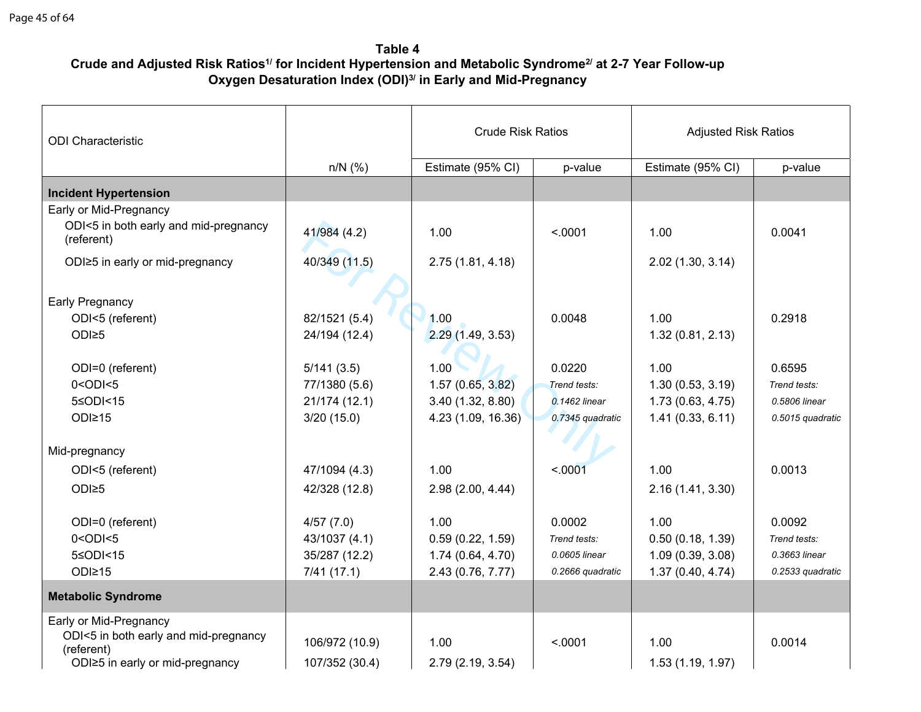**Table 4**
**Crude and Adjusted Risk Ratios[1/] for Incident Hypertension and Metabolic Syndrome[2/] at 2-7 Year Follow-up Oxygen Desaturation Index (ODI)[3/] in Early and Mid-Pregnancy**

| ODI Characteristic | | Crude Risk Ratios | | Adjusted Risk Ratios | |
|---|---|---|---|---|---|
| | n/N (%) | Estimate (95% CI) | p-value | Estimate (95% CI) | p-value |
| **Incident Hypertension** | | | | | |
| Early or Mid-Pregnancy | | | | | |
| ODI<5 in both early and mid-pregnancy (referent) | 41/984 (4.2) | 1.00 | <.0001 | 1.00 | 0.0041 |
| ODI≥5 in early or mid-pregnancy | 40/349 (11.5) | 2.75 (1.81, 4.18) | | 2.02 (1.30, 3.14) | |
| Early Pregnancy | | | | | |
| ODI<5 (referent) | 82/1521 (5.4) | 1.00 | 0.0048 | 1.00 | 0.2918 |
| ODI≥5 | 24/194 (12.4) | 2.29 (1.49, 3.53) | | 1.32 (0.81, 2.13) | |
| ODI=0 (referent) | 5/141 (3.5) | 1.00 | 0.0220 | 1.00 | 0.6595 |
| 0<ODI<5 | 77/1380 (5.6) | 1.57 (0.65, 3.82) | *Trend tests:* | 1.30 (0.53, 3.19) | *Trend tests:* |
| 5≤ODI<15 | 21/174 (12.1) | 3.40 (1.32, 8.80) | *0.1462 linear* | 1.73 (0.63, 4.75) | *0.5806 linear* |
| ODI≥15 | 3/20 (15.0) | 4.23 (1.09, 16.36) | *0.7345 quadratic* | 1.41 (0.33, 6.11) | *0.5015 quadratic* |
| Mid-pregnancy | | | | | |
| ODI<5 (referent) | 47/1094 (4.3) | 1.00 | <.0001 | 1.00 | 0.0013 |
| ODI≥5 | 42/328 (12.8) | 2.98 (2.00, 4.44) | | 2.16 (1.41, 3.30) | |
| ODI=0 (referent) | 4/57 (7.0) | 1.00 | 0.0002 | 1.00 | 0.0092 |
| 0<ODI<5 | 43/1037 (4.1) | 0.59 (0.22, 1.59) | *Trend tests:* | 0.50 (0.18, 1.39) | *Trend tests:* |
| 5≤ODI<15 | 35/287 (12.2) | 1.74 (0.64, 4.70) | *0.0605 linear* | 1.09 (0.39, 3.08) | *0.3663 linear* |
| ODI≥15 | 7/41 (17.1) | 2.43 (0.76, 7.77) | *0.2666 quadratic* | 1.37 (0.40, 4.74) | *0.2533 quadratic* |
| **Metabolic Syndrome** | | | | | |
| Early or Mid-Pregnancy | | | | | |
| ODI<5 in both early and mid-pregnancy (referent) | 106/972 (10.9) | 1.00 | <.0001 | 1.00 | 0.0014 |
| ODI≥5 in early or mid-pregnancy | 107/352 (30.4) | 2.79 (2.19, 3.54) | | 1.53 (1.19, 1.97) | |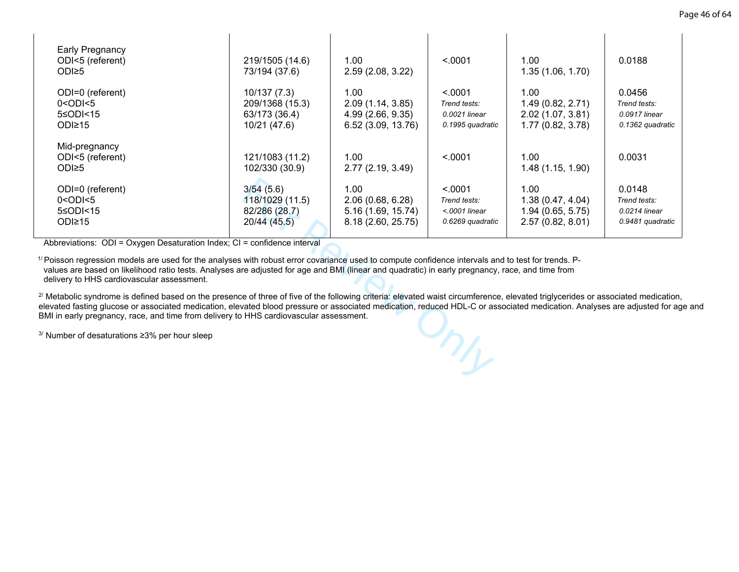| | | | | | |
|---|---|---|---|---|---|
| Early Pregnancy | | | | | |
| ODI<5 (referent) | 219/1505 (14.6) | 1.00 | <.0001 | 1.00 | 0.0188 |
| ODI≥5 | 73/194 (37.6) | 2.59 (2.08, 3.22) | | 1.35 (1.06, 1.70) | |
| | | | | | |
| ODI=0 (referent) | 10/137 (7.3) | 1.00 | <.0001 | 1.00 | 0.0456 |
| 0<ODI<5 | 209/1368 (15.3) | 2.09 (1.14, 3.85) | *Trend tests:* | 1.49 (0.82, 2.71) | *Trend tests:* |
| 5≤ODI<15 | 63/173 (36.4) | 4.99 (2.66, 9.35) | *0.0021 linear* | 2.02 (1.07, 3.81) | *0.0917 linear* |
| ODI≥15 | 10/21 (47.6) | 6.52 (3.09, 13.76) | *0.1995 quadratic* | 1.77 (0.82, 3.78) | *0.1362 quadratic* |
| Mid-pregnancy | | | | | |
| ODI<5 (referent) | 121/1083 (11.2) | 1.00 | <.0001 | 1.00 | 0.0031 |
| ODI≥5 | 102/330 (30.9) | 2.77 (2.19, 3.49) | | 1.48 (1.15, 1.90) | |
| | | | | | |
| ODI=0 (referent) | 3/54 (5.6) | 1.00 | <.0001 | 1.00 | 0.0148 |
| 0<ODI<5 | 118/1029 (11.5) | 2.06 (0.68, 6.28) | *Trend tests:* | 1.38 (0.47, 4.04) | *Trend tests:* |
| 5≤ODI<15 | 82/286 (28.7) | 5.16 (1.69, 15.74) | *<.0001 linear* | 1.94 (0.65, 5.75) | *0.0214 linear* |
| ODI≥15 | 20/44 (45.5) | 8.18 (2.60, 25.75) | *0.6269 quadratic* | 2.57 (0.82, 8.01) | *0.9481 quadratic* |

Abbreviations: ODI = Oxygen Desaturation Index; CI = confidence interval

[1/] Poisson regression models are used for the analyses with robust error covariance used to compute confidence intervals and to test for trends. P-values are based on likelihood ratio tests. Analyses are adjusted for age and BMI (linear and quadratic) in early pregnancy, race, and time from delivery to HHS cardiovascular assessment.

[2/] Metabolic syndrome is defined based on the presence of three of five of the following criteria: elevated waist circumference, elevated triglycerides or associated medication, elevated fasting glucose or associated medication, elevated blood pressure or associated medication, reduced HDL-C or associated medication. Analyses are adjusted for age and BMI in early pregnancy, race, and time from delivery to HHS cardiovascular assessment.

[3/] Number of desaturations ≥3% per hour sleep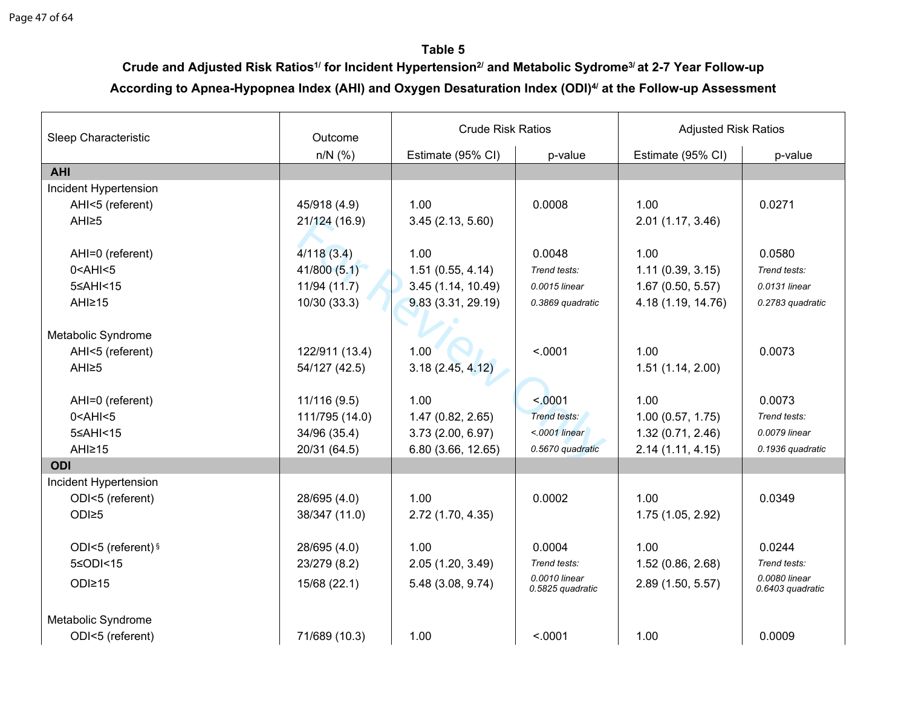**Table 5**

**Crude and Adjusted Risk Ratios[1/] for Incident Hypertension[2/] and Metabolic Sydrome[3/] at 2-7 Year Follow-up According to Apnea-Hypopnea Index (AHI) and Oxygen Desaturation Index (ODI)[4/] at the Follow-up Assessment**

| Sleep Characteristic | Outcome | Crude Risk Ratios | | Adjusted Risk Ratios | |
|---|---|---|---|---|---|
| | n/N (%) | Estimate (95% CI) | p-value | Estimate (95% CI) | p-value |
| **AHI** | | | | | |
| Incident Hypertension | | | | | |
| AHI<5 (referent) | 45/918 (4.9) | 1.00 | 0.0008 | 1.00 | 0.0271 |
| AHI≥5 | 21/124 (16.9) | 3.45 (2.13, 5.60) | | 2.01 (1.17, 3.46) | |
| AHI=0 (referent) | 4/118 (3.4) | 1.00 | 0.0048 | 1.00 | 0.0580 |
| 0<AHI<5 | 41/800 (5.1) | 1.51 (0.55, 4.14) | *Trend tests:* | 1.11 (0.39, 3.15) | *Trend tests:* |
| 5≤AHI<15 | 11/94 (11.7) | 3.45 (1.14, 10.49) | *0.0015 linear* | 1.67 (0.50, 5.57) | *0.0131 linear* |
| AHI≥15 | 10/30 (33.3) | 9.83 (3.31, 29.19) | *0.3869 quadratic* | 4.18 (1.19, 14.76) | *0.2783 quadratic* |
| Metabolic Syndrome | | | | | |
| AHI<5 (referent) | 122/911 (13.4) | 1.00 | <.0001 | 1.00 | 0.0073 |
| AHI≥5 | 54/127 (42.5) | 3.18 (2.45, 4.12) | | 1.51 (1.14, 2.00) | |
| AHI=0 (referent) | 11/116 (9.5) | 1.00 | <.0001 | 1.00 | 0.0073 |
| 0<AHI<5 | 111/795 (14.0) | 1.47 (0.82, 2.65) | *Trend tests:* | 1.00 (0.57, 1.75) | *Trend tests:* |
| 5≤AHI<15 | 34/96 (35.4) | 3.73 (2.00, 6.97) | *<.0001 linear* | 1.32 (0.71, 2.46) | *0.0079 linear* |
| AHI≥15 | 20/31 (64.5) | 6.80 (3.66, 12.65) | *0.5670 quadratic* | 2.14 (1.11, 4.15) | *0.1936 quadratic* |
| **ODI** | | | | | |
| Incident Hypertension | | | | | |
| ODI<5 (referent) | 28/695 (4.0) | 1.00 | 0.0002 | 1.00 | 0.0349 |
| ODI≥5 | 38/347 (11.0) | 2.72 (1.70, 4.35) | | 1.75 (1.05, 2.92) | |
| ODI<5 (referent)§ | 28/695 (4.0) | 1.00 | 0.0004 | 1.00 | 0.0244 |
| 5≤ODI<15 | 23/279 (8.2) | 2.05 (1.20, 3.49) | *Trend tests:* | 1.52 (0.86, 2.68) | *Trend tests:* |
| ODI≥15 | 15/68 (22.1) | 5.48 (3.08, 9.74) | *0.0010 linear 0.5825 quadratic* | 2.89 (1.50, 5.57) | *0.0080 linear 0.6403 quadratic* |
| Metabolic Syndrome | | | | | |
| ODI<5 (referent) | 71/689 (10.3) | 1.00 | <.0001 | 1.00 | 0.0009 |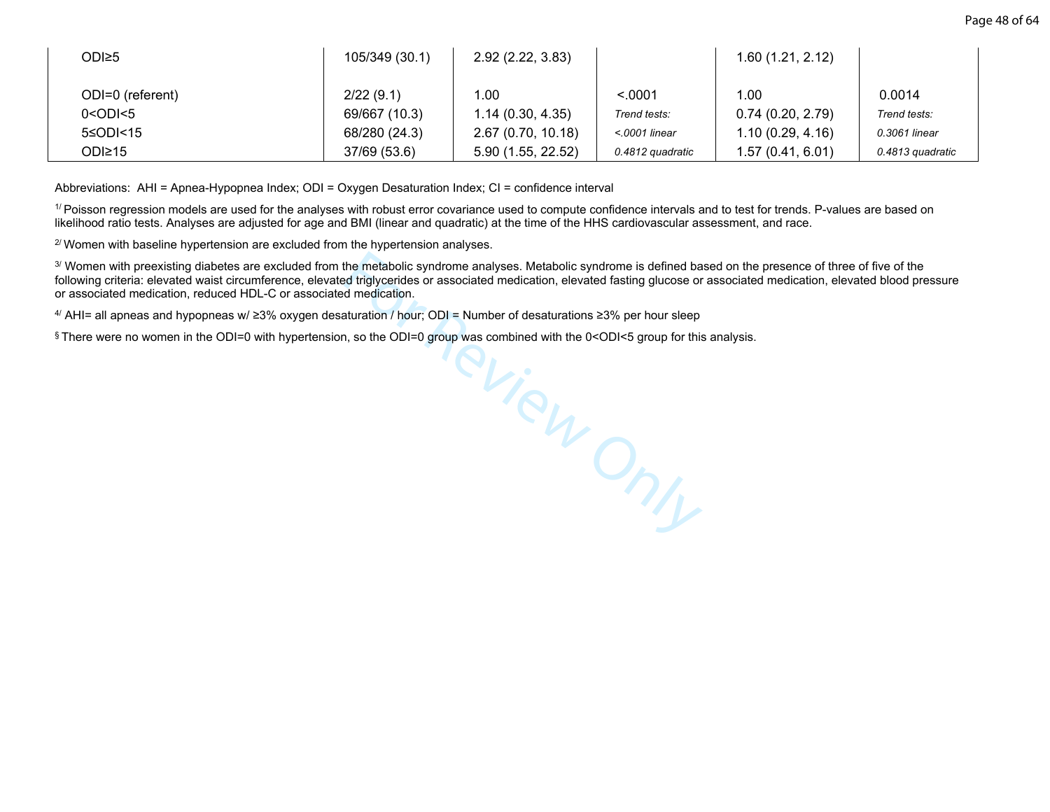| | | | | | |
|---|---|---|---|---|---|
| ODI≥5 | 105/349 (30.1) | 2.92 (2.22, 3.83) | | 1.60 (1.21, 2.12) | |
| ODI=0 (referent) | 2/22 (9.1) | 1.00 | <.0001 | 1.00 | 0.0014 |
| 0<ODI<5 | 69/667 (10.3) | 1.14 (0.30, 4.35) | *Trend tests:* | 0.74 (0.20, 2.79) | *Trend tests:* |
| 5≤ODI<15 | 68/280 (24.3) | 2.67 (0.70, 10.18) | *<.0001 linear* | 1.10 (0.29, 4.16) | *0.3061 linear* |
| ODI≥15 | 37/69 (53.6) | 5.90 (1.55, 22.52) | *0.4812 quadratic* | 1.57 (0.41, 6.01) | *0.4813 quadratic* |

Abbreviations: AHI = Apnea-Hypopnea Index; ODI = Oxygen Desaturation Index; CI = confidence interval

[1/] Poisson regression models are used for the analyses with robust error covariance used to compute confidence intervals and to test for trends. P-values are based on likelihood ratio tests. Analyses are adjusted for age and BMI (linear and quadratic) at the time of the HHS cardiovascular assessment, and race.

[2/] Women with baseline hypertension are excluded from the hypertension analyses.

[3/] Women with preexisting diabetes are excluded from the metabolic syndrome analyses. Metabolic syndrome is defined based on the presence of three of five of the following criteria: elevated waist circumference, elevated triglycerides or associated medication, elevated fasting glucose or associated medication, elevated blood pressure or associated medication, reduced HDL-C or associated medication.

[4/] AHI= all apneas and hypopneas w/ ≥3% oxygen desaturation / hour; ODI = Number of desaturations ≥3% per hour sleep

[§] There were no women in the ODI=0 with hypertension, so the ODI=0 group was combined with the 0<ODI<5 group for this analysis.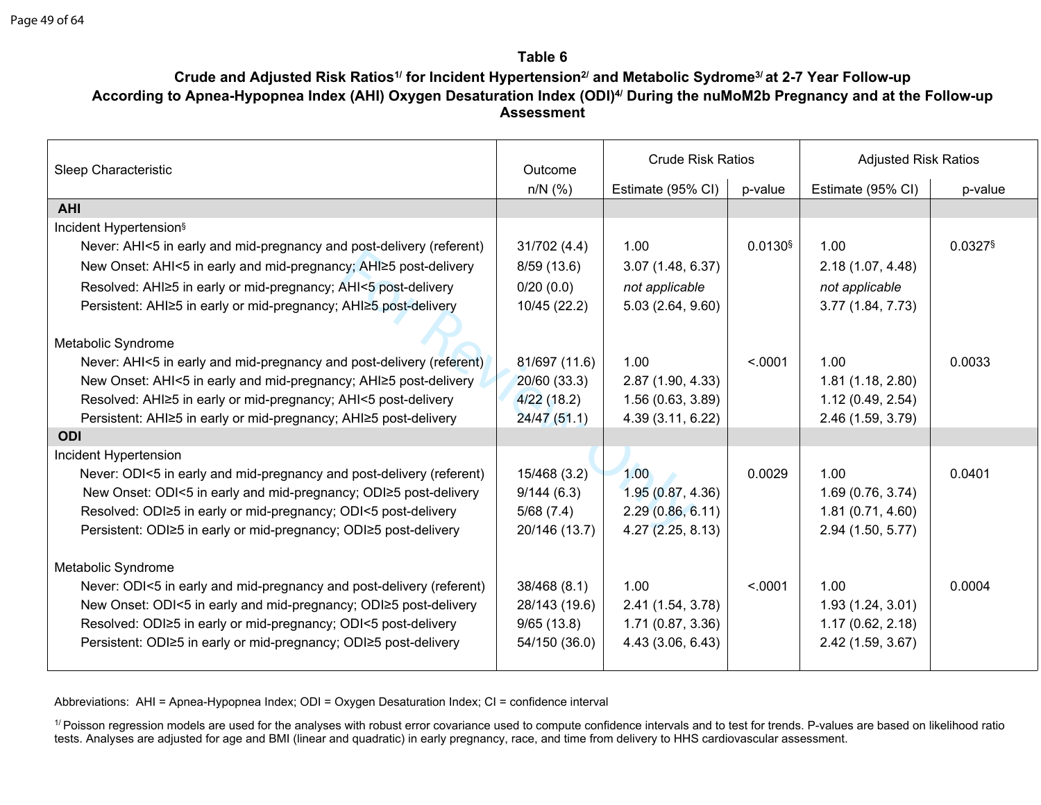**Table 6**

**Crude and Adjusted Risk Ratios[1/] for Incident Hypertension[2/] and Metabolic Sydrome[3/] at 2-7 Year Follow-up According to Apnea-Hypopnea Index (AHI) Oxygen Desaturation Index (ODI)[4/] During the nuMoM2b Pregnancy and at the Follow-up Assessment**

| Sleep Characteristic | Outcome | Crude Risk Ratios | | Adjusted Risk Ratios | |
|---|---|---|---|---|---|
| | n/N (%) | Estimate (95% CI) | p-value | Estimate (95% CI) | p-value |
| **AHI** | | | | | |
| Incident Hypertension§ | | | | | |
| Never: AHI<5 in early and mid-pregnancy and post-delivery (referent) | 31/702 (4.4) | 1.00 | 0.0130§ | 1.00 | 0.0327§ |
| New Onset: AHI<5 in early and mid-pregnancy; AHI≥5 post-delivery | 8/59 (13.6) | 3.07 (1.48, 6.37) | | 2.18 (1.07, 4.48) | |
| Resolved: AHI≥5 in early or mid-pregnancy; AHI<5 post-delivery | 0/20 (0.0) | *not applicable* | | *not applicable* | |
| Persistent: AHI≥5 in early or mid-pregnancy; AHI≥5 post-delivery | 10/45 (22.2) | 5.03 (2.64, 9.60) | | 3.77 (1.84, 7.73) | |
| Metabolic Syndrome | | | | | |
| Never: AHI<5 in early and mid-pregnancy and post-delivery (referent) | 81/697 (11.6) | 1.00 | <.0001 | 1.00 | 0.0033 |
| New Onset: AHI<5 in early and mid-pregnancy; AHI≥5 post-delivery | 20/60 (33.3) | 2.87 (1.90, 4.33) | | 1.81 (1.18, 2.80) | |
| Resolved: AHI≥5 in early or mid-pregnancy; AHI<5 post-delivery | 4/22 (18.2) | 1.56 (0.63, 3.89) | | 1.12 (0.49, 2.54) | |
| Persistent: AHI≥5 in early or mid-pregnancy; AHI≥5 post-delivery | 24/47 (51.1) | 4.39 (3.11, 6.22) | | 2.46 (1.59, 3.79) | |
| **ODI** | | | | | |
| Incident Hypertension | | | | | |
| Never: ODI<5 in early and mid-pregnancy and post-delivery (referent) | 15/468 (3.2) | 1.00 | 0.0029 | 1.00 | 0.0401 |
| New Onset: ODI<5 in early and mid-pregnancy; ODI≥5 post-delivery | 9/144 (6.3) | 1.95 (0.87, 4.36) | | 1.69 (0.76, 3.74) | |
| Resolved: ODI≥5 in early or mid-pregnancy; ODI<5 post-delivery | 5/68 (7.4) | 2.29 (0.86, 6.11) | | 1.81 (0.71, 4.60) | |
| Persistent: ODI≥5 in early or mid-pregnancy; ODI≥5 post-delivery | 20/146 (13.7) | 4.27 (2.25, 8.13) | | 2.94 (1.50, 5.77) | |
| Metabolic Syndrome | | | | | |
| Never: ODI<5 in early and mid-pregnancy and post-delivery (referent) | 38/468 (8.1) | 1.00 | <.0001 | 1.00 | 0.0004 |
| New Onset: ODI<5 in early and mid-pregnancy; ODI≥5 post-delivery | 28/143 (19.6) | 2.41 (1.54, 3.78) | | 1.93 (1.24, 3.01) | |
| Resolved: ODI≥5 in early or mid-pregnancy; ODI<5 post-delivery | 9/65 (13.8) | 1.71 (0.87, 3.36) | | 1.17 (0.62, 2.18) | |
| Persistent: ODI≥5 in early or mid-pregnancy; ODI≥5 post-delivery | 54/150 (36.0) | 4.43 (3.06, 6.43) | | 2.42 (1.59, 3.67) | |

Abbreviations: AHI = Apnea-Hypopnea Index; ODI = Oxygen Desaturation Index; CI = confidence interval

[1/] Poisson regression models are used for the analyses with robust error covariance used to compute confidence intervals and to test for trends. P-values are based on likelihood ratio tests. Analyses are adjusted for age and BMI (linear and quadratic) in early pregnancy, race, and time from delivery to HHS cardiovascular assessment.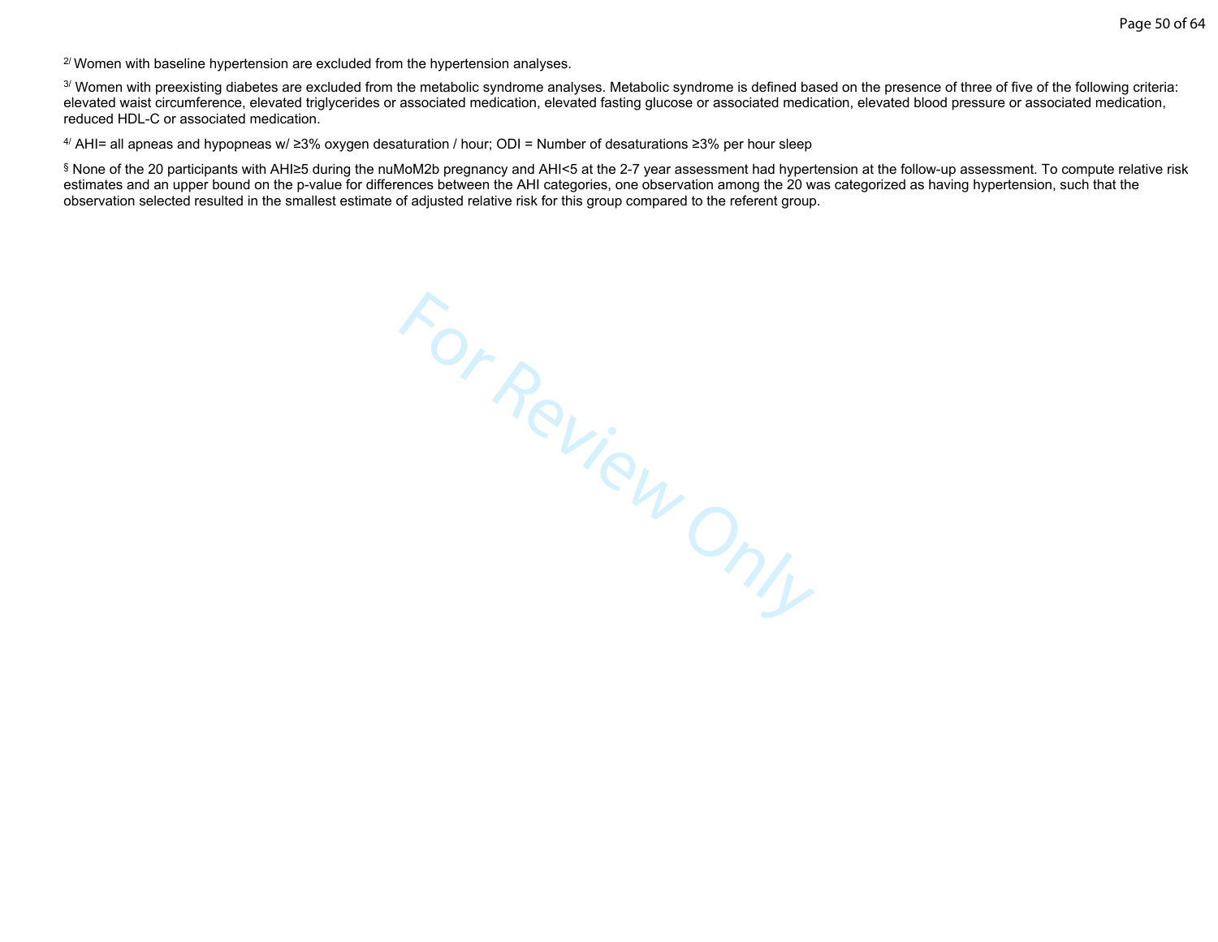[2] Women with baseline hypertension are excluded from the hypertension analyses.

[3] Women with preexisting diabetes are excluded from the metabolic syndrome analyses. Metabolic syndrome is defined based on the presence of three of five of the following criteria: elevated waist circumference, elevated triglycerides or associated medication, elevated fasting glucose or associated medication, elevated blood pressure or associated medication, reduced HDL-C or associated medication.

[4] AHI= all apneas and hypopneas w/ ≥3% oxygen desaturation / hour; ODI = Number of desaturations ≥3% per hour sleep

[§] None of the 20 participants with AHI≥5 during the nuMoM2b pregnancy and AHI<5 at the 2-7 year assessment had hypertension at the follow-up assessment. To compute relative risk estimates and an upper bound on the p-value for differences between the AHI categories, one observation among the 20 was categorized as having hypertension, such that the observation selected resulted in the smallest estimate of adjusted relative risk for this group compared to the referent group.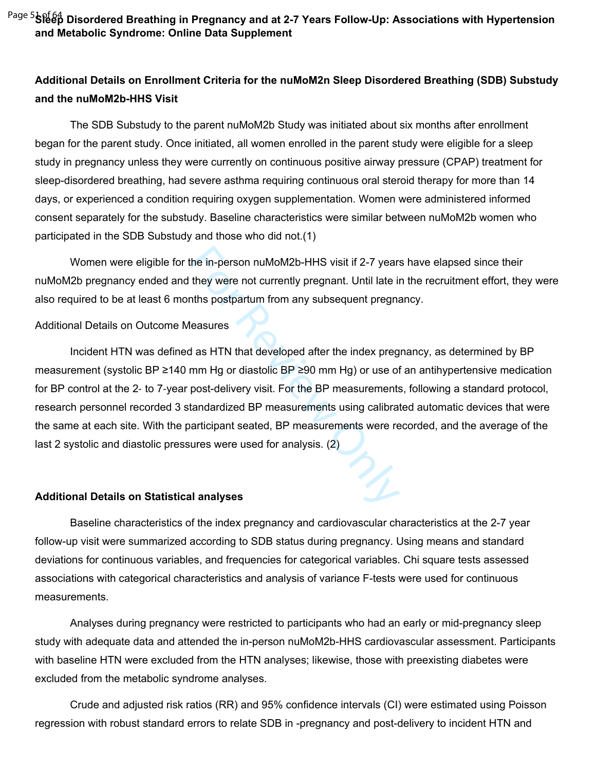# Sleep Disordered Breathing in Pregnancy and at 2-7 Years Follow-Up: Associations with Hypertension and Metabolic Syndrome: Online Data Supplement

## Additional Details on Enrollment Criteria for the nuMoM2n Sleep Disordered Breathing (SDB) Substudy and the nuMoM2b-HHS Visit

The SDB Substudy to the parent nuMoM2b Study was initiated about six months after enrollment began for the parent study. Once initiated, all women enrolled in the parent study were eligible for a sleep study in pregnancy unless they were currently on continuous positive airway pressure (CPAP) treatment for sleep-disordered breathing, had severe asthma requiring continuous oral steroid therapy for more than 14 days, or experienced a condition requiring oxygen supplementation. Women were administered informed consent separately for the substudy. Baseline characteristics were similar between nuMoM2b women who participated in the SDB Substudy and those who did not.(1)

Women were eligible for the in-person nuMoM2b-HHS visit if 2-7 years have elapsed since their nuMoM2b pregnancy ended and they were not currently pregnant. Until late in the recruitment effort, they were also required to be at least 6 months postpartum from any subsequent pregnancy.

Additional Details on Outcome Measures

Incident HTN was defined as HTN that developed after the index pregnancy, as determined by BP measurement (systolic BP ≥140 mm Hg or diastolic BP ≥90 mm Hg) or use of an antihypertensive medication for BP control at the 2- to 7-year post-delivery visit. For the BP measurements, following a standard protocol, research personnel recorded 3 standardized BP measurements using calibrated automatic devices that were the same at each site. With the participant seated, BP measurements were recorded, and the average of the last 2 systolic and diastolic pressures were used for analysis. (2)

## Additional Details on Statistical analyses

Baseline characteristics of the index pregnancy and cardiovascular characteristics at the 2-7 year follow-up visit were summarized according to SDB status during pregnancy. Using means and standard deviations for continuous variables, and frequencies for categorical variables. Chi square tests assessed associations with categorical characteristics and analysis of variance F-tests were used for continuous measurements.

Analyses during pregnancy were restricted to participants who had an early or mid-pregnancy sleep study with adequate data and attended the in-person nuMoM2b-HHS cardiovascular assessment. Participants with baseline HTN were excluded from the HTN analyses; likewise, those with preexisting diabetes were excluded from the metabolic syndrome analyses.

Crude and adjusted risk ratios (RR) and 95% confidence intervals (CI) were estimated using Poisson regression with robust standard errors to relate SDB in -pregnancy and post-delivery to incident HTN and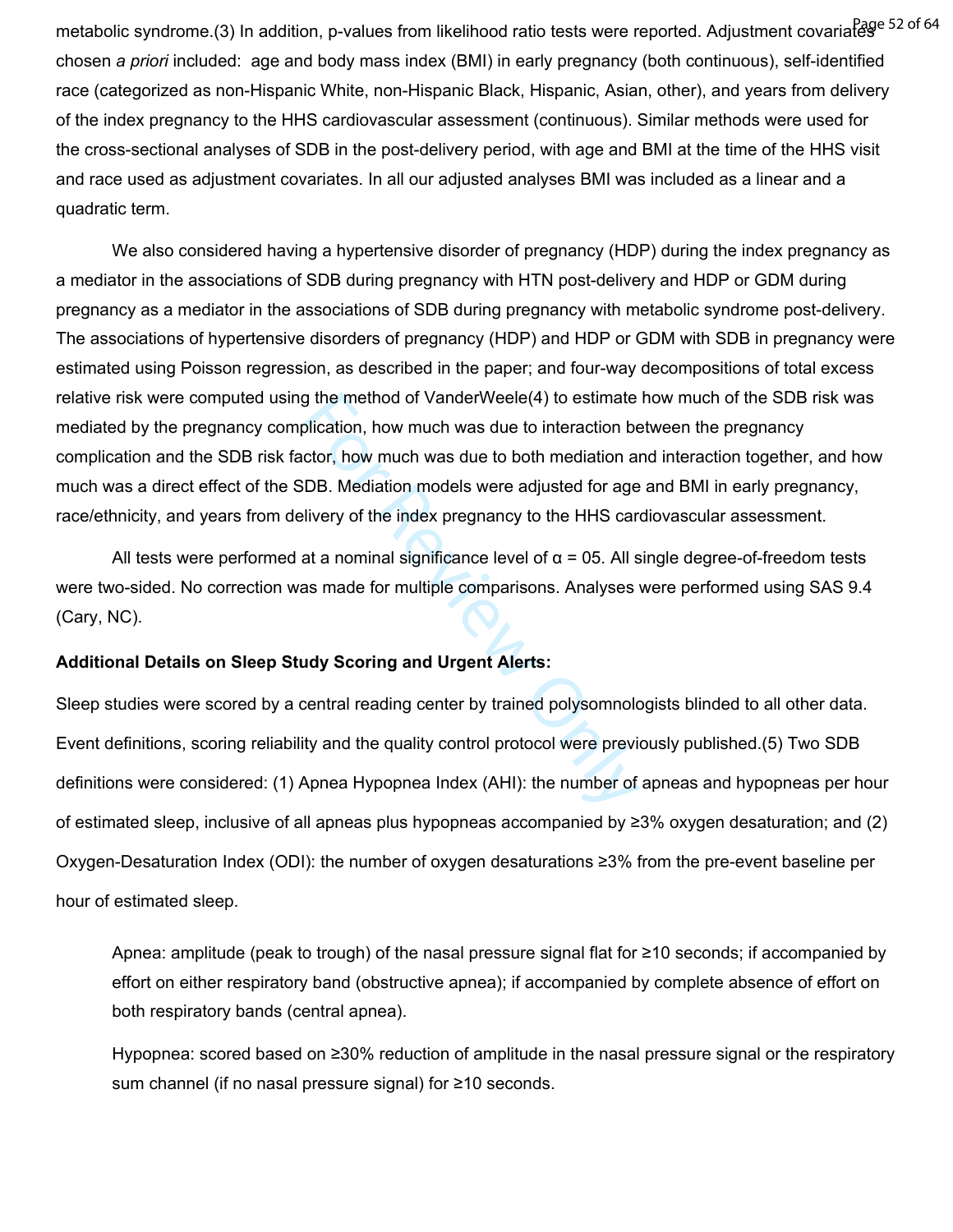metabolic syndrome.(3) In addition, p-values from likelihood ratio tests were reported. Adjustment covariates chosen *a priori* included: age and body mass index (BMI) in early pregnancy (both continuous), self-identified race (categorized as non-Hispanic White, non-Hispanic Black, Hispanic, Asian, other), and years from delivery of the index pregnancy to the HHS cardiovascular assessment (continuous). Similar methods were used for the cross-sectional analyses of SDB in the post-delivery period, with age and BMI at the time of the HHS visit and race used as adjustment covariates. In all our adjusted analyses BMI was included as a linear and a quadratic term.

We also considered having a hypertensive disorder of pregnancy (HDP) during the index pregnancy as a mediator in the associations of SDB during pregnancy with HTN post-delivery and HDP or GDM during pregnancy as a mediator in the associations of SDB during pregnancy with metabolic syndrome post-delivery. The associations of hypertensive disorders of pregnancy (HDP) and HDP or GDM with SDB in pregnancy were estimated using Poisson regression, as described in the paper; and four-way decompositions of total excess relative risk were computed using the method of VanderWeele(4) to estimate how much of the SDB risk was mediated by the pregnancy complication, how much was due to interaction between the pregnancy complication and the SDB risk factor, how much was due to both mediation and interaction together, and how much was a direct effect of the SDB. Mediation models were adjusted for age and BMI in early pregnancy, race/ethnicity, and years from delivery of the index pregnancy to the HHS cardiovascular assessment.

All tests were performed at a nominal significance level of α = 05. All single degree-of-freedom tests were two-sided. No correction was made for multiple comparisons. Analyses were performed using SAS 9.4 (Cary, NC).

**Additional Details on Sleep Study Scoring and Urgent Alerts:**

Sleep studies were scored by a central reading center by trained polysomnologists blinded to all other data. Event definitions, scoring reliability and the quality control protocol were previously published.(5) Two SDB definitions were considered: (1) Apnea Hypopnea Index (AHI): the number of apneas and hypopneas per hour of estimated sleep, inclusive of all apneas plus hypopneas accompanied by ≥3% oxygen desaturation; and (2) Oxygen-Desaturation Index (ODI): the number of oxygen desaturations ≥3% from the pre-event baseline per hour of estimated sleep.

> Apnea: amplitude (peak to trough) of the nasal pressure signal flat for ≥10 seconds; if accompanied by effort on either respiratory band (obstructive apnea); if accompanied by complete absence of effort on both respiratory bands (central apnea).
>
> Hypopnea: scored based on ≥30% reduction of amplitude in the nasal pressure signal or the respiratory sum channel (if no nasal pressure signal) for ≥10 seconds.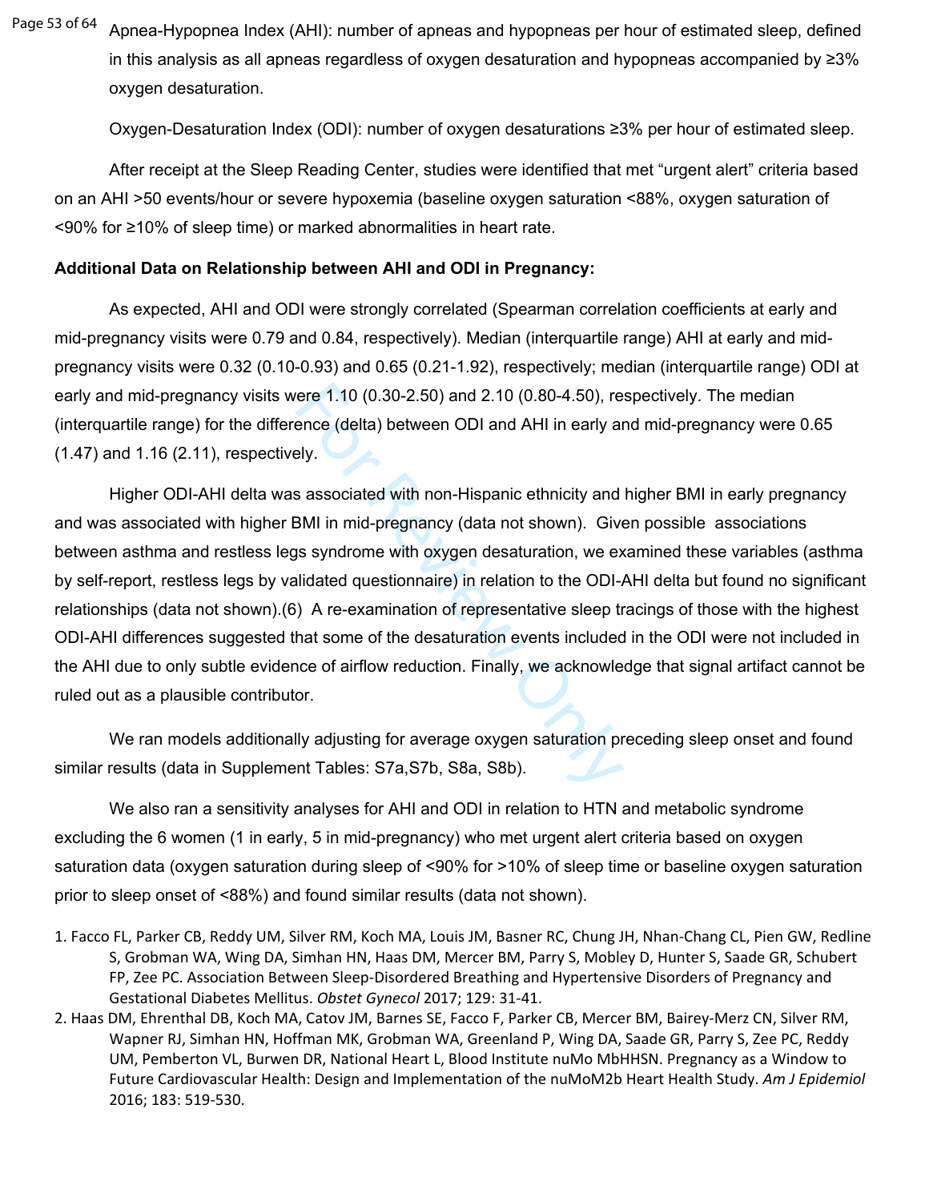Apnea-Hypopnea Index (AHI): number of apneas and hypopneas per hour of estimated sleep, defined in this analysis as all apneas regardless of oxygen desaturation and hypopneas accompanied by ≥3% oxygen desaturation.

Oxygen-Desaturation Index (ODI): number of oxygen desaturations ≥3% per hour of estimated sleep.

After receipt at the Sleep Reading Center, studies were identified that met "urgent alert" criteria based on an AHI >50 events/hour or severe hypoxemia (baseline oxygen saturation <88%, oxygen saturation of <90% for ≥10% of sleep time) or marked abnormalities in heart rate.

**Additional Data on Relationship between AHI and ODI in Pregnancy:**

As expected, AHI and ODI were strongly correlated (Spearman correlation coefficients at early and mid-pregnancy visits were 0.79 and 0.84, respectively). Median (interquartile range) AHI at early and mid-pregnancy visits were 0.32 (0.10-0.93) and 0.65 (0.21-1.92), respectively; median (interquartile range) ODI at early and mid-pregnancy visits were 1.10 (0.30-2.50) and 2.10 (0.80-4.50), respectively. The median (interquartile range) for the difference (delta) between ODI and AHI in early and mid-pregnancy were 0.65 (1.47) and 1.16 (2.11), respectively.

Higher ODI-AHI delta was associated with non-Hispanic ethnicity and higher BMI in early pregnancy and was associated with higher BMI in mid-pregnancy (data not shown). Given possible associations between asthma and restless legs syndrome with oxygen desaturation, we examined these variables (asthma by self-report, restless legs by validated questionnaire) in relation to the ODI-AHI delta but found no significant relationships (data not shown).(6) A re-examination of representative sleep tracings of those with the highest ODI-AHI differences suggested that some of the desaturation events included in the ODI were not included in the AHI due to only subtle evidence of airflow reduction. Finally, we acknowledge that signal artifact cannot be ruled out as a plausible contributor.

We ran models additionally adjusting for average oxygen saturation preceding sleep onset and found similar results (data in Supplement Tables: S7a,S7b, S8a, S8b).

We also ran a sensitivity analyses for AHI and ODI in relation to HTN and metabolic syndrome excluding the 6 women (1 in early, 5 in mid-pregnancy) who met urgent alert criteria based on oxygen saturation data (oxygen saturation during sleep of <90% for >10% of sleep time or baseline oxygen saturation prior to sleep onset of <88%) and found similar results (data not shown).

1. Facco FL, Parker CB, Reddy UM, Silver RM, Koch MA, Louis JM, Basner RC, Chung JH, Nhan-Chang CL, Pien GW, Redline S, Grobman WA, Wing DA, Simhan HN, Haas DM, Mercer BM, Parry S, Mobley D, Hunter S, Saade GR, Schubert FP, Zee PC. Association Between Sleep-Disordered Breathing and Hypertensive Disorders of Pregnancy and Gestational Diabetes Mellitus. *Obstet Gynecol* 2017; 129: 31-41.
2. Haas DM, Ehrenthal DB, Koch MA, Catov JM, Barnes SE, Facco F, Parker CB, Mercer BM, Bairey-Merz CN, Silver RM, Wapner RJ, Simhan HN, Hoffman MK, Grobman WA, Greenland P, Wing DA, Saade GR, Parry S, Zee PC, Reddy UM, Pemberton VL, Burwen DR, National Heart L, Blood Institute nuMo MbHHSN. Pregnancy as a Window to Future Cardiovascular Health: Design and Implementation of the nuMoM2b Heart Health Study. *Am J Epidemiol* 2016; 183: 519-530.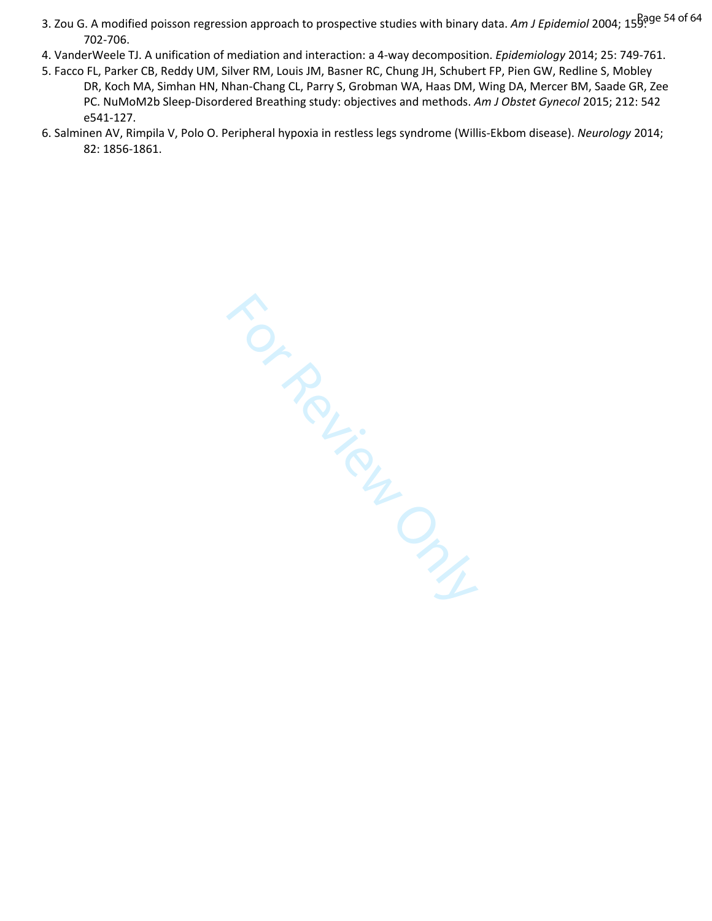3. Zou G. A modified poisson regression approach to prospective studies with binary data. *Am J Epidemiol* 2004; 159: 702-706.
4. VanderWeele TJ. A unification of mediation and interaction: a 4-way decomposition. *Epidemiology* 2014; 25: 749-761.
5. Facco FL, Parker CB, Reddy UM, Silver RM, Louis JM, Basner RC, Chung JH, Schubert FP, Pien GW, Redline S, Mobley DR, Koch MA, Simhan HN, Nhan-Chang CL, Parry S, Grobman WA, Haas DM, Wing DA, Mercer BM, Saade GR, Zee PC. NuMoM2b Sleep-Disordered Breathing study: objectives and methods. *Am J Obstet Gynecol* 2015; 212: 542 e541-127.
6. Salminen AV, Rimpila V, Polo O. Peripheral hypoxia in restless legs syndrome (Willis-Ekbom disease). *Neurology* 2014; 82: 1856-1861.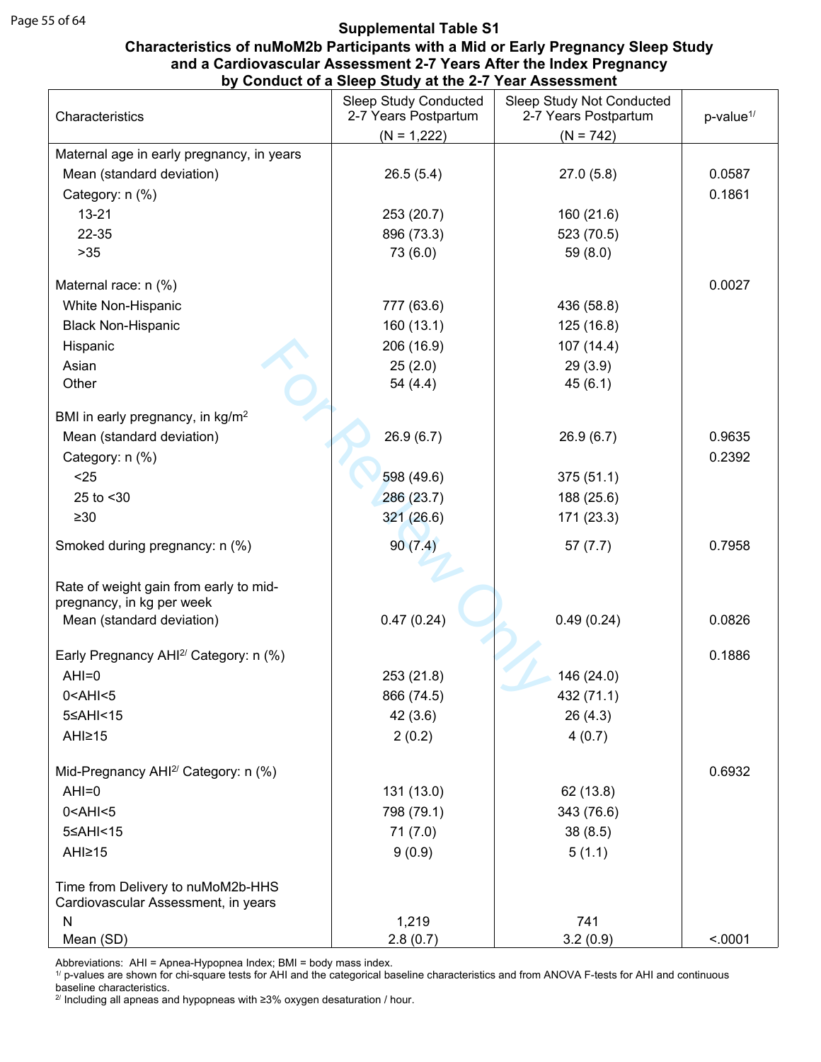**Supplemental Table S1**
**Characteristics of nuMoM2b Participants with a Mid or Early Pregnancy Sleep Study and a Cardiovascular Assessment 2-7 Years After the Index Pregnancy by Conduct of a Sleep Study at the 2-7 Year Assessment**

| Characteristics | Sleep Study Conducted 2-7 Years Postpartum (N = 1,222) | Sleep Study Not Conducted 2-7 Years Postpartum (N = 742) | p-value[1/] |
|---|---|---|---|
| Maternal age in early pregnancy, in years | | | |
| Mean (standard deviation) | 26.5 (5.4) | 27.0 (5.8) | 0.0587 |
| Category: n (%) | | | 0.1861 |
| 13-21 | 253 (20.7) | 160 (21.6) | |
| 22-35 | 896 (73.3) | 523 (70.5) | |
| >35 | 73 (6.0) | 59 (8.0) | |
| Maternal race: n (%) | | | 0.0027 |
| White Non-Hispanic | 777 (63.6) | 436 (58.8) | |
| Black Non-Hispanic | 160 (13.1) | 125 (16.8) | |
| Hispanic | 206 (16.9) | 107 (14.4) | |
| Asian | 25 (2.0) | 29 (3.9) | |
| Other | 54 (4.4) | 45 (6.1) | |
| BMI in early pregnancy, in kg/m$^2$ | | | |
| Mean (standard deviation) | 26.9 (6.7) | 26.9 (6.7) | 0.9635 |
| Category: n (%) | | | 0.2392 |
| <25 | 598 (49.6) | 375 (51.1) | |
| 25 to <30 | 286 (23.7) | 188 (25.6) | |
| ≥30 | 321 (26.6) | 171 (23.3) | |
| Smoked during pregnancy: n (%) | 90 (7.4) | 57 (7.7) | 0.7958 |
| Rate of weight gain from early to mid-pregnancy, in kg per week | | | |
| Mean (standard deviation) | 0.47 (0.24) | 0.49 (0.24) | 0.0826 |
| Early Pregnancy AHI[2/] Category: n (%) | | | 0.1886 |
| AHI=0 | 253 (21.8) | 146 (24.0) | |
| 0<AHI<5 | 866 (74.5) | 432 (71.1) | |
| 5≤AHI<15 | 42 (3.6) | 26 (4.3) | |
| AHI≥15 | 2 (0.2) | 4 (0.7) | |
| Mid-Pregnancy AHI[2/] Category: n (%) | | | 0.6932 |
| AHI=0 | 131 (13.0) | 62 (13.8) | |
| 0<AHI<5 | 798 (79.1) | 343 (76.6) | |
| 5≤AHI<15 | 71 (7.0) | 38 (8.5) | |
| AHI≥15 | 9 (0.9) | 5 (1.1) | |
| Time from Delivery to nuMoM2b-HHS Cardiovascular Assessment, in years | | | |
| N | 1,219 | 741 | |
| Mean (SD) | 2.8 (0.7) | 3.2 (0.9) | <.0001 |

Abbreviations: AHI = Apnea-Hypopnea Index; BMI = body mass index.
[1/] p-values are shown for chi-square tests for AHI and the categorical baseline characteristics and from ANOVA F-tests for AHI and continuous baseline characteristics.
[2/] Including all apneas and hypopneas with ≥3% oxygen desaturation / hour.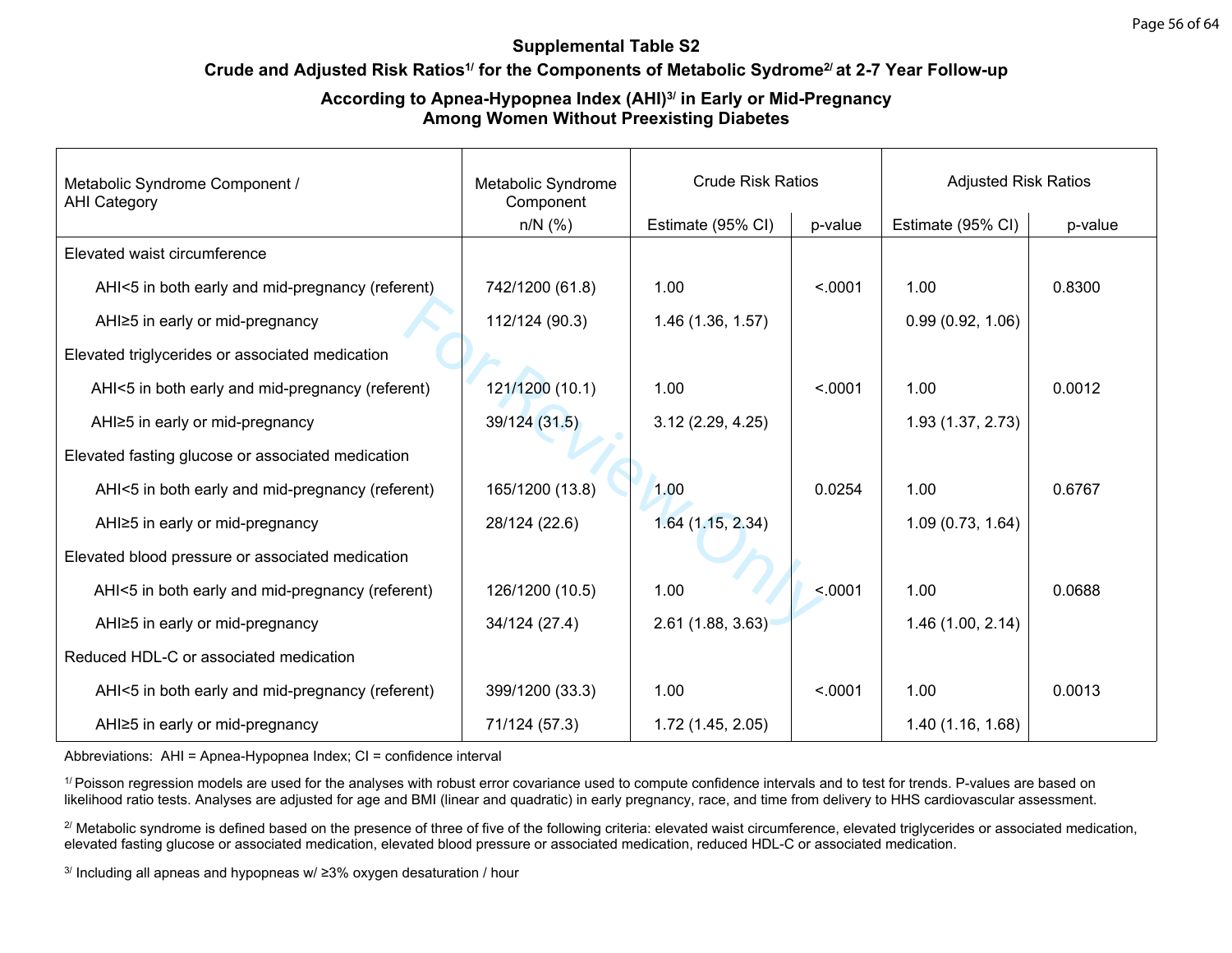## Supplemental Table S2

### Crude and Adjusted Risk Ratios[1/] for the Components of Metabolic Sydrome[2/] at 2-7 Year Follow-up

### According to Apnea-Hypopnea Index (AHI)[3/] in Early or Mid-Pregnancy Among Women Without Preexisting Diabetes

| Metabolic Syndrome Component / AHI Category | Metabolic Syndrome Component | Crude Risk Ratios | | Adjusted Risk Ratios | |
|---|---|---|---|---|---|
| | n/N (%) | Estimate (95% CI) | p-value | Estimate (95% CI) | p-value |
| Elevated waist circumference | | | | | |
| AHI<5 in both early and mid-pregnancy (referent) | 742/1200 (61.8) | 1.00 | <.0001 | 1.00 | 0.8300 |
| AHI≥5 in early or mid-pregnancy | 112/124 (90.3) | 1.46 (1.36, 1.57) | | 0.99 (0.92, 1.06) | |
| Elevated triglycerides or associated medication | | | | | |
| AHI<5 in both early and mid-pregnancy (referent) | 121/1200 (10.1) | 1.00 | <.0001 | 1.00 | 0.0012 |
| AHI≥5 in early or mid-pregnancy | 39/124 (31.5) | 3.12 (2.29, 4.25) | | 1.93 (1.37, 2.73) | |
| Elevated fasting glucose or associated medication | | | | | |
| AHI<5 in both early and mid-pregnancy (referent) | 165/1200 (13.8) | 1.00 | 0.0254 | 1.00 | 0.6767 |
| AHI≥5 in early or mid-pregnancy | 28/124 (22.6) | 1.64 (1.15, 2.34) | | 1.09 (0.73, 1.64) | |
| Elevated blood pressure or associated medication | | | | | |
| AHI<5 in both early and mid-pregnancy (referent) | 126/1200 (10.5) | 1.00 | <.0001 | 1.00 | 0.0688 |
| AHI≥5 in early or mid-pregnancy | 34/124 (27.4) | 2.61 (1.88, 3.63) | | 1.46 (1.00, 2.14) | |
| Reduced HDL-C or associated medication | | | | | |
| AHI<5 in both early and mid-pregnancy (referent) | 399/1200 (33.3) | 1.00 | <.0001 | 1.00 | 0.0013 |
| AHI≥5 in early or mid-pregnancy | 71/124 (57.3) | 1.72 (1.45, 2.05) | | 1.40 (1.16, 1.68) | |

Abbreviations: AHI = Apnea-Hypopnea Index; CI = confidence interval

[1/] Poisson regression models are used for the analyses with robust error covariance used to compute confidence intervals and to test for trends. P-values are based on likelihood ratio tests. Analyses are adjusted for age and BMI (linear and quadratic) in early pregnancy, race, and time from delivery to HHS cardiovascular assessment.

[2/] Metabolic syndrome is defined based on the presence of three of five of the following criteria: elevated waist circumference, elevated triglycerides or associated medication, elevated fasting glucose or associated medication, elevated blood pressure or associated medication, reduced HDL-C or associated medication.

[3/] Including all apneas and hypopneas w/ ≥3% oxygen desaturation / hour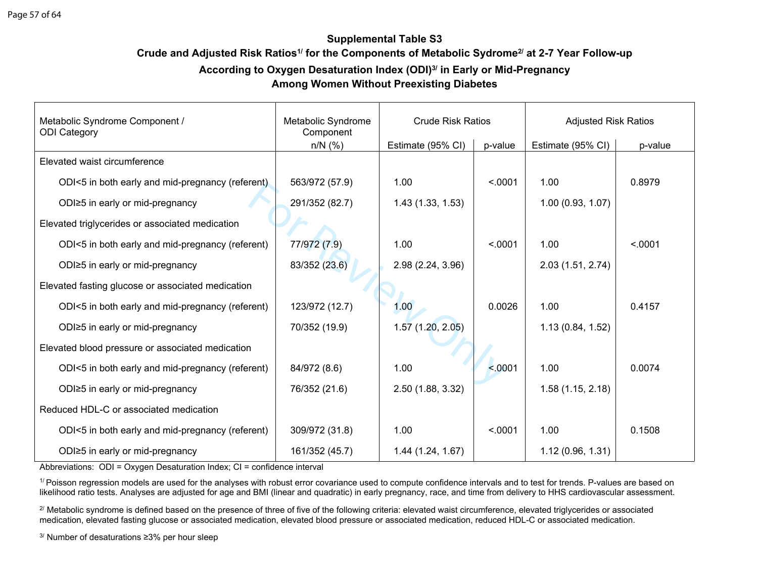## Supplemental Table S3

### Crude and Adjusted Risk Ratios[1/] for the Components of Metabolic Sydrome[2/] at 2-7 Year Follow-up According to Oxygen Desaturation Index (ODI)[3/] in Early or Mid-Pregnancy Among Women Without Preexisting Diabetes

| Metabolic Syndrome Component / ODI Category | Metabolic Syndrome Component | Crude Risk Ratios | | Adjusted Risk Ratios | |
|---|---|---|---|---|---|
| | n/N (%) | Estimate (95% CI) | p-value | Estimate (95% CI) | p-value |
| Elevated waist circumference | | | | | |
| ODI<5 in both early and mid-pregnancy (referent) | 563/972 (57.9) | 1.00 | <.0001 | 1.00 | 0.8979 |
| ODI≥5 in early or mid-pregnancy | 291/352 (82.7) | 1.43 (1.33, 1.53) | | 1.00 (0.93, 1.07) | |
| Elevated triglycerides or associated medication | | | | | |
| ODI<5 in both early and mid-pregnancy (referent) | 77/972 (7.9) | 1.00 | <.0001 | 1.00 | <.0001 |
| ODI≥5 in early or mid-pregnancy | 83/352 (23.6) | 2.98 (2.24, 3.96) | | 2.03 (1.51, 2.74) | |
| Elevated fasting glucose or associated medication | | | | | |
| ODI<5 in both early and mid-pregnancy (referent) | 123/972 (12.7) | 1.00 | 0.0026 | 1.00 | 0.4157 |
| ODI≥5 in early or mid-pregnancy | 70/352 (19.9) | 1.57 (1.20, 2.05) | | 1.13 (0.84, 1.52) | |
| Elevated blood pressure or associated medication | | | | | |
| ODI<5 in both early and mid-pregnancy (referent) | 84/972 (8.6) | 1.00 | <.0001 | 1.00 | 0.0074 |
| ODI≥5 in early or mid-pregnancy | 76/352 (21.6) | 2.50 (1.88, 3.32) | | 1.58 (1.15, 2.18) | |
| Reduced HDL-C or associated medication | | | | | |
| ODI<5 in both early and mid-pregnancy (referent) | 309/972 (31.8) | 1.00 | <.0001 | 1.00 | 0.1508 |
| ODI≥5 in early or mid-pregnancy | 161/352 (45.7) | 1.44 (1.24, 1.67) | | 1.12 (0.96, 1.31) | |

Abbreviations: ODI = Oxygen Desaturation Index; CI = confidence interval

[1/] Poisson regression models are used for the analyses with robust error covariance used to compute confidence intervals and to test for trends. P-values are based on likelihood ratio tests. Analyses are adjusted for age and BMI (linear and quadratic) in early pregnancy, race, and time from delivery to HHS cardiovascular assessment.

[2/] Metabolic syndrome is defined based on the presence of three of five of the following criteria: elevated waist circumference, elevated triglycerides or associated medication, elevated fasting glucose or associated medication, elevated blood pressure or associated medication, reduced HDL-C or associated medication.

[3/] Number of desaturations ≥3% per hour sleep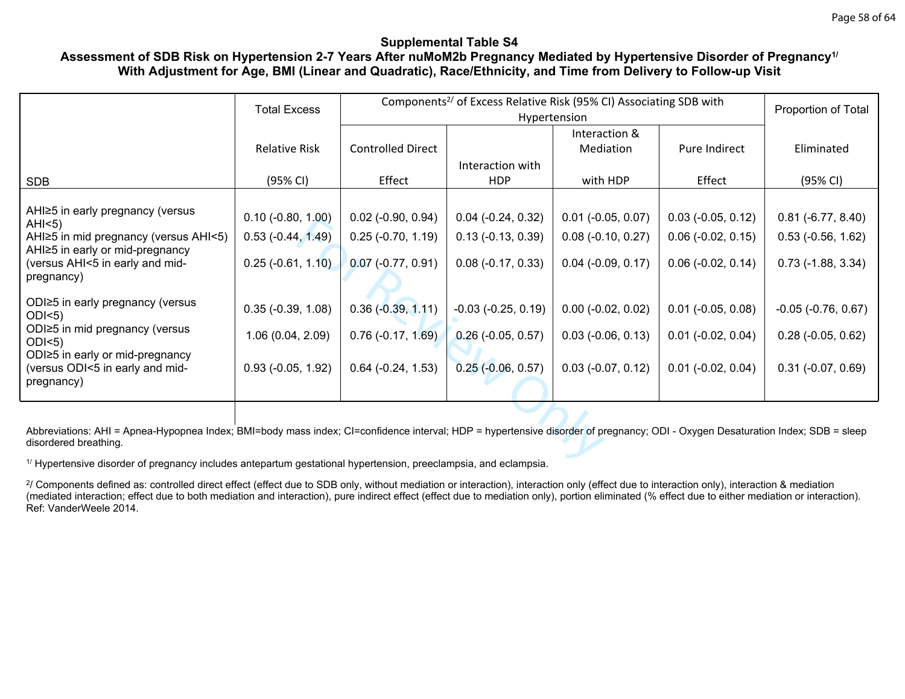**Supplemental Table S4**

**Assessment of SDB Risk on Hypertension 2-7 Years After nuMoM2b Pregnancy Mediated by Hypertensive Disorder of Pregnancy[1/] With Adjustment for Age, BMI (Linear and Quadratic), Race/Ethnicity, and Time from Delivery to Follow-up Visit**

| SDB | Total Excess Relative Risk (95% CI) | Components[2/] of Excess Relative Risk (95% CI) Associating SDB with Hypertension | | | | Proportion of Total Eliminated (95% CI) |
|---|---|---|---|---|---|---|
| | | Controlled Direct Effect | Interaction with HDP | Interaction & Mediation with HDP | Pure Indirect Effect | |
| AHI≥5 in early pregnancy (versus AHI<5) | 0.10 (-0.80, 1.00) | 0.02 (-0.90, 0.94) | 0.04 (-0.24, 0.32) | 0.01 (-0.05, 0.07) | 0.03 (-0.05, 0.12) | 0.81 (-6.77, 8.40) |
| AHI≥5 in mid pregnancy (versus AHI<5) | 0.53 (-0.44, 1.49) | 0.25 (-0.70, 1.19) | 0.13 (-0.13, 0.39) | 0.08 (-0.10, 0.27) | 0.06 (-0.02, 0.15) | 0.53 (-0.56, 1.62) |
| AHI≥5 in early or mid-pregnancy (versus AHI<5 in early and mid-pregnancy) | 0.25 (-0.61, 1.10) | 0.07 (-0.77, 0.91) | 0.08 (-0.17, 0.33) | 0.04 (-0.09, 0.17) | 0.06 (-0.02, 0.14) | 0.73 (-1.88, 3.34) |
| ODI≥5 in early pregnancy (versus ODI<5) | 0.35 (-0.39, 1.08) | 0.36 (-0.39, 1.11) | -0.03 (-0.25, 0.19) | 0.00 (-0.02, 0.02) | 0.01 (-0.05, 0.08) | -0.05 (-0.76, 0.67) |
| ODI≥5 in mid pregnancy (versus ODI<5) | 1.06 (0.04, 2.09) | 0.76 (-0.17, 1.69) | 0.26 (-0.05, 0.57) | 0.03 (-0.06, 0.13) | 0.01 (-0.02, 0.04) | 0.28 (-0.05, 0.62) |
| ODI≥5 in early or mid-pregnancy (versus ODI<5 in early and mid-pregnancy) | 0.93 (-0.05, 1.92) | 0.64 (-0.24, 1.53) | 0.25 (-0.06, 0.57) | 0.03 (-0.07, 0.12) | 0.01 (-0.02, 0.04) | 0.31 (-0.07, 0.69) |

Abbreviations: AHI = Apnea-Hypopnea Index; BMI=body mass index; CI=confidence interval; HDP = hypertensive disorder of pregnancy; ODI - Oxygen Desaturation Index; SDB = sleep disordered breathing.

[1/] Hypertensive disorder of pregnancy includes antepartum gestational hypertension, preeclampsia, and eclampsia.

[2/] Components defined as: controlled direct effect (effect due to SDB only, without mediation or interaction), interaction only (effect due to interaction only), interaction & mediation (mediated interaction; effect due to both mediation and interaction), pure indirect effect (effect due to mediation only), portion eliminated (% effect due to either mediation or interaction). Ref: VanderWeele 2014.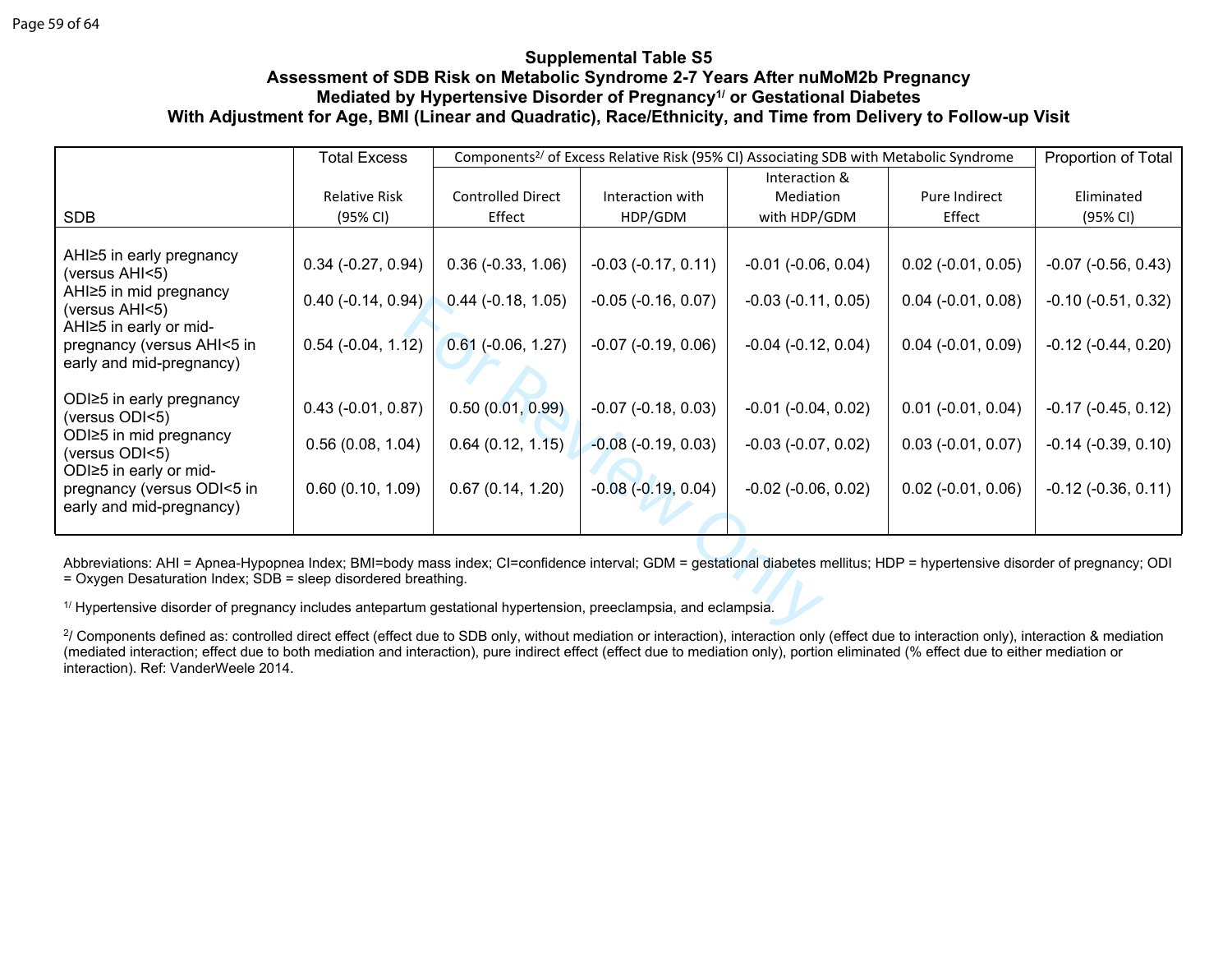## Supplemental Table S5

### Assessment of SDB Risk on Metabolic Syndrome 2-7 Years After nuMoM2b Pregnancy Mediated by Hypertensive Disorder of Pregnancy[1/] or Gestational Diabetes With Adjustment for Age, BMI (Linear and Quadratic), Race/Ethnicity, and Time from Delivery to Follow-up Visit

| SDB | Total Excess Relative Risk (95% CI) | Components[2/] of Excess Relative Risk (95% CI) Associating SDB with Metabolic Syndrome | | | | Proportion of Total Eliminated (95% CI) |
|---|---|---|---|---|---|---|
| | | Controlled Direct Effect | Interaction with HDP/GDM | Interaction & Mediation with HDP/GDM | Pure Indirect Effect | |
| AHI≥5 in early pregnancy (versus AHI<5) | 0.34 (-0.27, 0.94) | 0.36 (-0.33, 1.06) | -0.03 (-0.17, 0.11) | -0.01 (-0.06, 0.04) | 0.02 (-0.01, 0.05) | -0.07 (-0.56, 0.43) |
| AHI≥5 in mid pregnancy (versus AHI<5) | 0.40 (-0.14, 0.94) | 0.44 (-0.18, 1.05) | -0.05 (-0.16, 0.07) | -0.03 (-0.11, 0.05) | 0.04 (-0.01, 0.08) | -0.10 (-0.51, 0.32) |
| AHI≥5 in early or mid-pregnancy (versus AHI<5 in early and mid-pregnancy) | 0.54 (-0.04, 1.12) | 0.61 (-0.06, 1.27) | -0.07 (-0.19, 0.06) | -0.04 (-0.12, 0.04) | 0.04 (-0.01, 0.09) | -0.12 (-0.44, 0.20) |
| ODI≥5 in early pregnancy (versus ODI<5) | 0.43 (-0.01, 0.87) | 0.50 (0.01, 0.99) | -0.07 (-0.18, 0.03) | -0.01 (-0.04, 0.02) | 0.01 (-0.01, 0.04) | -0.17 (-0.45, 0.12) |
| ODI≥5 in mid pregnancy (versus ODI<5) | 0.56 (0.08, 1.04) | 0.64 (0.12, 1.15) | -0.08 (-0.19, 0.03) | -0.03 (-0.07, 0.02) | 0.03 (-0.01, 0.07) | -0.14 (-0.39, 0.10) |
| ODI≥5 in early or mid-pregnancy (versus ODI<5 in early and mid-pregnancy) | 0.60 (0.10, 1.09) | 0.67 (0.14, 1.20) | -0.08 (-0.19, 0.04) | -0.02 (-0.06, 0.02) | 0.02 (-0.01, 0.06) | -0.12 (-0.36, 0.11) |

Abbreviations: AHI = Apnea-Hypopnea Index; BMI=body mass index; CI=confidence interval; GDM = gestational diabetes mellitus; HDP = hypertensive disorder of pregnancy; ODI = Oxygen Desaturation Index; SDB = sleep disordered breathing.

[1/] Hypertensive disorder of pregnancy includes antepartum gestational hypertension, preeclampsia, and eclampsia.

[2/] Components defined as: controlled direct effect (effect due to SDB only, without mediation or interaction), interaction only (effect due to interaction only), interaction & mediation (mediated interaction; effect due to both mediation and interaction), pure indirect effect (effect due to mediation only), portion eliminated (% effect due to either mediation or interaction). Ref: VanderWeele 2014.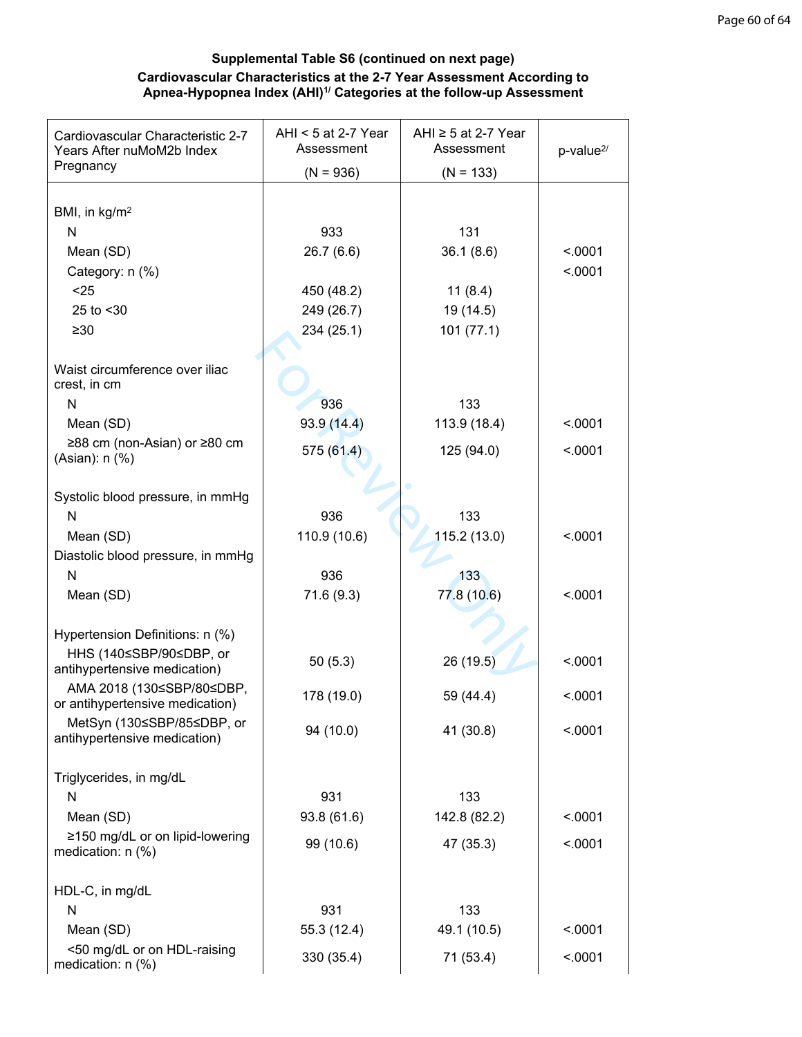**Supplemental Table S6 (continued on next page)**

**Cardiovascular Characteristics at the 2-7 Year Assessment According to Apnea-Hypopnea Index (AHI)[1/] Categories at the follow-up Assessment**

| Cardiovascular Characteristic 2-7 Years After nuMoM2b Index Pregnancy | AHI < 5 at 2-7 Year Assessment (N = 936) | AHI ≥ 5 at 2-7 Year Assessment (N = 133) | p-value[2/] |
|---|---|---|---|
| BMI, in kg/m$^2$ | | | |
| N | 933 | 131 | |
| Mean (SD) | 26.7 (6.6) | 36.1 (8.6) | <.0001 |
| Category: n (%) | | | <.0001 |
| <25 | 450 (48.2) | 11 (8.4) | |
| 25 to <30 | 249 (26.7) | 19 (14.5) | |
| ≥30 | 234 (25.1) | 101 (77.1) | |
| Waist circumference over iliac crest, in cm | | | |
| N | 936 | 133 | |
| Mean (SD) | 93.9 (14.4) | 113.9 (18.4) | <.0001 |
| ≥88 cm (non-Asian) or ≥80 cm (Asian): n (%) | 575 (61.4) | 125 (94.0) | <.0001 |
| Systolic blood pressure, in mmHg | | | |
| N | 936 | 133 | |
| Mean (SD) | 110.9 (10.6) | 115.2 (13.0) | <.0001 |
| Diastolic blood pressure, in mmHg | | | |
| N | 936 | 133 | |
| Mean (SD) | 71.6 (9.3) | 77.8 (10.6) | <.0001 |
| Hypertension Definitions: n (%) | | | |
| HHS (140≤SBP/90≤DBP, or antihypertensive medication) | 50 (5.3) | 26 (19.5) | <.0001 |
| AMA 2018 (130≤SBP/80≤DBP, or antihypertensive medication) | 178 (19.0) | 59 (44.4) | <.0001 |
| MetSyn (130≤SBP/85≤DBP, or antihypertensive medication) | 94 (10.0) | 41 (30.8) | <.0001 |
| Triglycerides, in mg/dL | | | |
| N | 931 | 133 | |
| Mean (SD) | 93.8 (61.6) | 142.8 (82.2) | <.0001 |
| ≥150 mg/dL or on lipid-lowering medication: n (%) | 99 (10.6) | 47 (35.3) | <.0001 |
| HDL-C, in mg/dL | | | |
| N | 931 | 133 | |
| Mean (SD) | 55.3 (12.4) | 49.1 (10.5) | <.0001 |
| <50 mg/dL or on HDL-raising medication: n (%) | 330 (35.4) | 71 (53.4) | <.0001 |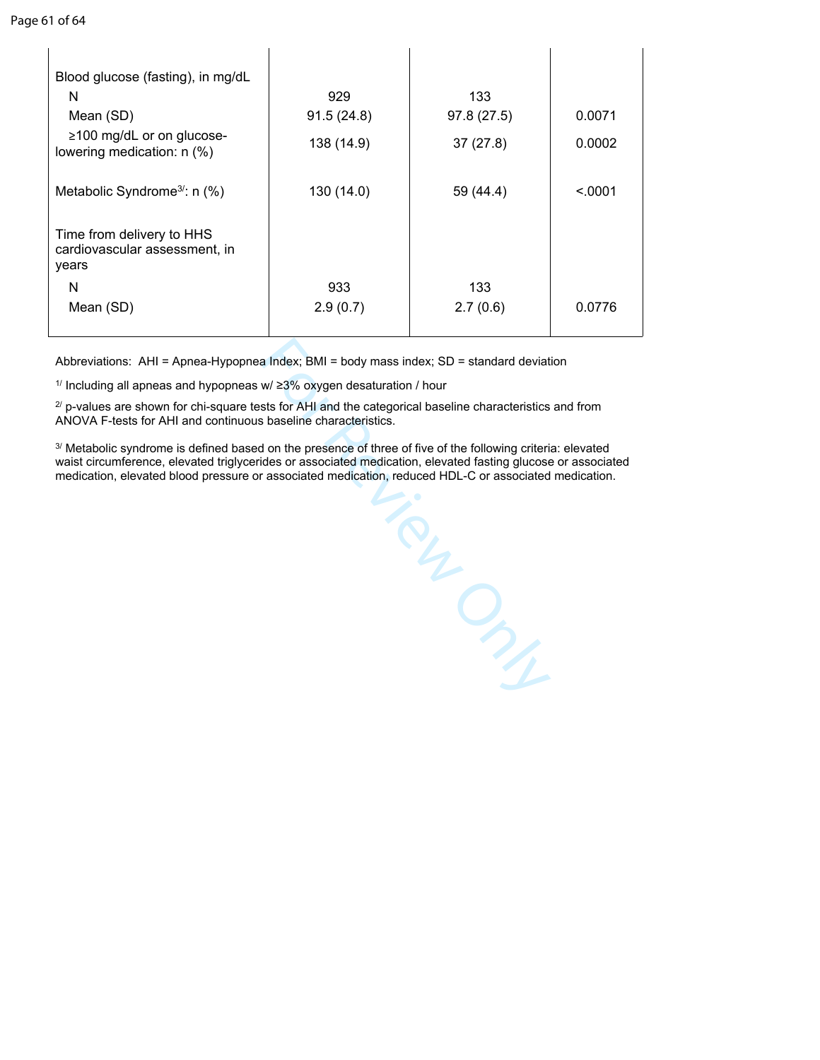| | | | |
|---|---|---|---|
| Blood glucose (fasting), in mg/dL | | | |
| N | 929 | 133 | |
| Mean (SD) | 91.5 (24.8) | 97.8 (27.5) | 0.0071 |
| ≥100 mg/dL or on glucose-lowering medication: n (%) | 138 (14.9) | 37 (27.8) | 0.0002 |
| Metabolic Syndrome[3/]: n (%) | 130 (14.0) | 59 (44.4) | <.0001 |
| Time from delivery to HHS cardiovascular assessment, in years | | | |
| N | 933 | 133 | |
| Mean (SD) | 2.9 (0.7) | 2.7 (0.6) | 0.0776 |

Abbreviations: AHI = Apnea-Hypopnea Index; BMI = body mass index; SD = standard deviation

[1/] Including all apneas and hypopneas w/ ≥3% oxygen desaturation / hour

[2/] p-values are shown for chi-square tests for AHI and the categorical baseline characteristics and from ANOVA F-tests for AHI and continuous baseline characteristics.

[3/] Metabolic syndrome is defined based on the presence of three of five of the following criteria: elevated waist circumference, elevated triglycerides or associated medication, elevated fasting glucose or associated medication, elevated blood pressure or associated medication, reduced HDL-C or associated medication.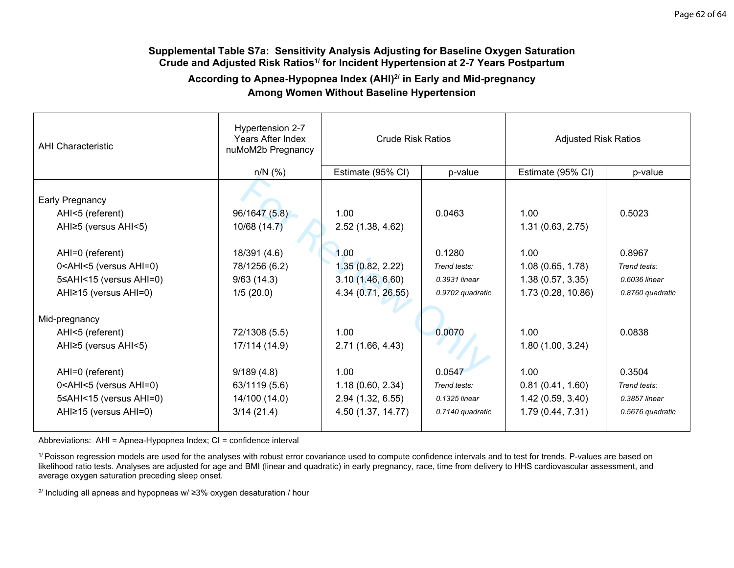**Supplemental Table S7a: Sensitivity Analysis Adjusting for Baseline Oxygen Saturation Crude and Adjusted Risk Ratios[1/] for Incident Hypertension at 2-7 Years Postpartum According to Apnea-Hypopnea Index (AHI)[2/] in Early and Mid-pregnancy Among Women Without Baseline Hypertension**

| AHI Characteristic | Hypertension 2-7 Years After Index nuMoM2b Pregnancy | Crude Risk Ratios | | Adjusted Risk Ratios | |
|---|---|---|---|---|---|
| | n/N (%) | Estimate (95% CI) | p-value | Estimate (95% CI) | p-value |
| Early Pregnancy | | | | | |
| AHI<5 (referent) | 96/1647 (5.8) | 1.00 | 0.0463 | 1.00 | 0.5023 |
| AHI≥5 (versus AHI<5) | 10/68 (14.7) | 2.52 (1.38, 4.62) | | 1.31 (0.63, 2.75) | |
| | | | | | |
| AHI=0 (referent) | 18/391 (4.6) | 1.00 | 0.1280 | 1.00 | 0.8967 |
| 0<AHI<5 (versus AHI=0) | 78/1256 (6.2) | 1.35 (0.82, 2.22) | *Trend tests:* | 1.08 (0.65, 1.78) | *Trend tests:* |
| 5≤AHI<15 (versus AHI=0) | 9/63 (14.3) | 3.10 (1.46, 6.60) | *0.3931 linear* | 1.38 (0.57, 3.35) | *0.6036 linear* |
| AHI≥15 (versus AHI=0) | 1/5 (20.0) | 4.34 (0.71, 26.55) | *0.9702 quadratic* | 1.73 (0.28, 10.86) | *0.8760 quadratic* |
| Mid-pregnancy | | | | | |
| AHI<5 (referent) | 72/1308 (5.5) | 1.00 | 0.0070 | 1.00 | 0.0838 |
| AHI≥5 (versus AHI<5) | 17/114 (14.9) | 2.71 (1.66, 4.43) | | 1.80 (1.00, 3.24) | |
| | | | | | |
| AHI=0 (referent) | 9/189 (4.8) | 1.00 | 0.0547 | 1.00 | 0.3504 |
| 0<AHI<5 (versus AHI=0) | 63/1119 (5.6) | 1.18 (0.60, 2.34) | *Trend tests:* | 0.81 (0.41, 1.60) | *Trend tests:* |
| 5≤AHI<15 (versus AHI=0) | 14/100 (14.0) | 2.94 (1.32, 6.55) | *0.1325 linear* | 1.42 (0.59, 3.40) | *0.3857 linear* |
| AHI≥15 (versus AHI=0) | 3/14 (21.4) | 4.50 (1.37, 14.77) | *0.7140 quadratic* | 1.79 (0.44, 7.31) | *0.5676 quadratic* |

Abbreviations: AHI = Apnea-Hypopnea Index; CI = confidence interval

[1/] Poisson regression models are used for the analyses with robust error covariance used to compute confidence intervals and to test for trends. P-values are based on likelihood ratio tests. Analyses are adjusted for age and BMI (linear and quadratic) in early pregnancy, race, time from delivery to HHS cardiovascular assessment, and average oxygen saturation preceding sleep onset.

[2/] Including all apneas and hypopneas w/ ≥3% oxygen desaturation / hour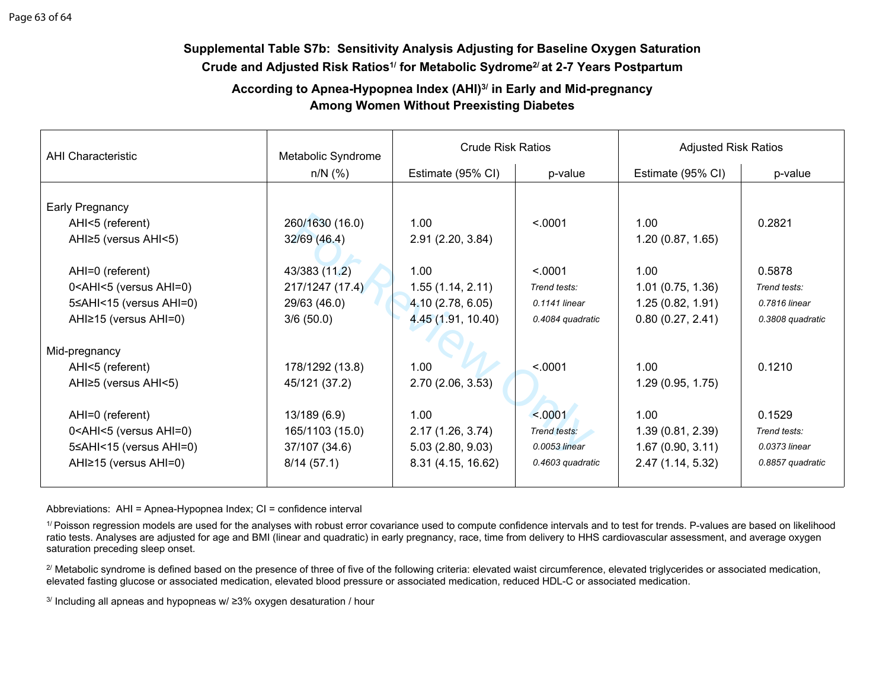**Supplemental Table S7b: Sensitivity Analysis Adjusting for Baseline Oxygen Saturation Crude and Adjusted Risk Ratios[1/] for Metabolic Sydrome[2/] at 2-7 Years Postpartum**

**According to Apnea-Hypopnea Index (AHI)[3/] in Early and Mid-pregnancy Among Women Without Preexisting Diabetes**

| AHI Characteristic | Metabolic Syndrome | Crude Risk Ratios | | Adjusted Risk Ratios | |
|---|---|---|---|---|---|
| | n/N (%) | Estimate (95% CI) | p-value | Estimate (95% CI) | p-value |
| Early Pregnancy | | | | | |
| AHI<5 (referent) | 260/1630 (16.0) | 1.00 | <.0001 | 1.00 | 0.2821 |
| AHI≥5 (versus AHI<5) | 32/69 (46.4) | 2.91 (2.20, 3.84) | | 1.20 (0.87, 1.65) | |
| AHI=0 (referent) | 43/383 (11.2) | 1.00 | <.0001 | 1.00 | 0.5878 |
| 0<AHI<5 (versus AHI=0) | 217/1247 (17.4) | 1.55 (1.14, 2.11) | *Trend tests:* | 1.01 (0.75, 1.36) | *Trend tests:* |
| 5≤AHI<15 (versus AHI=0) | 29/63 (46.0) | 4.10 (2.78, 6.05) | *0.1141 linear* | 1.25 (0.82, 1.91) | *0.7816 linear* |
| AHI≥15 (versus AHI=0) | 3/6 (50.0) | 4.45 (1.91, 10.40) | *0.4084 quadratic* | 0.80 (0.27, 2.41) | *0.3808 quadratic* |
| Mid-pregnancy | | | | | |
| AHI<5 (referent) | 178/1292 (13.8) | 1.00 | <.0001 | 1.00 | 0.1210 |
| AHI≥5 (versus AHI<5) | 45/121 (37.2) | 2.70 (2.06, 3.53) | | 1.29 (0.95, 1.75) | |
| AHI=0 (referent) | 13/189 (6.9) | 1.00 | <.0001 | 1.00 | 0.1529 |
| 0<AHI<5 (versus AHI=0) | 165/1103 (15.0) | 2.17 (1.26, 3.74) | *Trend tests:* | 1.39 (0.81, 2.39) | *Trend tests:* |
| 5≤AHI<15 (versus AHI=0) | 37/107 (34.6) | 5.03 (2.80, 9.03) | *0.0053 linear* | 1.67 (0.90, 3.11) | *0.0373 linear* |
| AHI≥15 (versus AHI=0) | 8/14 (57.1) | 8.31 (4.15, 16.62) | *0.4603 quadratic* | 2.47 (1.14, 5.32) | *0.8857 quadratic* |

Abbreviations: AHI = Apnea-Hypopnea Index; CI = confidence interval

[1/] Poisson regression models are used for the analyses with robust error covariance used to compute confidence intervals and to test for trends. P-values are based on likelihood ratio tests. Analyses are adjusted for age and BMI (linear and quadratic) in early pregnancy, race, time from delivery to HHS cardiovascular assessment, and average oxygen saturation preceding sleep onset.

[2/] Metabolic syndrome is defined based on the presence of three of five of the following criteria: elevated waist circumference, elevated triglycerides or associated medication, elevated fasting glucose or associated medication, elevated blood pressure or associated medication, reduced HDL-C or associated medication.

[3/] Including all apneas and hypopneas w/ ≥3% oxygen desaturation / hour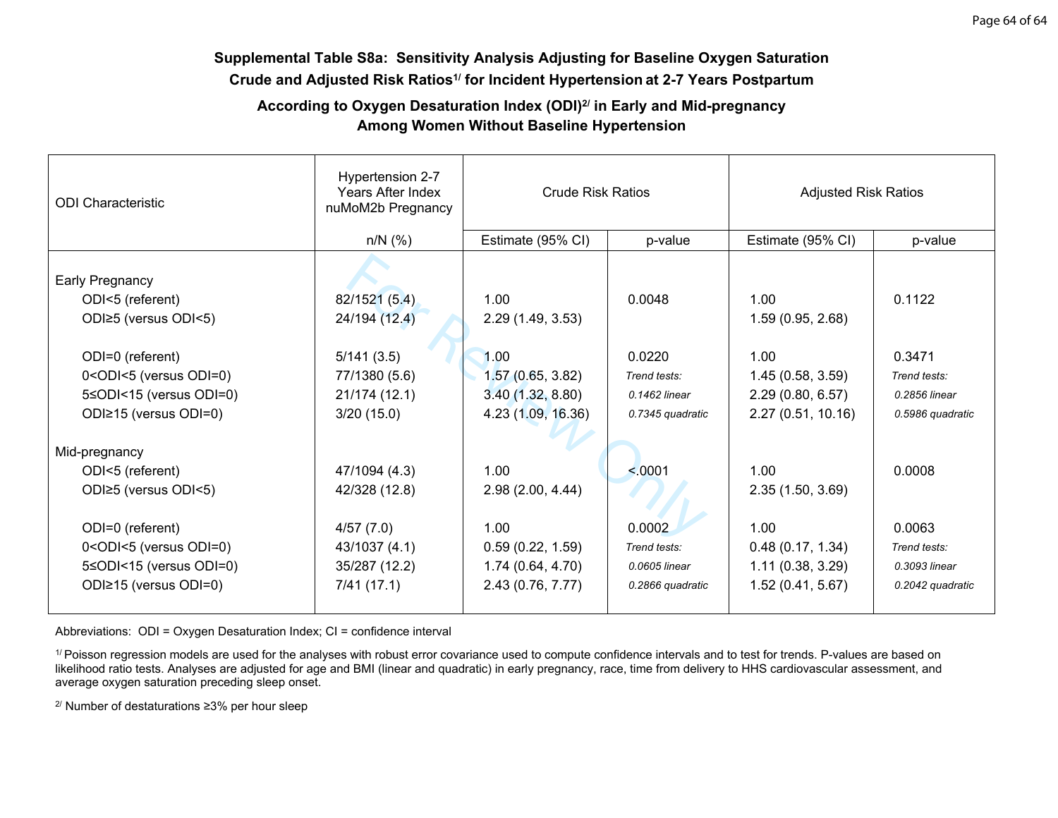**Supplemental Table S8a: Sensitivity Analysis Adjusting for Baseline Oxygen Saturation Crude and Adjusted Risk Ratios[1/] for Incident Hypertension at 2-7 Years Postpartum According to Oxygen Desaturation Index (ODI)[2/] in Early and Mid-pregnancy Among Women Without Baseline Hypertension**

| ODI Characteristic | Hypertension 2-7 Years After Index nuMoM2b Pregnancy | Crude Risk Ratios | | Adjusted Risk Ratios | |
|---|---|---|---|---|---|
| | n/N (%) | Estimate (95% CI) | p-value | Estimate (95% CI) | p-value |
| **Early Pregnancy** | | | | | |
| ODI<5 (referent) | 82/1521 (5.4) | 1.00 | 0.0048 | 1.00 | 0.1122 |
| ODI≥5 (versus ODI<5) | 24/194 (12.4) | 2.29 (1.49, 3.53) | | 1.59 (0.95, 2.68) | |
| ODI=0 (referent) | 5/141 (3.5) | 1.00 | 0.0220 | 1.00 | 0.3471 |
| 0<ODI<5 (versus ODI=0) | 77/1380 (5.6) | 1.57 (0.65, 3.82) | *Trend tests:* | 1.45 (0.58, 3.59) | *Trend tests:* |
| 5≤ODI<15 (versus ODI=0) | 21/174 (12.1) | 3.40 (1.32, 8.80) | *0.1462 linear* | 2.29 (0.80, 6.57) | *0.2856 linear* |
| ODI≥15 (versus ODI=0) | 3/20 (15.0) | 4.23 (1.09, 16.36) | *0.7345 quadratic* | 2.27 (0.51, 10.16) | *0.5986 quadratic* |
| **Mid-pregnancy** | | | | | |
| ODI<5 (referent) | 47/1094 (4.3) | 1.00 | <.0001 | 1.00 | 0.0008 |
| ODI≥5 (versus ODI<5) | 42/328 (12.8) | 2.98 (2.00, 4.44) | | 2.35 (1.50, 3.69) | |
| ODI=0 (referent) | 4/57 (7.0) | 1.00 | 0.0002 | 1.00 | 0.0063 |
| 0<ODI<5 (versus ODI=0) | 43/1037 (4.1) | 0.59 (0.22, 1.59) | *Trend tests:* | 0.48 (0.17, 1.34) | *Trend tests:* |
| 5≤ODI<15 (versus ODI=0) | 35/287 (12.2) | 1.74 (0.64, 4.70) | *0.0605 linear* | 1.11 (0.38, 3.29) | *0.3093 linear* |
| ODI≥15 (versus ODI=0) | 7/41 (17.1) | 2.43 (0.76, 7.77) | *0.2866 quadratic* | 1.52 (0.41, 5.67) | *0.2042 quadratic* |

Abbreviations: ODI = Oxygen Desaturation Index; CI = confidence interval

[1/] Poisson regression models are used for the analyses with robust error covariance used to compute confidence intervals and to test for trends. P-values are based on likelihood ratio tests. Analyses are adjusted for age and BMI (linear and quadratic) in early pregnancy, race, time from delivery to HHS cardiovascular assessment, and average oxygen saturation preceding sleep onset.

[2/] Number of destaturations ≥3% per hour sleep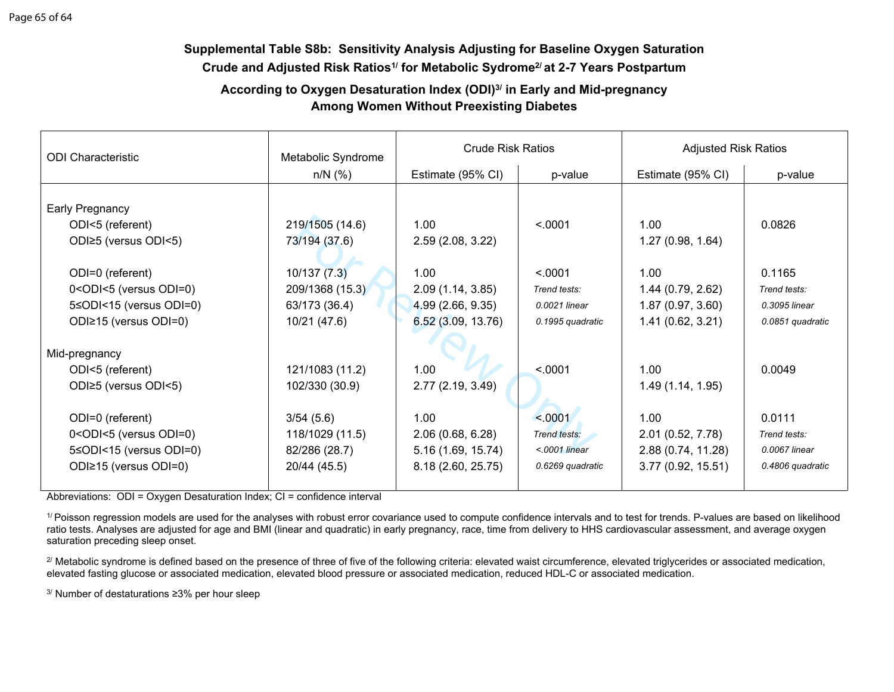## Supplemental Table S8b: Sensitivity Analysis Adjusting for Baseline Oxygen Saturation Crude and Adjusted Risk Ratios[1/] for Metabolic Sydrome[2/] at 2-7 Years Postpartum

## According to Oxygen Desaturation Index (ODI)[3/] in Early and Mid-pregnancy Among Women Without Preexisting Diabetes

| ODI Characteristic | Metabolic Syndrome | Crude Risk Ratios | | Adjusted Risk Ratios | |
|---|---|---|---|---|---|
| | n/N (%) | Estimate (95% CI) | p-value | Estimate (95% CI) | p-value |
| Early Pregnancy | | | | | |
| ODI<5 (referent) | 219/1505 (14.6) | 1.00 | <.0001 | 1.00 | 0.0826 |
| ODI≥5 (versus ODI<5) | 73/194 (37.6) | 2.59 (2.08, 3.22) | | 1.27 (0.98, 1.64) | |
| ODI=0 (referent) | 10/137 (7.3) | 1.00 | <.0001 | 1.00 | 0.1165 |
| 0<ODI<5 (versus ODI=0) | 209/1368 (15.3) | 2.09 (1.14, 3.85) | *Trend tests:* | 1.44 (0.79, 2.62) | *Trend tests:* |
| 5≤ODI<15 (versus ODI=0) | 63/173 (36.4) | 4.99 (2.66, 9.35) | *0.0021 linear* | 1.87 (0.97, 3.60) | *0.3095 linear* |
| ODI≥15 (versus ODI=0) | 10/21 (47.6) | 6.52 (3.09, 13.76) | *0.1995 quadratic* | 1.41 (0.62, 3.21) | *0.0851 quadratic* |
| Mid-pregnancy | | | | | |
| ODI<5 (referent) | 121/1083 (11.2) | 1.00 | <.0001 | 1.00 | 0.0049 |
| ODI≥5 (versus ODI<5) | 102/330 (30.9) | 2.77 (2.19, 3.49) | | 1.49 (1.14, 1.95) | |
| ODI=0 (referent) | 3/54 (5.6) | 1.00 | <.0001 | 1.00 | 0.0111 |
| 0<ODI<5 (versus ODI=0) | 118/1029 (11.5) | 2.06 (0.68, 6.28) | *Trend tests:* | 2.01 (0.52, 7.78) | *Trend tests:* |
| 5≤ODI<15 (versus ODI=0) | 82/286 (28.7) | 5.16 (1.69, 15.74) | *<.0001 linear* | 2.88 (0.74, 11.28) | *0.0067 linear* |
| ODI≥15 (versus ODI=0) | 20/44 (45.5) | 8.18 (2.60, 25.75) | *0.6269 quadratic* | 3.77 (0.92, 15.51) | *0.4806 quadratic* |

Abbreviations: ODI = Oxygen Desaturation Index; CI = confidence interval

[1/] Poisson regression models are used for the analyses with robust error covariance used to compute confidence intervals and to test for trends. P-values are based on likelihood ratio tests. Analyses are adjusted for age and BMI (linear and quadratic) in early pregnancy, race, time from delivery to HHS cardiovascular assessment, and average oxygen saturation preceding sleep onset.

[2/] Metabolic syndrome is defined based on the presence of three of five of the following criteria: elevated waist circumference, elevated triglycerides or associated medication, elevated fasting glucose or associated medication, elevated blood pressure or associated medication, reduced HDL-C or associated medication.

[3/] Number of destaturations ≥3% per hour sleep